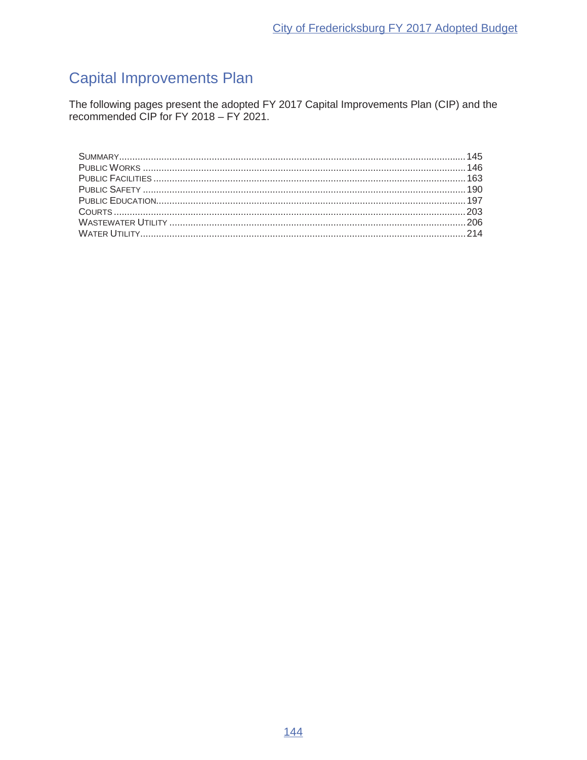# Capital Improvements Plan

The following pages present the adopted FY 2017 Capital Improvements Plan (CIP) and the recommended CIP for FY 2018 – FY 2021.

| Section | Page |
|---|---|
| Summary | 145 |
| Public Works | 146 |
| Public Facilities | 163 |
| Public Safety | 190 |
| Public Education | 197 |
| Courts | 203 |
| Wastewater Utility | 206 |
| Water Utility | 214 |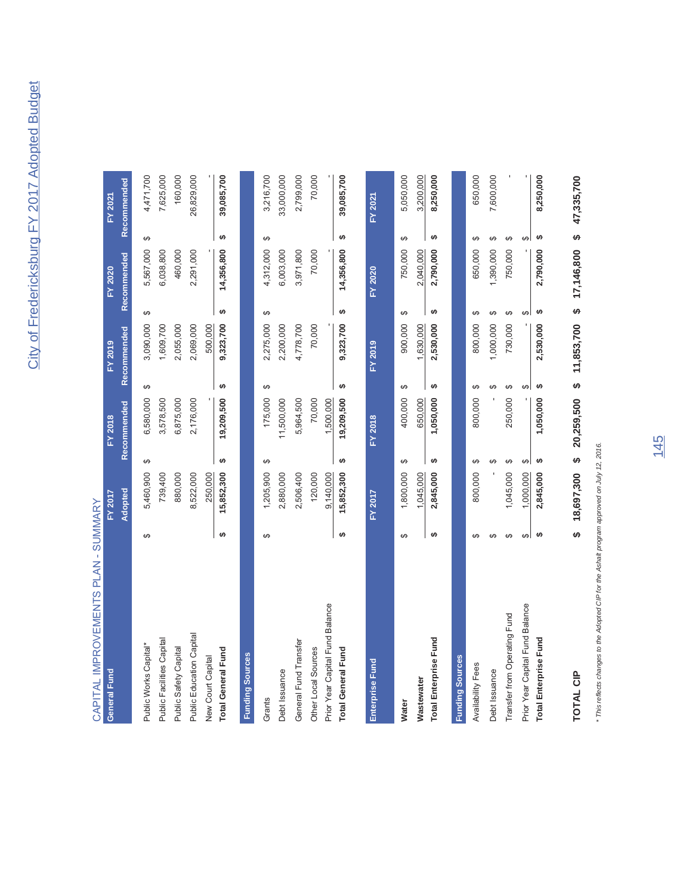# CAPITAL IMPROVEMENTS PLAN - SUMMARY

| General Fund | FY 2017 Adopted | FY 2018 Recommended | FY 2019 Recommended | FY 2020 Recommended | FY 2021 Recommended |
|---|---|---|---|---|---|
| Public Works Capital* | $ 5,460,900 | $ 6,580,000 | $ 3,090,000 | $ 5,567,000 | $ 4,471,700 |
| Public Facilities Capital | 739,400 | 3,578,500 | 1,609,700 | 6,038,800 | 7,625,000 |
| Public Safety Capital | 880,000 | 6,875,000 | 2,055,000 | 460,000 | 160,000 |
| Public Education Capital | 8,522,000 | 2,176,000 | 2,069,000 | 2,291,000 | 26,829,000 |
| New Court Capital | 250,000 | - | 500,000 | - | - |
| **Total General Fund** | **$ 15,852,300** | **$ 19,209,500** | **$ 9,323,700** | **$ 14,356,800** | **$ 39,085,700** |
| **Funding Sources** | | | | | |
| Grants | $ 1,205,900 | $ 175,000 | $ 2,275,000 | $ 4,312,000 | $ 3,216,700 |
| Debt Issuance | 2,880,000 | 11,500,000 | 2,200,000 | 6,003,000 | 33,000,000 |
| General Fund Transfer | 2,506,400 | 5,964,500 | 4,778,700 | 3,971,800 | 2,799,000 |
| Other Local Sources | 120,000 | 70,000 | 70,000 | 70,000 | 70,000 |
| Prior Year Capital Fund Balance | 9,140,000 | 1,500,000 | - | - | - |
| **Total General Fund** | **$ 15,852,300** | **$ 19,209,500** | **$ 9,323,700** | **$ 14,356,800** | **$ 39,085,700** |

| Enterprise Fund | FY 2017 | FY 2018 | FY 2019 | FY 2020 | FY 2021 |
|---|---|---|---|---|---|
| **Water** | $ 1,800,000 | $ 400,000 | $ 900,000 | $ 750,000 | $ 5,050,000 |
| **Wastewater** | 1,045,000 | 650,000 | 1,630,000 | 2,040,000 | 3,200,000 |
| **Total Enterprise Fund** | **$ 2,845,000** | **$ 1,050,000** | **$ 2,530,000** | **$ 2,790,000** | **$ 8,250,000** |
| **Funding Sources** | | | | | |
| Availability Fees | $ 800,000 | $ 800,000 | $ 800,000 | $ 650,000 | $ 650,000 |
| Debt Issuance | $ - | $ - | $ 1,000,000 | $ 1,390,000 | $ 7,600,000 |
| Transfer from Operating Fund | $ 1,045,000 | $ 250,000 | $ 730,000 | $ 750,000 | $ - |
| Prior Year Capital Fund Balance | $ 1,000,000 | $ - | $ - | $ - | $ - |
| **Total Enterprise Fund** | **$ 2,845,000** | **$ 1,050,000** | **$ 2,530,000** | **$ 2,790,000** | **$ 8,250,000** |
| | | | | | |
| **TOTAL CIP** | **$ 18,697,300** | **$ 20,259,500** | **$ 11,853,700** | **$ 17,146,800** | **$ 47,335,700** |

*\* This reflects changes to the Adopted CIP for the Ashalt program approved on July 12, 2016.*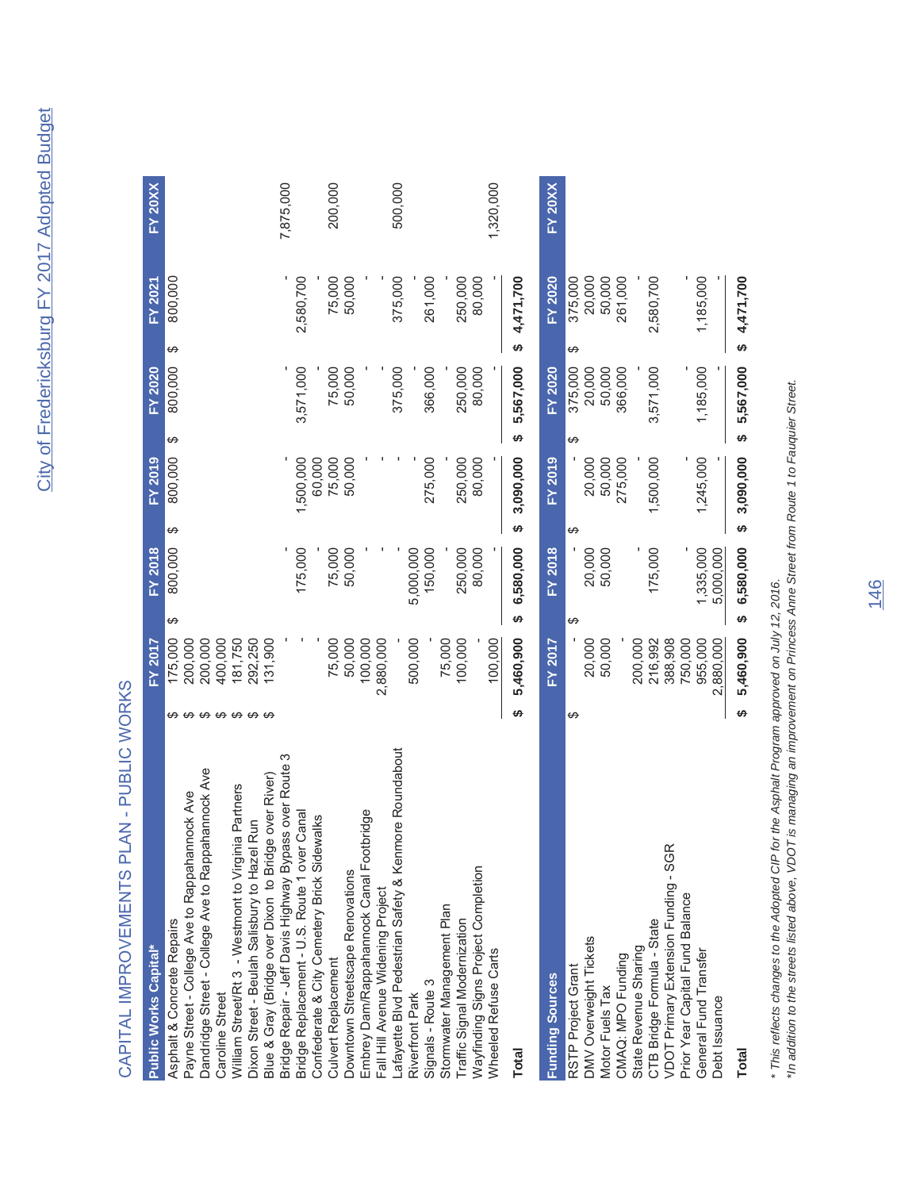# CAPITAL IMPROVEMENTS PLAN - PUBLIC WORKS

| Public Works Capital* | FY 2017 | FY 2018 | FY 2019 | FY 2020 | FY 2021 | FY 20XX |
|---|---|---|---|---|---|---|
| Asphalt & Concrete Repairs | $ 175,000 | $ 800,000 | $ 800,000 | $ 800,000 | $ 800,000 | |
| Payne Street - College Ave to Rappahannock Ave | $ 200,000 | | | | | |
| Dandridge Street - College Ave to Rappahannock Ave | $ 200,000 | | | | | |
| Caroline Street | $ 400,000 | | | | | |
| William Street/Rt 3 - Westmont to Virginia Partners | $ 181,750 | | | | | |
| Dixon Street - Beulah Salisbury to Hazel Run | $ 292,250 | | | | | |
| Blue & Gray (Bridge over Dixon to Bridge over River) | $ 131,900 | | | | | |
| Bridge Repair - Jeff Davis Highway Bypass over Route 3 | - | - | - | - | - | 7,875,000 |
| Bridge Replacement - U.S. Route 1 over Canal | | 175,000 | 1,500,000 | 3,571,000 | 2,580,700 | |
| Confederate & City Cemetery Brick Sidewalks | - | - | 60,000 | - | - | |
| Culvert Replacement | 75,000 | 75,000 | 75,000 | 75,000 | 75,000 | 200,000 |
| Downtown Streetscape Renovations | 50,000 | 50,000 | 50,000 | 50,000 | 50,000 | |
| Embrey Dam/Rappahannock Canal Footbridge | 100,000 | - | - | - | - | |
| Fall Hill Avenue Widening Project | 2,880,000 | - | - | - | - | |
| Lafayette Blvd Pedestrian Safety & Kenmore Roundabout | - | - | - | 375,000 | 375,000 | 500,000 |
| Riverfront Park | 500,000 | 5,000,000 | - | - | - | |
| Signals - Route 3 | - | 150,000 | 275,000 | 366,000 | 261,000 | |
| Stormwater Management Plan | 75,000 | - | - | - | - | |
| Traffic Signal Modernization | 100,000 | 250,000 | 250,000 | 250,000 | 250,000 | |
| Wayfinding Signs Project Completion | - | 80,000 | 80,000 | 80,000 | 80,000 | |
| Wheeled Refuse Carts | 100,000 | - | - | - | - | 1,320,000 |
| **Total** | **$ 5,460,900** | **$ 6,580,000** | **$ 3,090,000** | **$ 5,567,000** | **$ 4,471,700** | |

| Funding Sources | FY 2017 | FY 2018 | FY 2019 | FY 2020 | FY 2020 | FY 20XX |
|---|---|---|---|---|---|---|
| RSTP Project Grant | $ - | $ - | $ - | $ 375,000 | $ 375,000 | |
| DMV Overweight Tickets | 20,000 | 20,000 | 20,000 | 20,000 | 20,000 | |
| Motor Fuels Tax | 50,000 | 50,000 | 50,000 | 50,000 | 50,000 | |
| CMAQ: MPO Funding | - | | 275,000 | 366,000 | 261,000 | |
| State Revenue Sharing | 200,000 | - | - | - | - | |
| CTB Bridge Formula - State | 216,992 | 175,000 | 1,500,000 | 3,571,000 | 2,580,700 | |
| VDOT Primary Extension Funding - SGR | 388,908 | | | | | |
| Prior Year Capital Fund Balance | 750,000 | - | - | - | - | |
| General Fund Transfer | 955,000 | 1,335,000 | 1,245,000 | 1,185,000 | 1,185,000 | |
| Debt Issuance | 2,880,000 | 5,000,000 | - | - | - | |
| **Total** | **$ 5,460,900** | **$ 6,580,000** | **$ 3,090,000** | **$ 5,567,000** | **$ 4,471,700** | |

*\* This reflects changes to the Adopted CIP for the Asphalt Program approved on July 12, 2016.*

*\*In addition to the streets listed above, VDOT is managing an improvement on Princess Anne Street from Route 1 to Fauquier Street.*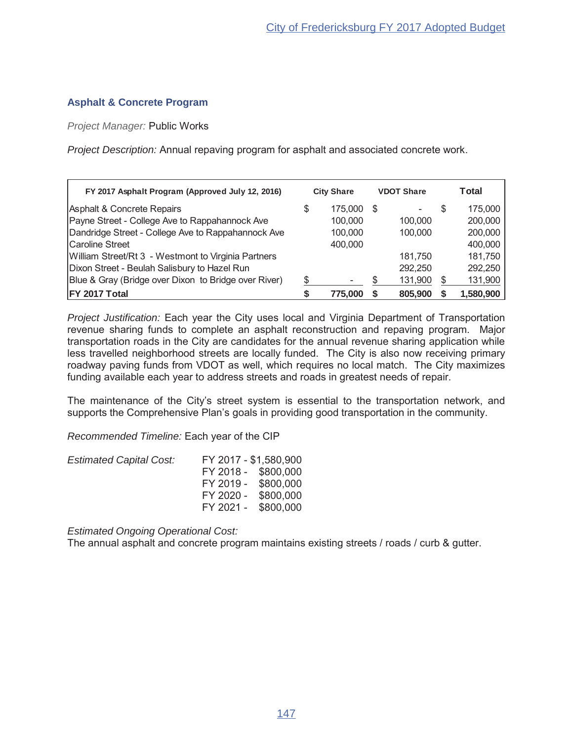## Asphalt & Concrete Program

*Project Manager:* Public Works

*Project Description:* Annual repaving program for asphalt and associated concrete work.

| FY 2017 Asphalt Program (Approved July 12, 2016) | City Share | VDOT Share | Total |
|---|---|---|---|
| Asphalt & Concrete Repairs | $ 175,000 | $ - | $ 175,000 |
| Payne Street - College Ave to Rappahannock Ave | 100,000 | 100,000 | 200,000 |
| Dandridge Street - College Ave to Rappahannock Ave | 100,000 | 100,000 | 200,000 |
| Caroline Street | 400,000 | | 400,000 |
| William Street/Rt 3 - Westmont to Virginia Partners | | 181,750 | 181,750 |
| Dixon Street - Beulah Salisbury to Hazel Run | | 292,250 | 292,250 |
| Blue & Gray (Bridge over Dixon to Bridge over River) | $ - | $ 131,900 | $ 131,900 |
| **FY 2017 Total** | **$ 775,000** | **$ 805,900** | **$ 1,580,900** |

*Project Justification:* Each year the City uses local and Virginia Department of Transportation revenue sharing funds to complete an asphalt reconstruction and repaving program. Major transportation roads in the City are candidates for the annual revenue sharing application while less travelled neighborhood streets are locally funded. The City is also now receiving primary roadway paving funds from VDOT as well, which requires no local match. The City maximizes funding available each year to address streets and roads in greatest needs of repair.

The maintenance of the City's street system is essential to the transportation network, and supports the Comprehensive Plan's goals in providing good transportation in the community.

*Recommended Timeline:* Each year of the CIP

*Estimated Capital Cost:*

FY 2017 - $1,580,900
FY 2018 - $800,000
FY 2019 - $800,000
FY 2020 - $800,000
FY 2021 - $800,000

*Estimated Ongoing Operational Cost:*
The annual asphalt and concrete program maintains existing streets / roads / curb & gutter.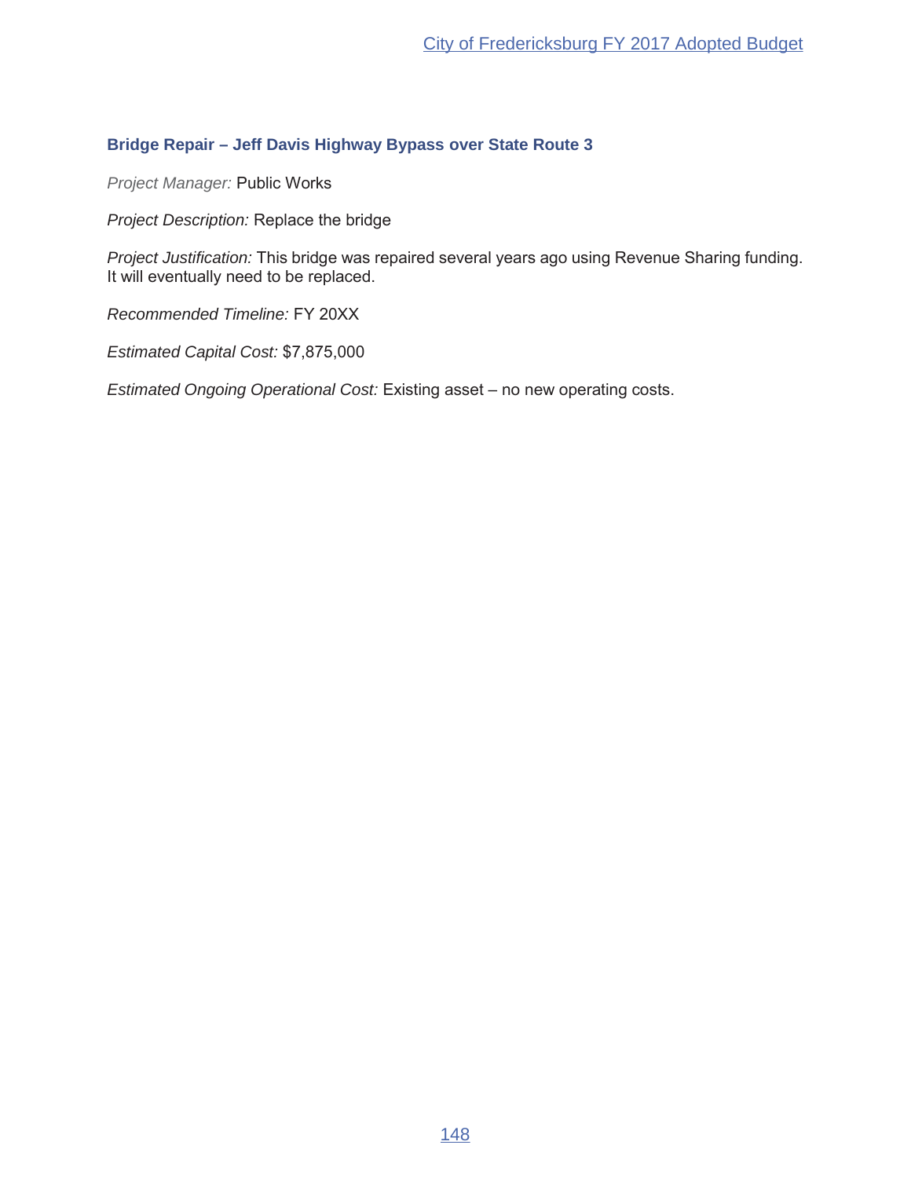### Bridge Repair – Jeff Davis Highway Bypass over State Route 3

*Project Manager:* Public Works

*Project Description:* Replace the bridge

*Project Justification:* This bridge was repaired several years ago using Revenue Sharing funding. It will eventually need to be replaced.

*Recommended Timeline:* FY 20XX

*Estimated Capital Cost:* $7,875,000

*Estimated Ongoing Operational Cost:* Existing asset – no new operating costs.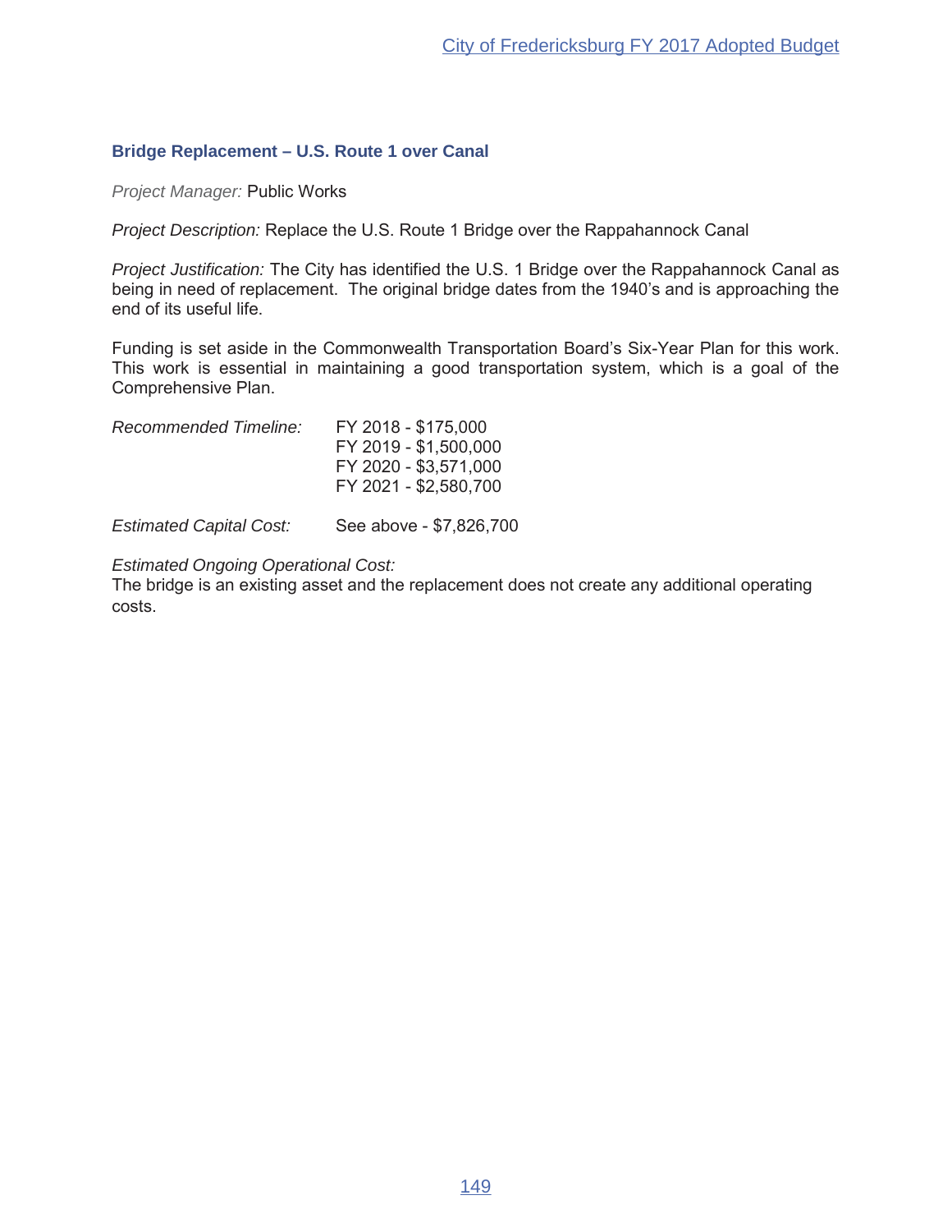### Bridge Replacement – U.S. Route 1 over Canal

*Project Manager:* Public Works

*Project Description:* Replace the U.S. Route 1 Bridge over the Rappahannock Canal

*Project Justification:* The City has identified the U.S. 1 Bridge over the Rappahannock Canal as being in need of replacement. The original bridge dates from the 1940's and is approaching the end of its useful life.

Funding is set aside in the Commonwealth Transportation Board's Six-Year Plan for this work. This work is essential in maintaining a good transportation system, which is a goal of the Comprehensive Plan.

*Recommended Timeline:*

FY 2018 - $175,000
FY 2019 - $1,500,000
FY 2020 - $3,571,000
FY 2021 - $2,580,700

*Estimated Capital Cost:* See above - $7,826,700

*Estimated Ongoing Operational Cost:*
The bridge is an existing asset and the replacement does not create any additional operating costs.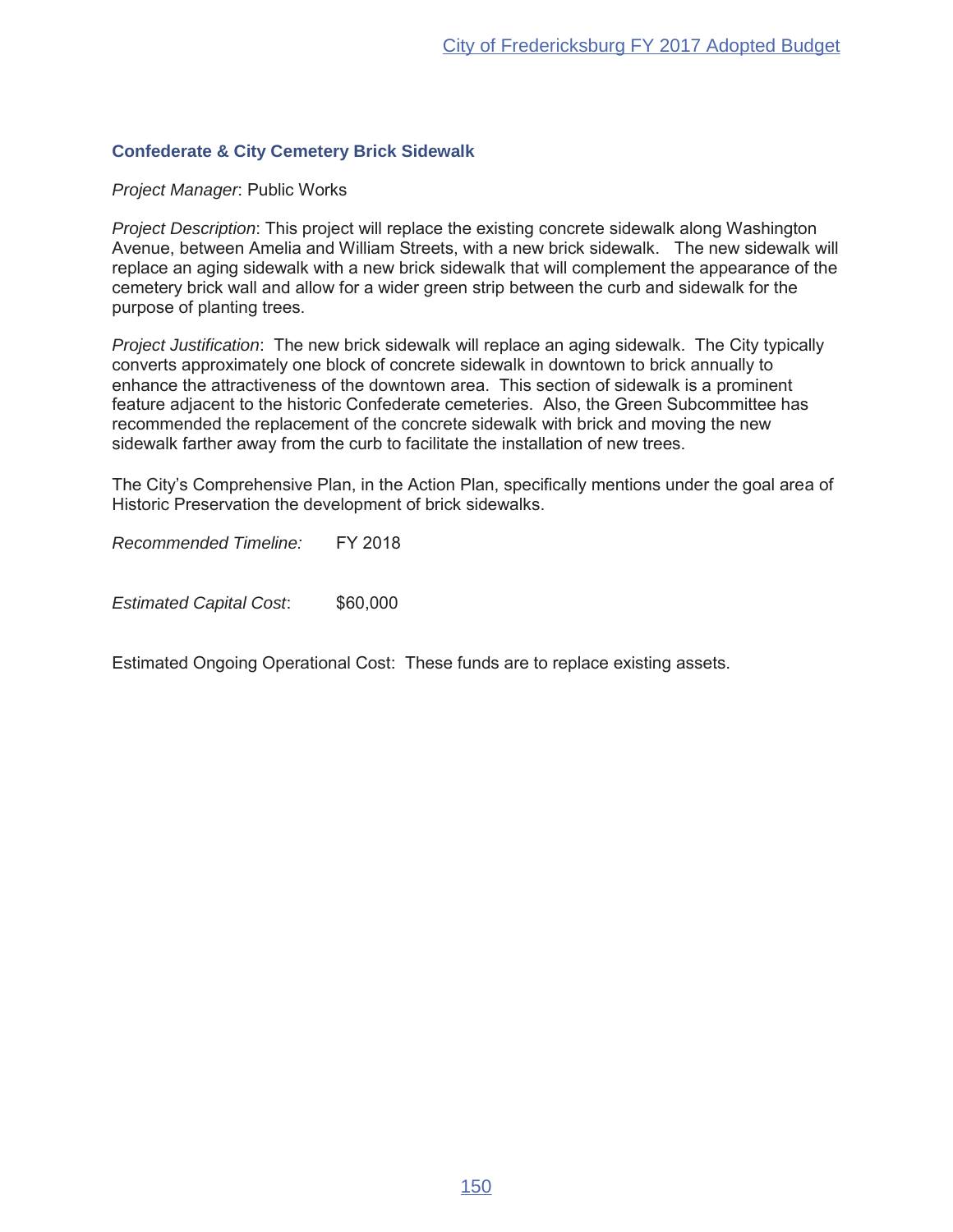### Confederate & City Cemetery Brick Sidewalk

*Project Manager*: Public Works

*Project Description*: This project will replace the existing concrete sidewalk along Washington Avenue, between Amelia and William Streets, with a new brick sidewalk. The new sidewalk will replace an aging sidewalk with a new brick sidewalk that will complement the appearance of the cemetery brick wall and allow for a wider green strip between the curb and sidewalk for the purpose of planting trees.

*Project Justification*: The new brick sidewalk will replace an aging sidewalk. The City typically converts approximately one block of concrete sidewalk in downtown to brick annually to enhance the attractiveness of the downtown area. This section of sidewalk is a prominent feature adjacent to the historic Confederate cemeteries. Also, the Green Subcommittee has recommended the replacement of the concrete sidewalk with brick and moving the new sidewalk farther away from the curb to facilitate the installation of new trees.

The City's Comprehensive Plan, in the Action Plan, specifically mentions under the goal area of Historic Preservation the development of brick sidewalks.

*Recommended Timeline:* FY 2018

*Estimated Capital Cost*: $60,000

Estimated Ongoing Operational Cost: These funds are to replace existing assets.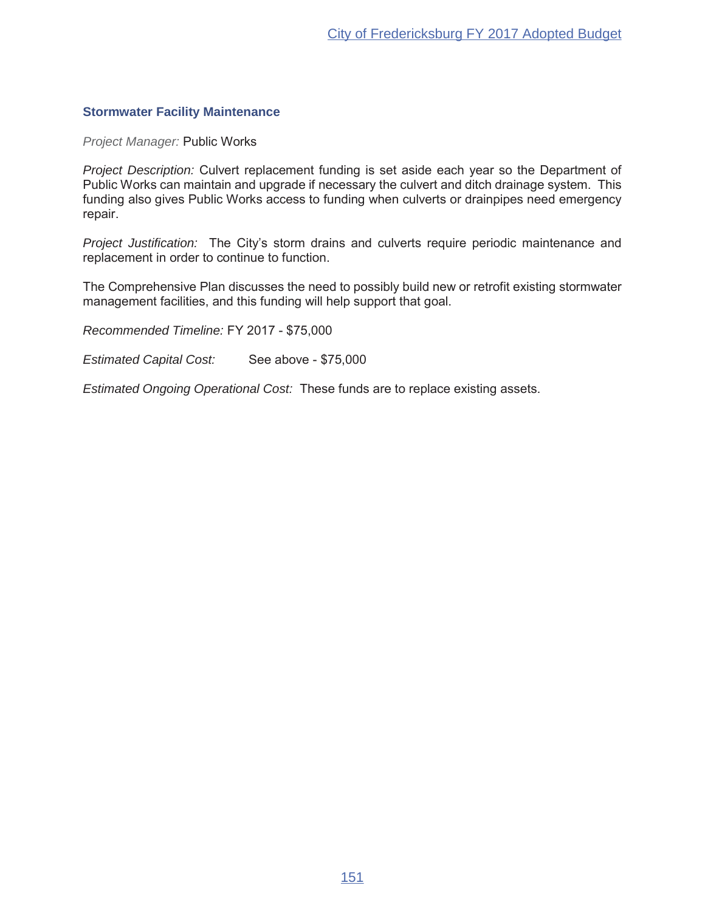### Stormwater Facility Maintenance

*Project Manager:* Public Works

*Project Description:* Culvert replacement funding is set aside each year so the Department of Public Works can maintain and upgrade if necessary the culvert and ditch drainage system. This funding also gives Public Works access to funding when culverts or drainpipes need emergency repair.

*Project Justification:* The City's storm drains and culverts require periodic maintenance and replacement in order to continue to function.

The Comprehensive Plan discusses the need to possibly build new or retrofit existing stormwater management facilities, and this funding will help support that goal.

*Recommended Timeline:* FY 2017 - $75,000

*Estimated Capital Cost:* See above - $75,000

*Estimated Ongoing Operational Cost:* These funds are to replace existing assets.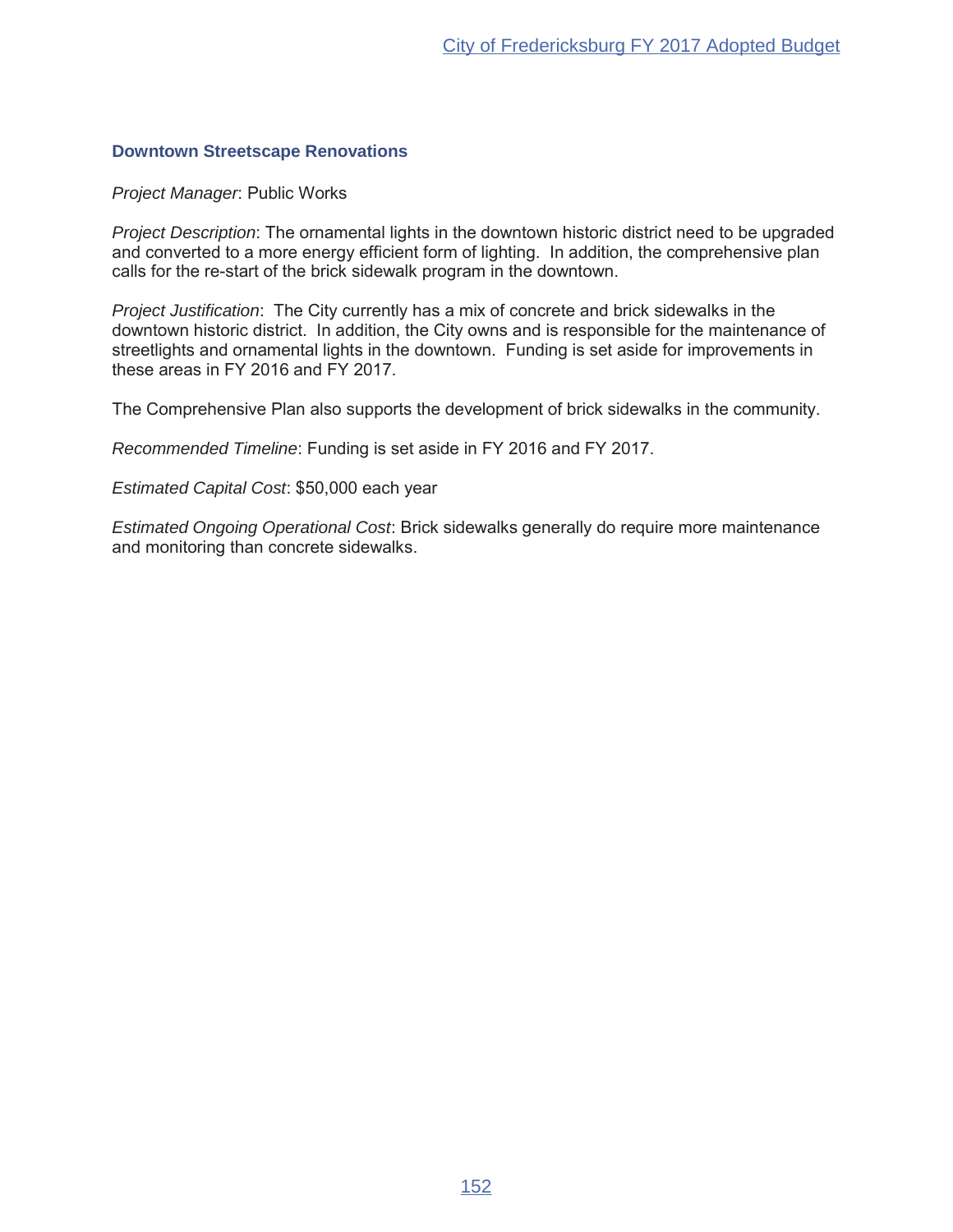### Downtown Streetscape Renovations

*Project Manager*: Public Works

*Project Description*: The ornamental lights in the downtown historic district need to be upgraded and converted to a more energy efficient form of lighting. In addition, the comprehensive plan calls for the re-start of the brick sidewalk program in the downtown.

*Project Justification*: The City currently has a mix of concrete and brick sidewalks in the downtown historic district. In addition, the City owns and is responsible for the maintenance of streetlights and ornamental lights in the downtown. Funding is set aside for improvements in these areas in FY 2016 and FY 2017.

The Comprehensive Plan also supports the development of brick sidewalks in the community.

*Recommended Timeline*: Funding is set aside in FY 2016 and FY 2017.

*Estimated Capital Cost*: $50,000 each year

*Estimated Ongoing Operational Cost*: Brick sidewalks generally do require more maintenance and monitoring than concrete sidewalks.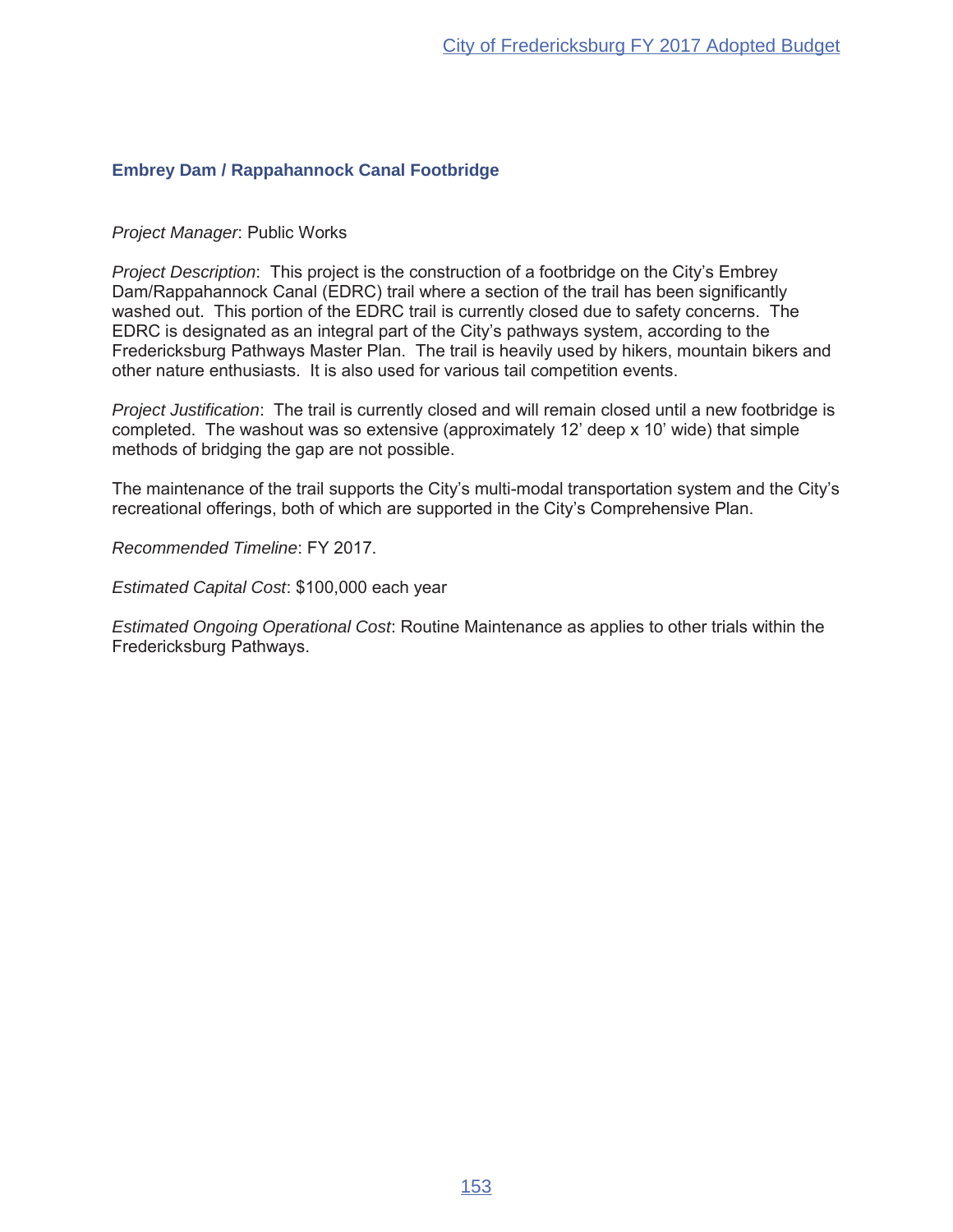## Embrey Dam / Rappahannock Canal Footbridge

*Project Manager*: Public Works

*Project Description*: This project is the construction of a footbridge on the City's Embrey Dam/Rappahannock Canal (EDRC) trail where a section of the trail has been significantly washed out. This portion of the EDRC trail is currently closed due to safety concerns. The EDRC is designated as an integral part of the City's pathways system, according to the Fredericksburg Pathways Master Plan. The trail is heavily used by hikers, mountain bikers and other nature enthusiasts. It is also used for various tail competition events.

*Project Justification*: The trail is currently closed and will remain closed until a new footbridge is completed. The washout was so extensive (approximately 12' deep x 10' wide) that simple methods of bridging the gap are not possible.

The maintenance of the trail supports the City's multi-modal transportation system and the City's recreational offerings, both of which are supported in the City's Comprehensive Plan.

*Recommended Timeline*: FY 2017.

*Estimated Capital Cost*: $100,000 each year

*Estimated Ongoing Operational Cost*: Routine Maintenance as applies to other trials within the Fredericksburg Pathways.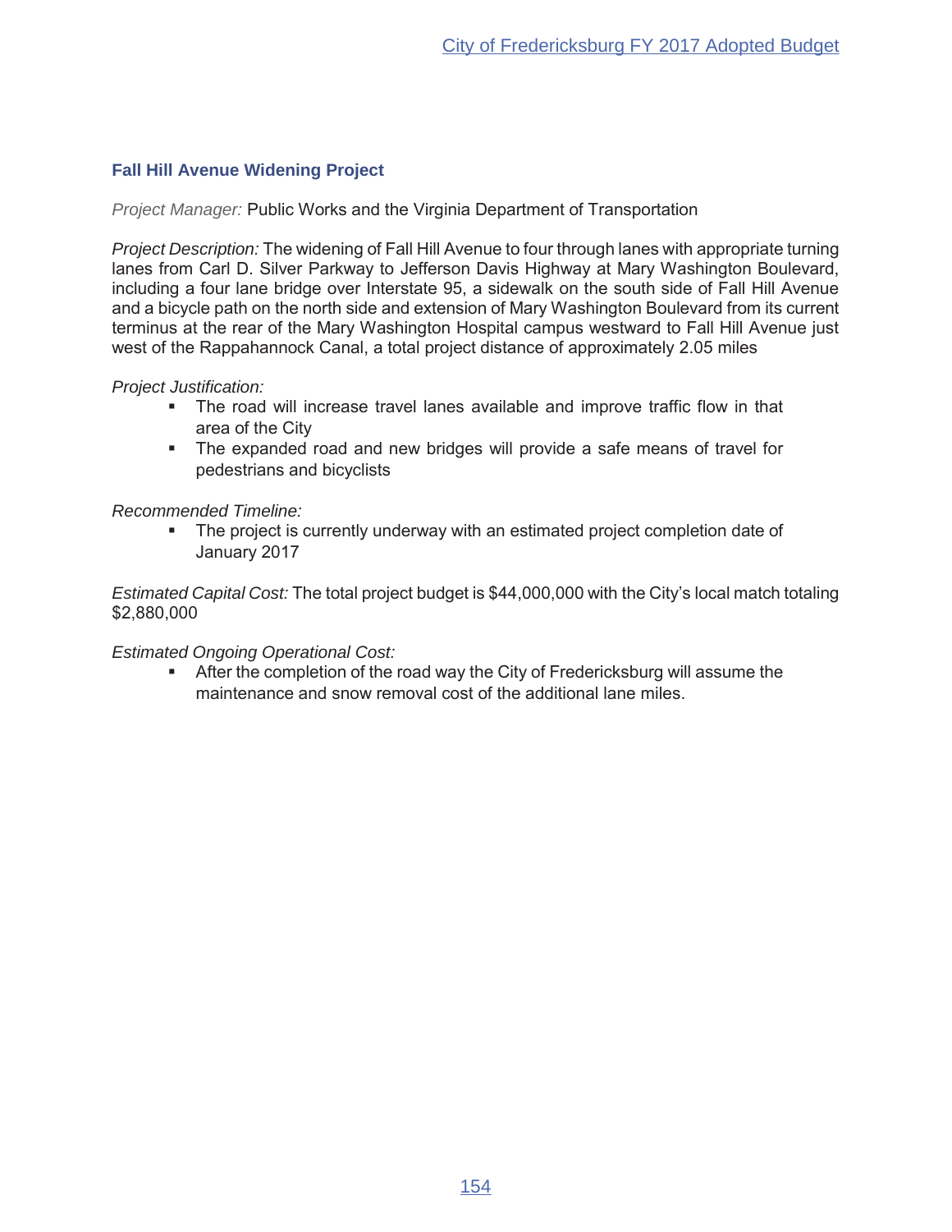## Fall Hill Avenue Widening Project

*Project Manager:* Public Works and the Virginia Department of Transportation

*Project Description:* The widening of Fall Hill Avenue to four through lanes with appropriate turning lanes from Carl D. Silver Parkway to Jefferson Davis Highway at Mary Washington Boulevard, including a four lane bridge over Interstate 95, a sidewalk on the south side of Fall Hill Avenue and a bicycle path on the north side and extension of Mary Washington Boulevard from its current terminus at the rear of the Mary Washington Hospital campus westward to Fall Hill Avenue just west of the Rappahannock Canal, a total project distance of approximately 2.05 miles

*Project Justification:*

- The road will increase travel lanes available and improve traffic flow in that area of the City
- The expanded road and new bridges will provide a safe means of travel for pedestrians and bicyclists

*Recommended Timeline:*

- The project is currently underway with an estimated project completion date of January 2017

*Estimated Capital Cost:* The total project budget is $44,000,000 with the City's local match totaling $2,880,000

*Estimated Ongoing Operational Cost:*

- After the completion of the road way the City of Fredericksburg will assume the maintenance and snow removal cost of the additional lane miles.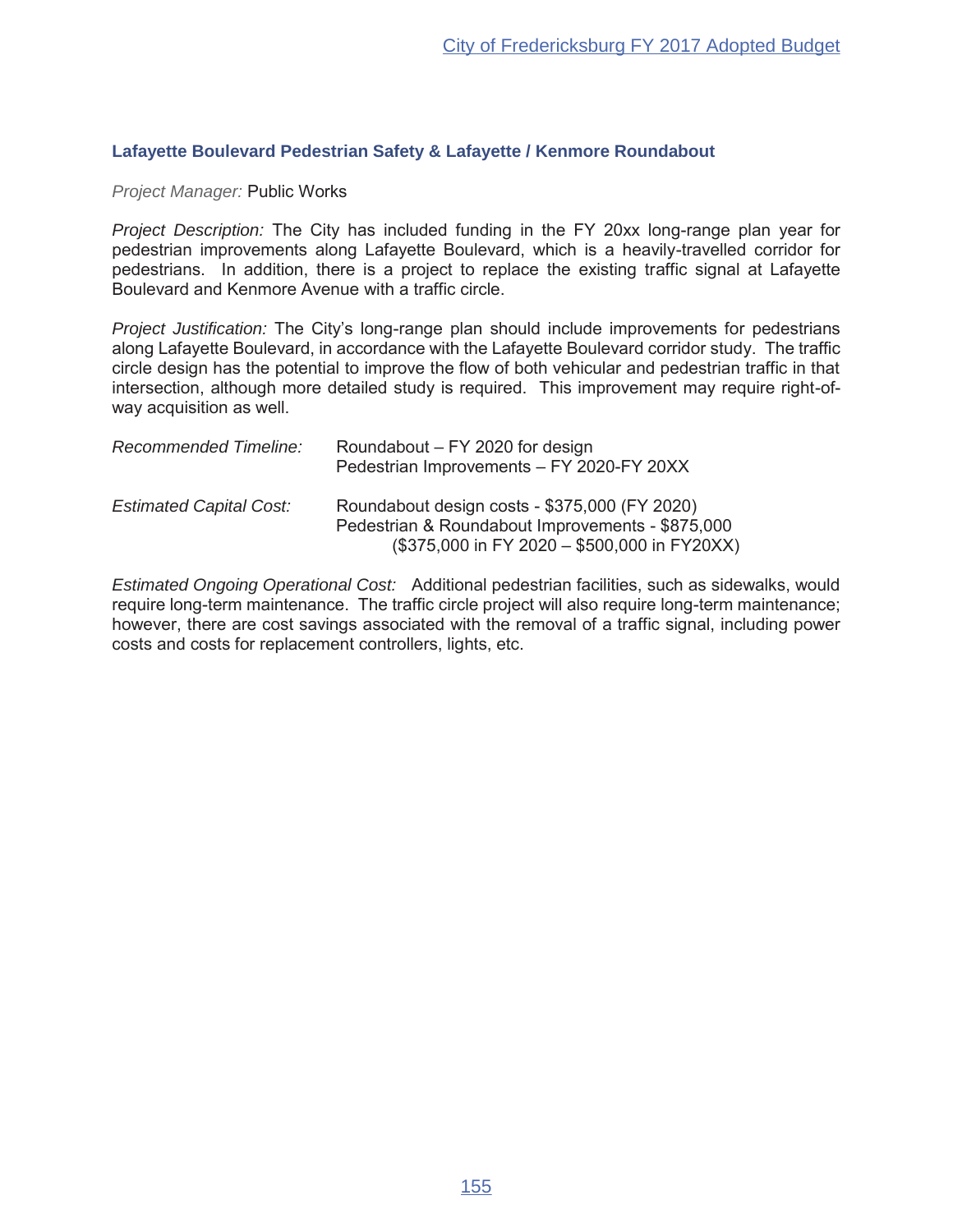### Lafayette Boulevard Pedestrian Safety & Lafayette / Kenmore Roundabout

*Project Manager:* Public Works

*Project Description:* The City has included funding in the FY 20xx long-range plan year for pedestrian improvements along Lafayette Boulevard, which is a heavily-travelled corridor for pedestrians. In addition, there is a project to replace the existing traffic signal at Lafayette Boulevard and Kenmore Avenue with a traffic circle.

*Project Justification:* The City's long-range plan should include improvements for pedestrians along Lafayette Boulevard, in accordance with the Lafayette Boulevard corridor study. The traffic circle design has the potential to improve the flow of both vehicular and pedestrian traffic in that intersection, although more detailed study is required. This improvement may require right-of-way acquisition as well.

*Recommended Timeline:* Roundabout – FY 2020 for design
Pedestrian Improvements – FY 2020-FY 20XX

*Estimated Capital Cost:* Roundabout design costs - $375,000 (FY 2020)
Pedestrian & Roundabout Improvements - $875,000
($375,000 in FY 2020 – $500,000 in FY20XX)

*Estimated Ongoing Operational Cost:* Additional pedestrian facilities, such as sidewalks, would require long-term maintenance. The traffic circle project will also require long-term maintenance; however, there are cost savings associated with the removal of a traffic signal, including power costs and costs for replacement controllers, lights, etc.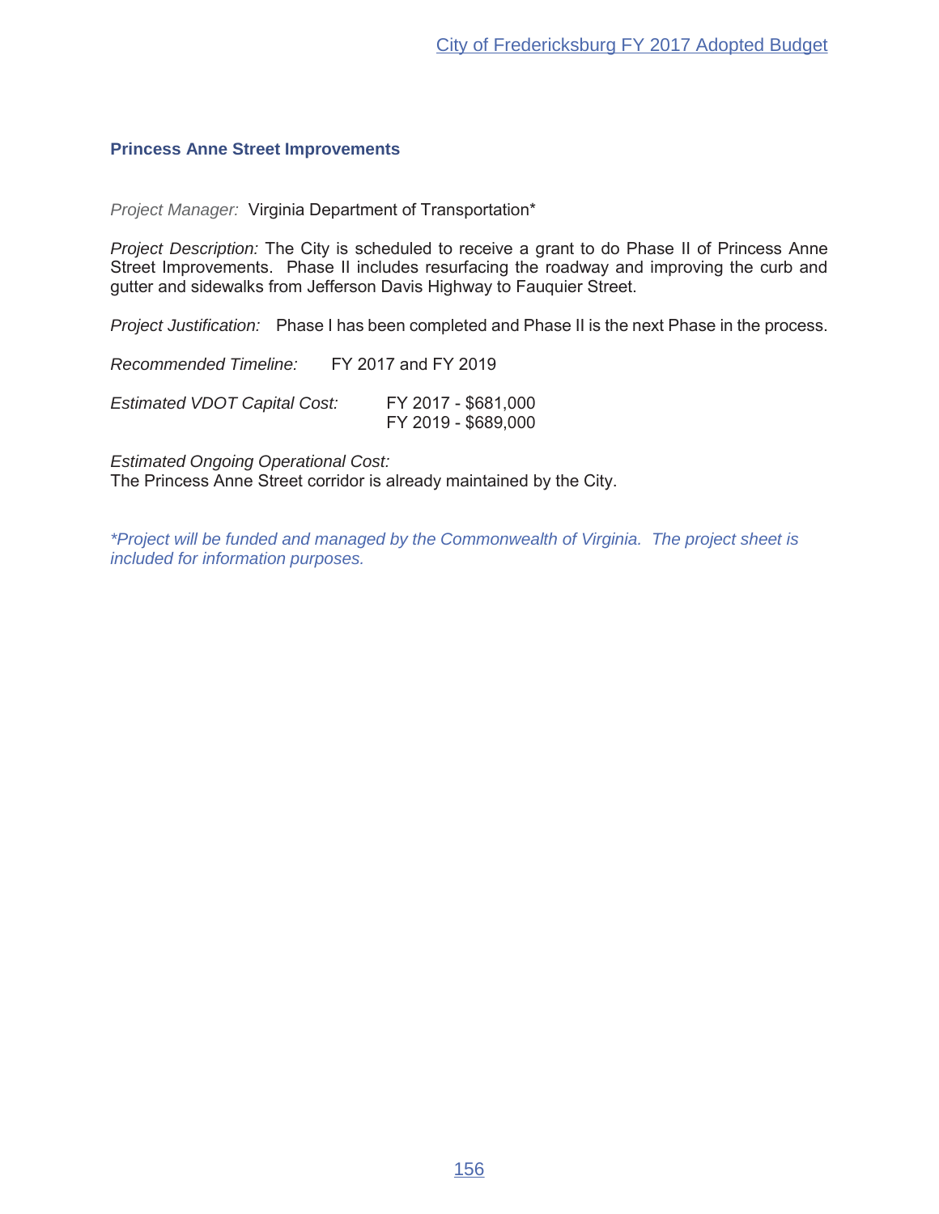### Princess Anne Street Improvements

*Project Manager:* Virginia Department of Transportation*

*Project Description:* The City is scheduled to receive a grant to do Phase II of Princess Anne Street Improvements. Phase II includes resurfacing the roadway and improving the curb and gutter and sidewalks from Jefferson Davis Highway to Fauquier Street.

*Project Justification:* Phase I has been completed and Phase II is the next Phase in the process.

*Recommended Timeline:* FY 2017 and FY 2019

*Estimated VDOT Capital Cost:* FY 2017 - $681,000
FY 2019 - $689,000

*Estimated Ongoing Operational Cost:*
The Princess Anne Street corridor is already maintained by the City.

**Project will be funded and managed by the Commonwealth of Virginia. The project sheet is included for information purposes.*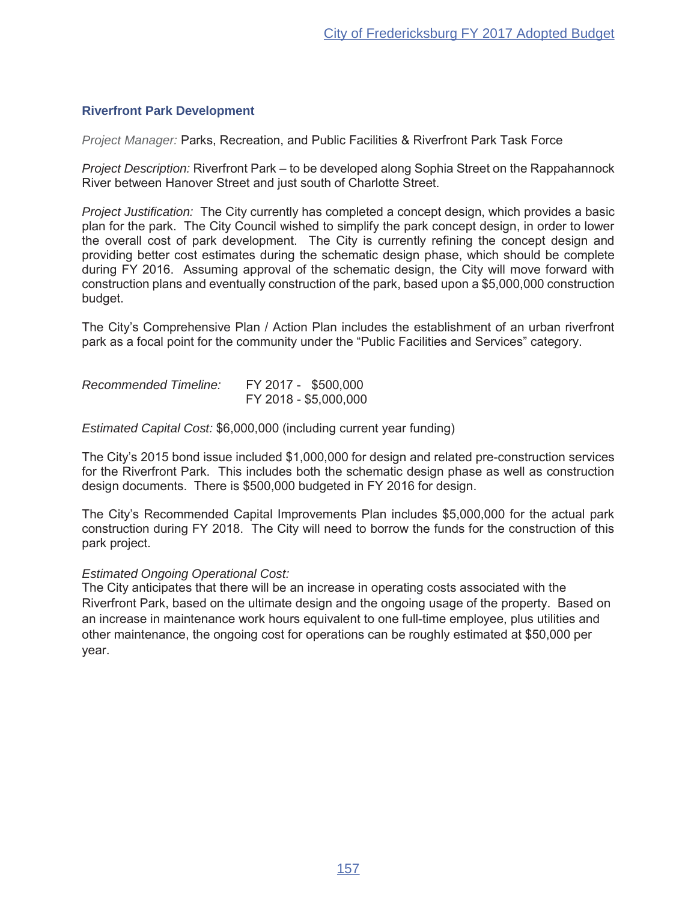### Riverfront Park Development

*Project Manager:* Parks, Recreation, and Public Facilities & Riverfront Park Task Force

*Project Description:* Riverfront Park – to be developed along Sophia Street on the Rappahannock River between Hanover Street and just south of Charlotte Street.

*Project Justification:* The City currently has completed a concept design, which provides a basic plan for the park. The City Council wished to simplify the park concept design, in order to lower the overall cost of park development. The City is currently refining the concept design and providing better cost estimates during the schematic design phase, which should be complete during FY 2016. Assuming approval of the schematic design, the City will move forward with construction plans and eventually construction of the park, based upon a $5,000,000 construction budget.

The City's Comprehensive Plan / Action Plan includes the establishment of an urban riverfront park as a focal point for the community under the "Public Facilities and Services" category.

*Recommended Timeline:* FY 2017 - $500,000
FY 2018 - $5,000,000

*Estimated Capital Cost:* $6,000,000 (including current year funding)

The City's 2015 bond issue included $1,000,000 for design and related pre-construction services for the Riverfront Park. This includes both the schematic design phase as well as construction design documents. There is $500,000 budgeted in FY 2016 for design.

The City's Recommended Capital Improvements Plan includes $5,000,000 for the actual park construction during FY 2018. The City will need to borrow the funds for the construction of this park project.

*Estimated Ongoing Operational Cost:*
The City anticipates that there will be an increase in operating costs associated with the Riverfront Park, based on the ultimate design and the ongoing usage of the property. Based on an increase in maintenance work hours equivalent to one full-time employee, plus utilities and other maintenance, the ongoing cost for operations can be roughly estimated at $50,000 per year.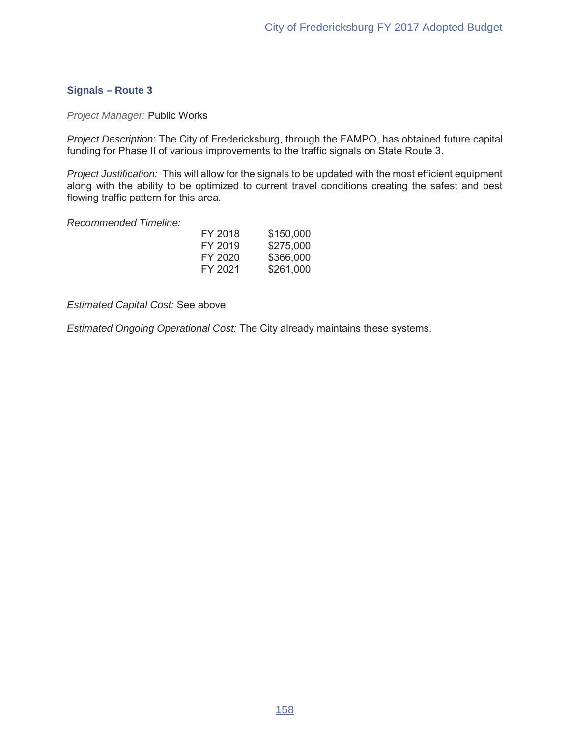## Signals – Route 3

*Project Manager:* Public Works

*Project Description:* The City of Fredericksburg, through the FAMPO, has obtained future capital funding for Phase II of various improvements to the traffic signals on State Route 3.

*Project Justification:* This will allow for the signals to be updated with the most efficient equipment along with the ability to be optimized to current travel conditions creating the safest and best flowing traffic pattern for this area.

*Recommended Timeline:*

| | |
|---|---|
| FY 2018 | $150,000 |
| FY 2019 | $275,000 |
| FY 2020 | $366,000 |
| FY 2021 | $261,000 |

*Estimated Capital Cost:* See above

*Estimated Ongoing Operational Cost:* The City already maintains these systems.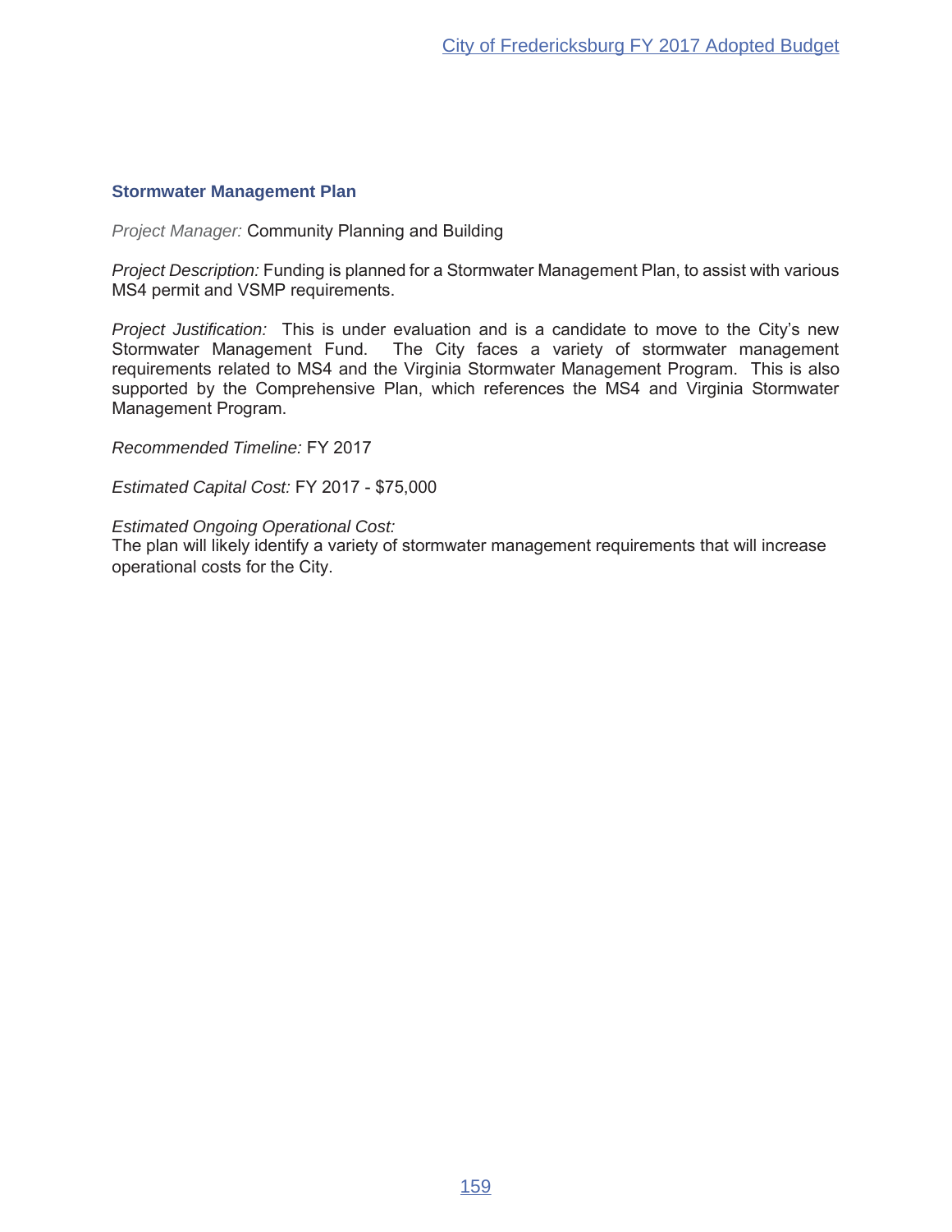### Stormwater Management Plan

*Project Manager:* Community Planning and Building

*Project Description:* Funding is planned for a Stormwater Management Plan, to assist with various MS4 permit and VSMP requirements.

*Project Justification:* This is under evaluation and is a candidate to move to the City's new Stormwater Management Fund. The City faces a variety of stormwater management requirements related to MS4 and the Virginia Stormwater Management Program. This is also supported by the Comprehensive Plan, which references the MS4 and Virginia Stormwater Management Program.

*Recommended Timeline:* FY 2017

*Estimated Capital Cost:* FY 2017 - $75,000

*Estimated Ongoing Operational Cost:*
The plan will likely identify a variety of stormwater management requirements that will increase operational costs for the City.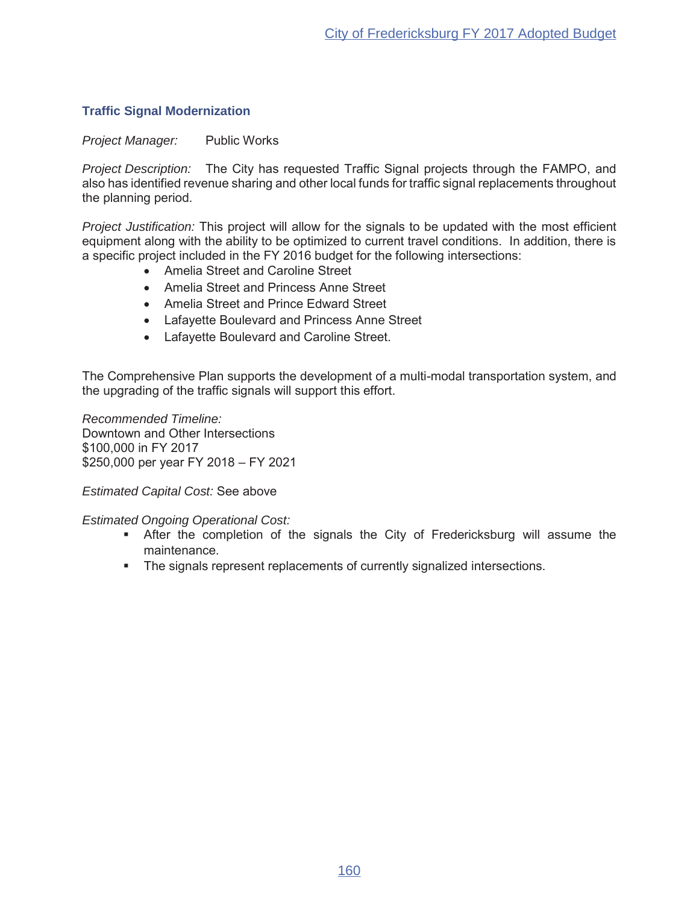### Traffic Signal Modernization

*Project Manager:* Public Works

*Project Description:* The City has requested Traffic Signal projects through the FAMPO, and also has identified revenue sharing and other local funds for traffic signal replacements throughout the planning period.

*Project Justification:* This project will allow for the signals to be updated with the most efficient equipment along with the ability to be optimized to current travel conditions. In addition, there is a specific project included in the FY 2016 budget for the following intersections:

- Amelia Street and Caroline Street
- Amelia Street and Princess Anne Street
- Amelia Street and Prince Edward Street
- Lafayette Boulevard and Princess Anne Street
- Lafayette Boulevard and Caroline Street.

The Comprehensive Plan supports the development of a multi-modal transportation system, and the upgrading of the traffic signals will support this effort.

*Recommended Timeline:*
Downtown and Other Intersections
$100,000 in FY 2017
$250,000 per year FY 2018 – FY 2021

*Estimated Capital Cost:* See above

*Estimated Ongoing Operational Cost:*

- After the completion of the signals the City of Fredericksburg will assume the maintenance.
- The signals represent replacements of currently signalized intersections.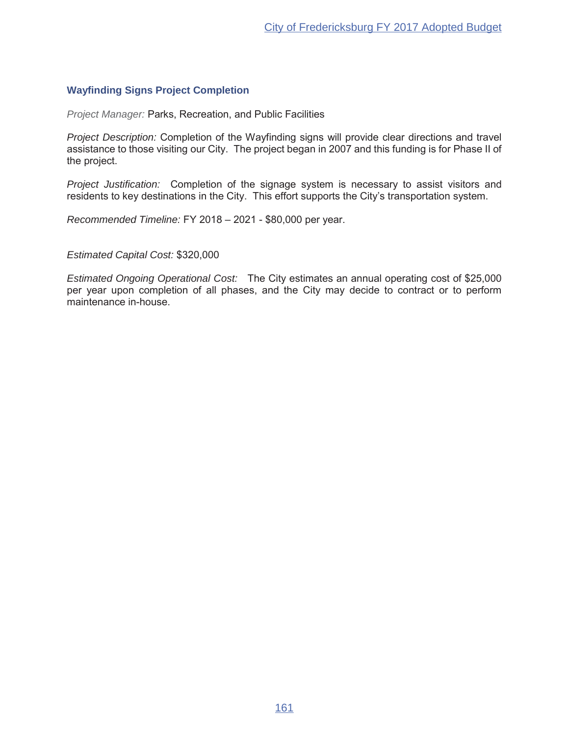### Wayfinding Signs Project Completion

*Project Manager:* Parks, Recreation, and Public Facilities

*Project Description:* Completion of the Wayfinding signs will provide clear directions and travel assistance to those visiting our City. The project began in 2007 and this funding is for Phase II of the project.

*Project Justification:* Completion of the signage system is necessary to assist visitors and residents to key destinations in the City. This effort supports the City's transportation system.

*Recommended Timeline:* FY 2018 – 2021 - $80,000 per year.

*Estimated Capital Cost:* $320,000

*Estimated Ongoing Operational Cost:* The City estimates an annual operating cost of $25,000 per year upon completion of all phases, and the City may decide to contract or to perform maintenance in-house.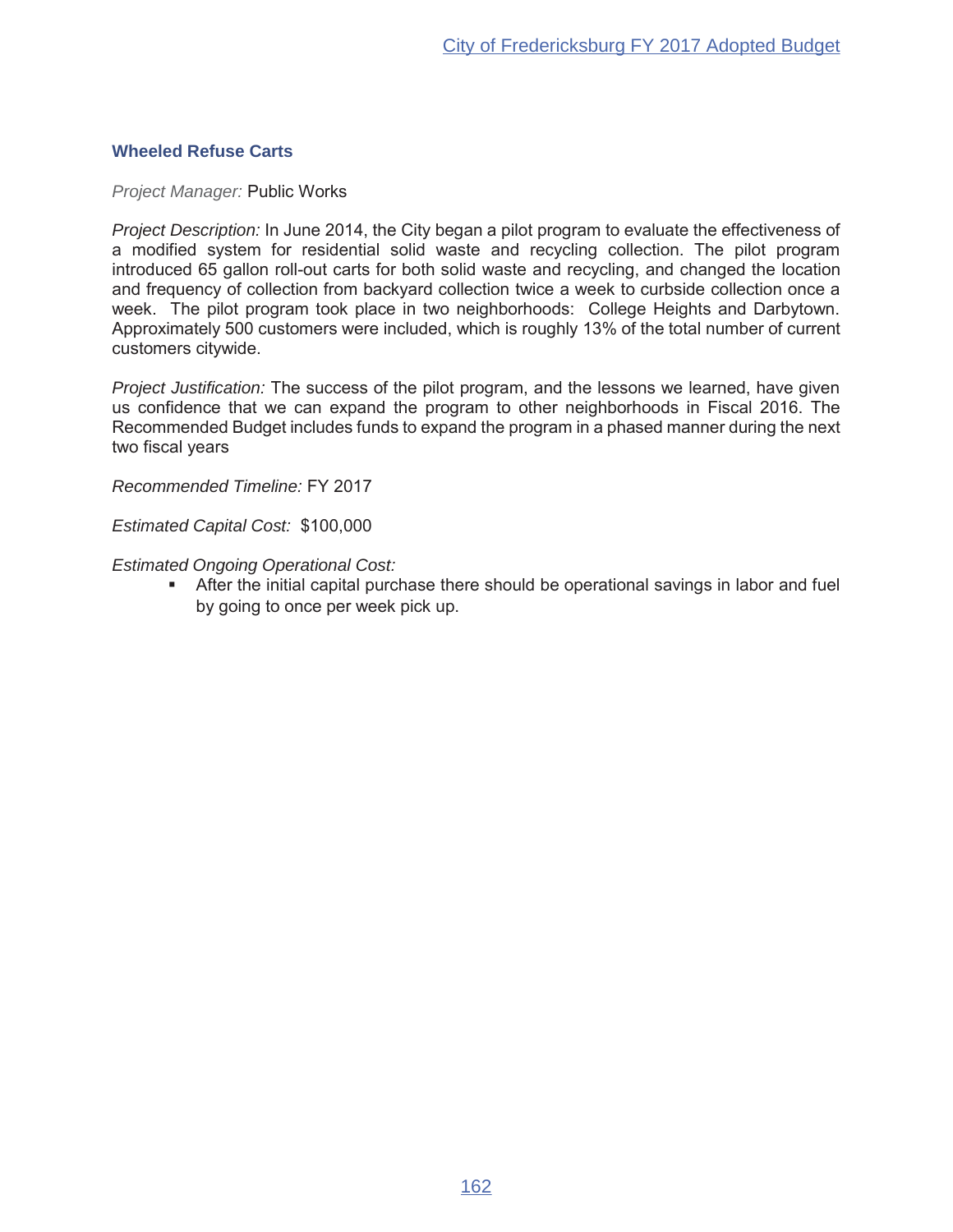### Wheeled Refuse Carts

*Project Manager:* Public Works

*Project Description:* In June 2014, the City began a pilot program to evaluate the effectiveness of a modified system for residential solid waste and recycling collection. The pilot program introduced 65 gallon roll-out carts for both solid waste and recycling, and changed the location and frequency of collection from backyard collection twice a week to curbside collection once a week. The pilot program took place in two neighborhoods: College Heights and Darbytown. Approximately 500 customers were included, which is roughly 13% of the total number of current customers citywide.

*Project Justification:* The success of the pilot program, and the lessons we learned, have given us confidence that we can expand the program to other neighborhoods in Fiscal 2016. The Recommended Budget includes funds to expand the program in a phased manner during the next two fiscal years

*Recommended Timeline:* FY 2017

*Estimated Capital Cost:* $100,000

*Estimated Ongoing Operational Cost:*

- After the initial capital purchase there should be operational savings in labor and fuel by going to once per week pick up.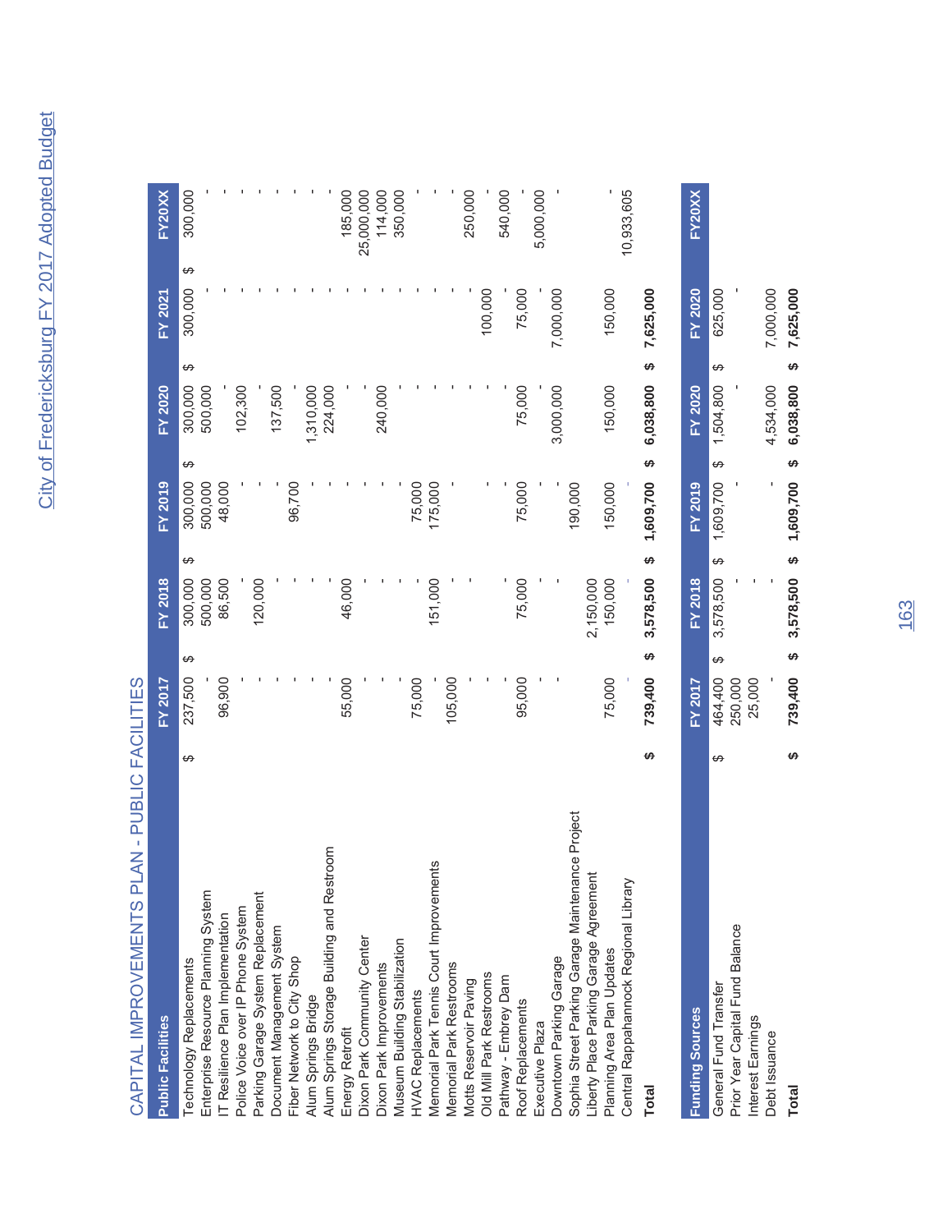# CAPITAL IMPROVEMENTS PLAN - PUBLIC FACILITIES

| Public Facilities | FY 2017 | FY 2018 | FY 2019 | FY 2020 | FY 2021 | FY20XX |
|---|---|---|---|---|---|---|
| Technology Replacements | $ 237,500 | $ 300,000 | $ 300,000 | $ 300,000 | $ 300,000 | $ 300,000 |
| Enterprise Resource Planning System | - | 500,000 | 500,000 | 500,000 | - | - |
| IT Resilience Plan Implementation | 96,900 | 86,500 | 48,000 | - | - | - |
| Police Voice over IP Phone System | - | - | - | 102,300 | - | - |
| Parking Garage System Replacement | - | 120,000 | - | - | - | - |
| Document Management System | - | - | - | 137,500 | - | - |
| Fiber Network to City Shop | - | - | 96,700 | - | - | - |
| Alum Springs Bridge | - | - | - | 1,310,000 | - | - |
| Alum Springs Storage Building and Restroom | - | - | - | 224,000 | - | - |
| Energy Retrofit | 55,000 | 46,000 | - | - | - | 185,000 |
| Dixon Park Community Center | - | - | - | - | - | 25,000,000 |
| Dixon Park Improvements | - | - | - | 240,000 | - | 114,000 |
| Museum Building Stabilization | - | - | - | - | - | 350,000 |
| HVAC Replacements | 75,000 | - | 75,000 | - | - | - |
| Memorial Park Tennis Court Improvements | - | 151,000 | 175,000 | - | - | - |
| Memorial Park Restrooms | 105,000 | - | - | - | - | - |
| Motts Reservoir Paving | - | - | - | - | - | 250,000 |
| Old Mill Park Restrooms | - | - | - | - | 100,000 | - |
| Pathway - Embrey Dam | - | - | - | - | - | 540,000 |
| Roof Replacements | 95,000 | 75,000 | 75,000 | 75,000 | 75,000 | - |
| Executive Plaza | - | - | - | - | - | 5,000,000 |
| Downtown Parking Garage | - | - | - | 3,000,000 | 7,000,000 | - |
| Sophia Street Parking Garage Maintenance Project | | | 190,000 | | | |
| Liberty Place Parking Garage Agreement | | 2,150,000 | | | | |
| Planning Area Plan Updates | 75,000 | 150,000 | 150,000 | 150,000 | 150,000 | - |
| Central Rappahannock Regional Library | - | - | - | | | 10,933,605 |
| **Total** | **$ 739,400** | **$ 3,578,500** | **$ 1,609,700** | **$ 6,038,800** | **$ 7,625,000** | |

| Funding Sources | FY 2017 | FY 2018 | FY 2019 | FY 2020 | FY 2020 | FY20XX |
|---|---|---|---|---|---|---|
| General Fund Transfer | $ 464,400 | $ 3,578,500 | $ 1,609,700 | $ 1,504,800 | $ 625,000 | |
| Prior Year Capital Fund Balance | 250,000 | - | - | - | - | |
| Interest Earnings | 25,000 | - | - | - | | |
| Debt Issuance | - | - | - | 4,534,000 | 7,000,000 | |
| **Total** | **$ 739,400** | **$ 3,578,500** | **$ 1,609,700** | **$ 6,038,800** | **$ 7,625,000** | |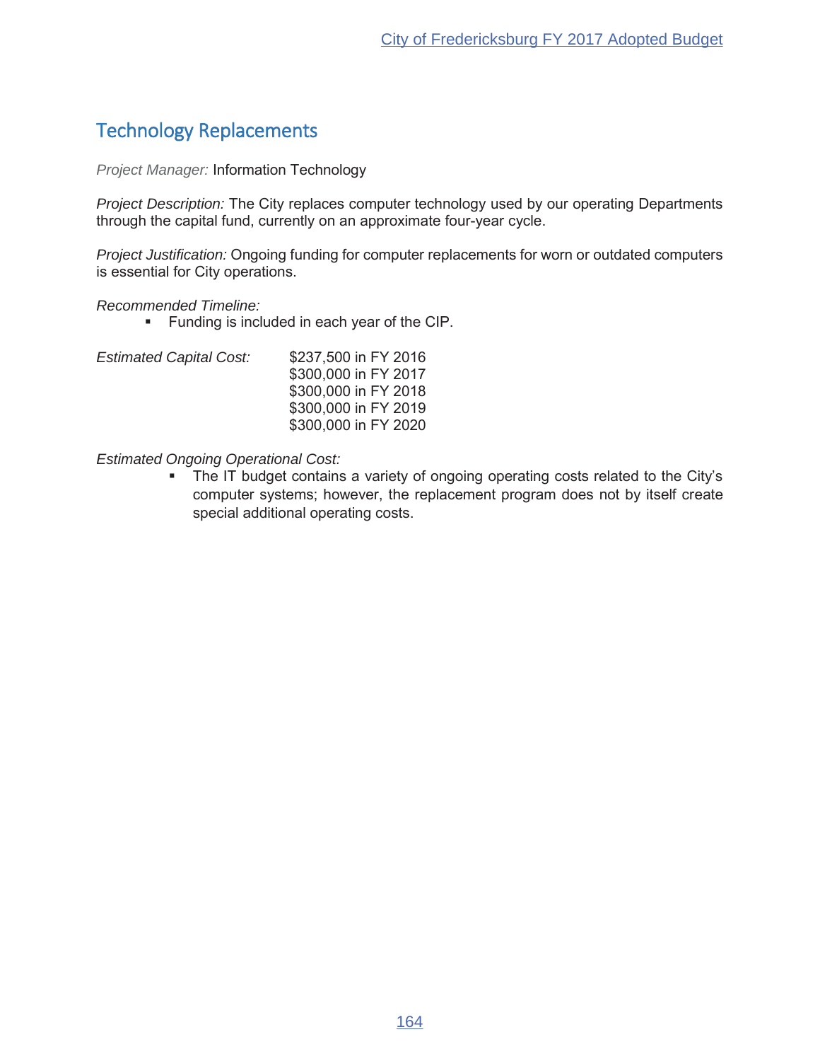## Technology Replacements

*Project Manager:* Information Technology

*Project Description:* The City replaces computer technology used by our operating Departments through the capital fund, currently on an approximate four-year cycle.

*Project Justification:* Ongoing funding for computer replacements for worn or outdated computers is essential for City operations.

*Recommended Timeline:*

- Funding is included in each year of the CIP.

*Estimated Capital Cost:*

$237,500 in FY 2016
$300,000 in FY 2017
$300,000 in FY 2018
$300,000 in FY 2019
$300,000 in FY 2020

*Estimated Ongoing Operational Cost:*

- The IT budget contains a variety of ongoing operating costs related to the City's computer systems; however, the replacement program does not by itself create special additional operating costs.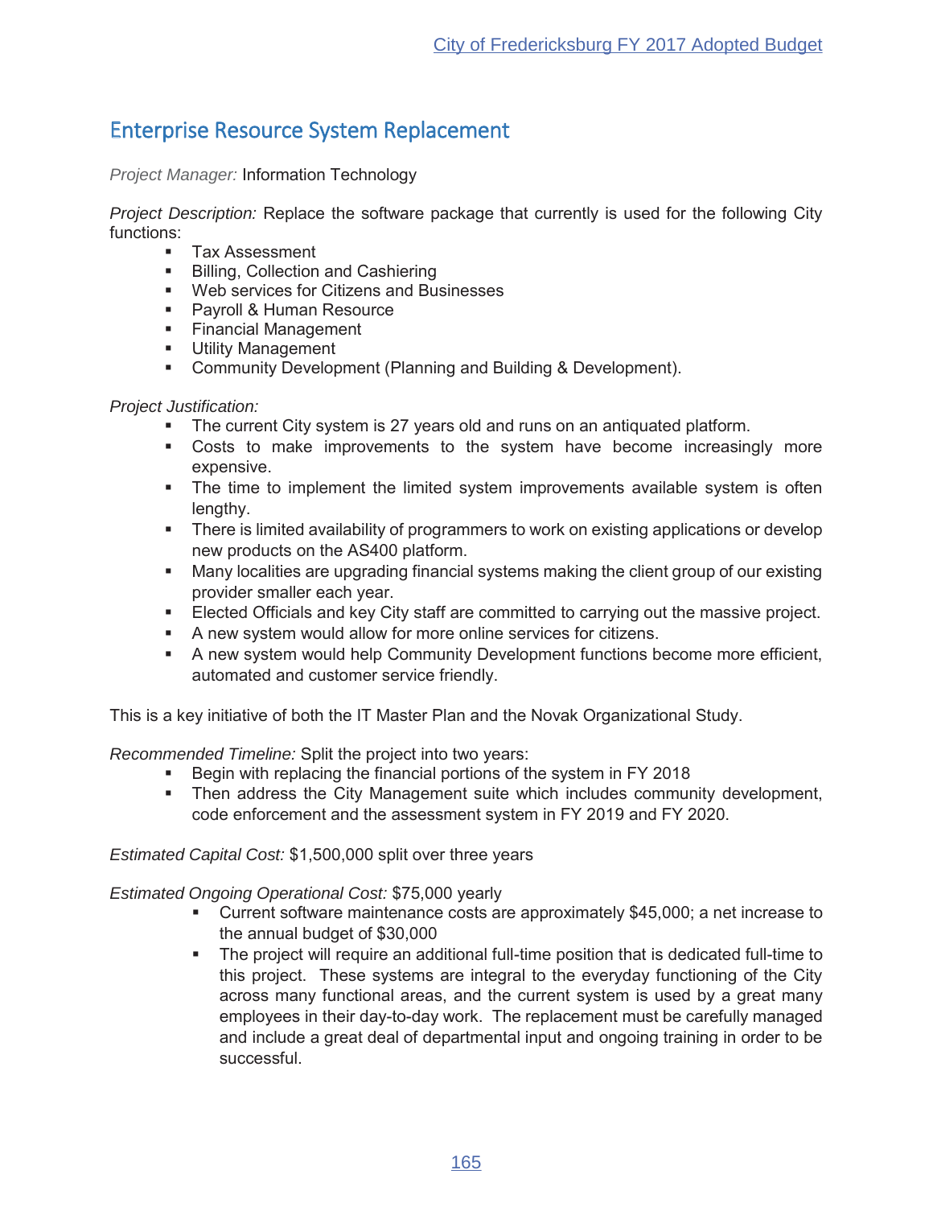# Enterprise Resource System Replacement

*Project Manager:* Information Technology

*Project Description:* Replace the software package that currently is used for the following City functions:

- Tax Assessment
- Billing, Collection and Cashiering
- Web services for Citizens and Businesses
- Payroll & Human Resource
- Financial Management
- Utility Management
- Community Development (Planning and Building & Development).

*Project Justification:*

- The current City system is 27 years old and runs on an antiquated platform.
- Costs to make improvements to the system have become increasingly more expensive.
- The time to implement the limited system improvements available system is often lengthy.
- There is limited availability of programmers to work on existing applications or develop new products on the AS400 platform.
- Many localities are upgrading financial systems making the client group of our existing provider smaller each year.
- Elected Officials and key City staff are committed to carrying out the massive project.
- A new system would allow for more online services for citizens.
- A new system would help Community Development functions become more efficient, automated and customer service friendly.

This is a key initiative of both the IT Master Plan and the Novak Organizational Study.

*Recommended Timeline:* Split the project into two years:

- Begin with replacing the financial portions of the system in FY 2018
- Then address the City Management suite which includes community development, code enforcement and the assessment system in FY 2019 and FY 2020.

*Estimated Capital Cost:* $1,500,000 split over three years

*Estimated Ongoing Operational Cost:* $75,000 yearly

- Current software maintenance costs are approximately $45,000; a net increase to the annual budget of $30,000
- The project will require an additional full-time position that is dedicated full-time to this project. These systems are integral to the everyday functioning of the City across many functional areas, and the current system is used by a great many employees in their day-to-day work. The replacement must be carefully managed and include a great deal of departmental input and ongoing training in order to be successful.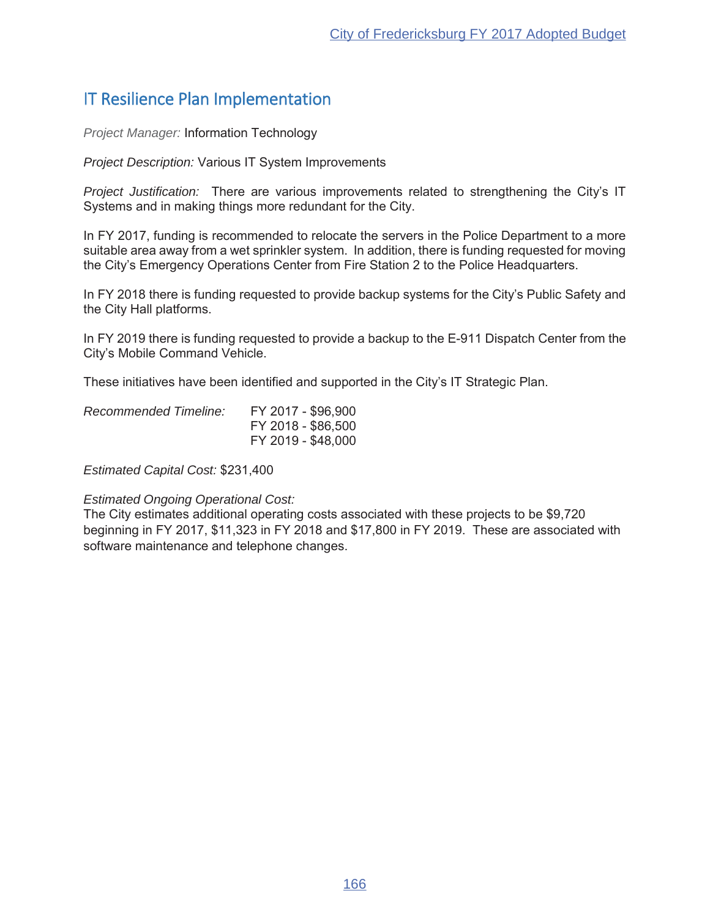## IT Resilience Plan Implementation

*Project Manager:* Information Technology

*Project Description:* Various IT System Improvements

*Project Justification:* There are various improvements related to strengthening the City's IT Systems and in making things more redundant for the City.

In FY 2017, funding is recommended to relocate the servers in the Police Department to a more suitable area away from a wet sprinkler system. In addition, there is funding requested for moving the City's Emergency Operations Center from Fire Station 2 to the Police Headquarters.

In FY 2018 there is funding requested to provide backup systems for the City's Public Safety and the City Hall platforms.

In FY 2019 there is funding requested to provide a backup to the E-911 Dispatch Center from the City's Mobile Command Vehicle.

These initiatives have been identified and supported in the City's IT Strategic Plan.

*Recommended Timeline:*
FY 2017 - $96,900
FY 2018 - $86,500
FY 2019 - $48,000

*Estimated Capital Cost:* $231,400

*Estimated Ongoing Operational Cost:*
The City estimates additional operating costs associated with these projects to be $9,720 beginning in FY 2017, $11,323 in FY 2018 and $17,800 in FY 2019. These are associated with software maintenance and telephone changes.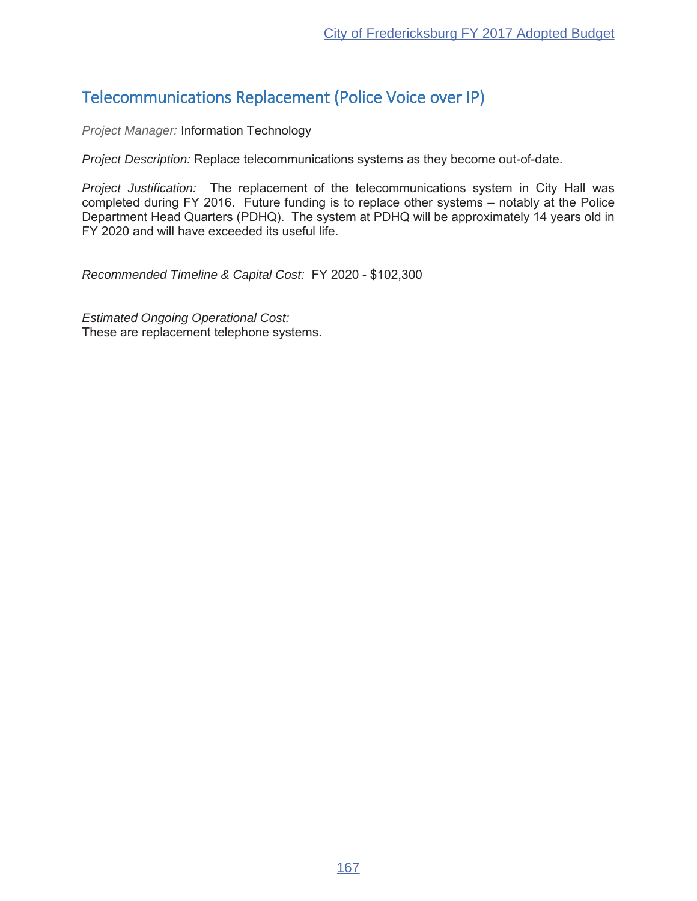## Telecommunications Replacement (Police Voice over IP)

*Project Manager:* Information Technology

*Project Description:* Replace telecommunications systems as they become out-of-date.

*Project Justification:* The replacement of the telecommunications system in City Hall was completed during FY 2016. Future funding is to replace other systems – notably at the Police Department Head Quarters (PDHQ). The system at PDHQ will be approximately 14 years old in FY 2020 and will have exceeded its useful life.

*Recommended Timeline & Capital Cost:* FY 2020 - $102,300

*Estimated Ongoing Operational Cost:*
These are replacement telephone systems.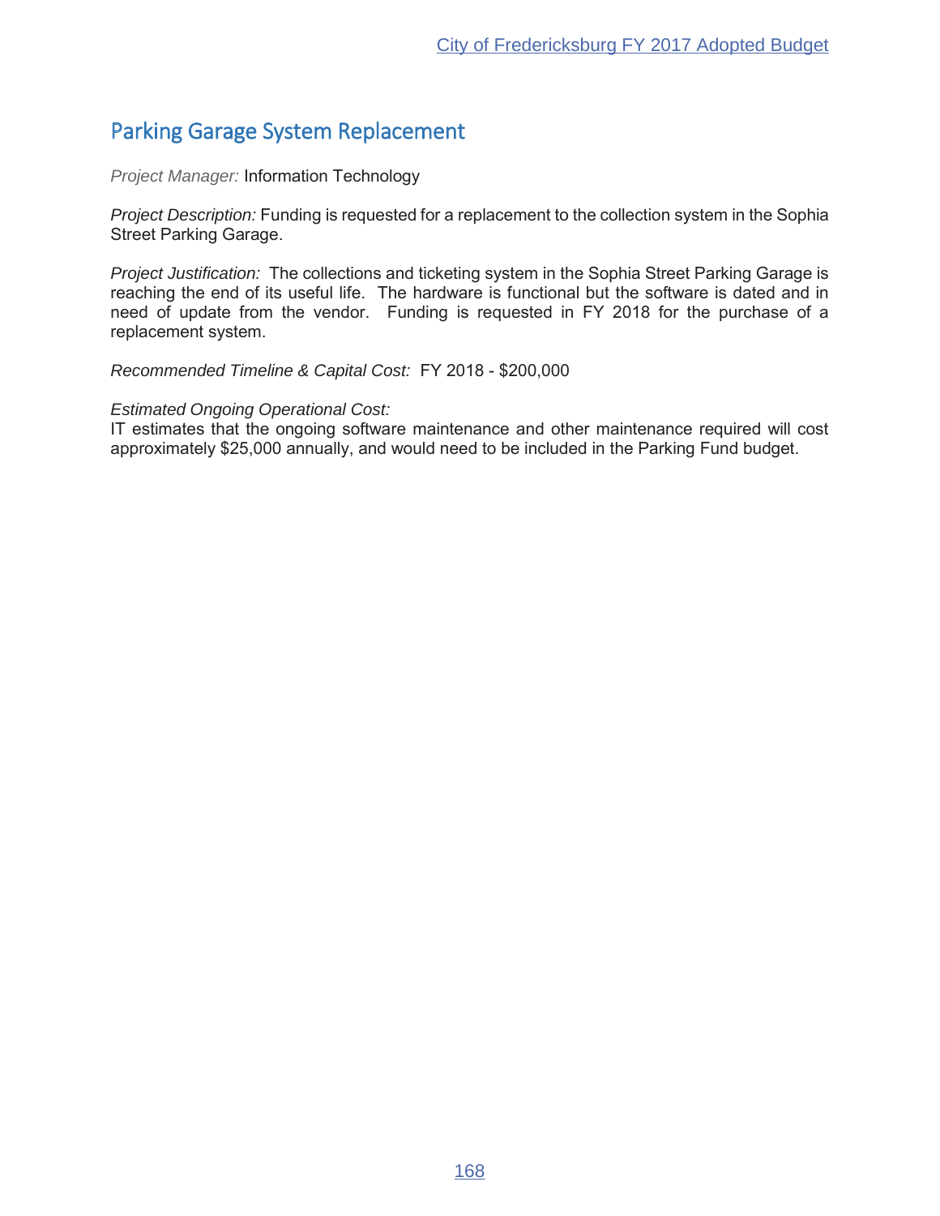## Parking Garage System Replacement

*Project Manager:* Information Technology

*Project Description:* Funding is requested for a replacement to the collection system in the Sophia Street Parking Garage.

*Project Justification:* The collections and ticketing system in the Sophia Street Parking Garage is reaching the end of its useful life. The hardware is functional but the software is dated and in need of update from the vendor. Funding is requested in FY 2018 for the purchase of a replacement system.

*Recommended Timeline & Capital Cost:* FY 2018 - $200,000

*Estimated Ongoing Operational Cost:*
IT estimates that the ongoing software maintenance and other maintenance required will cost approximately $25,000 annually, and would need to be included in the Parking Fund budget.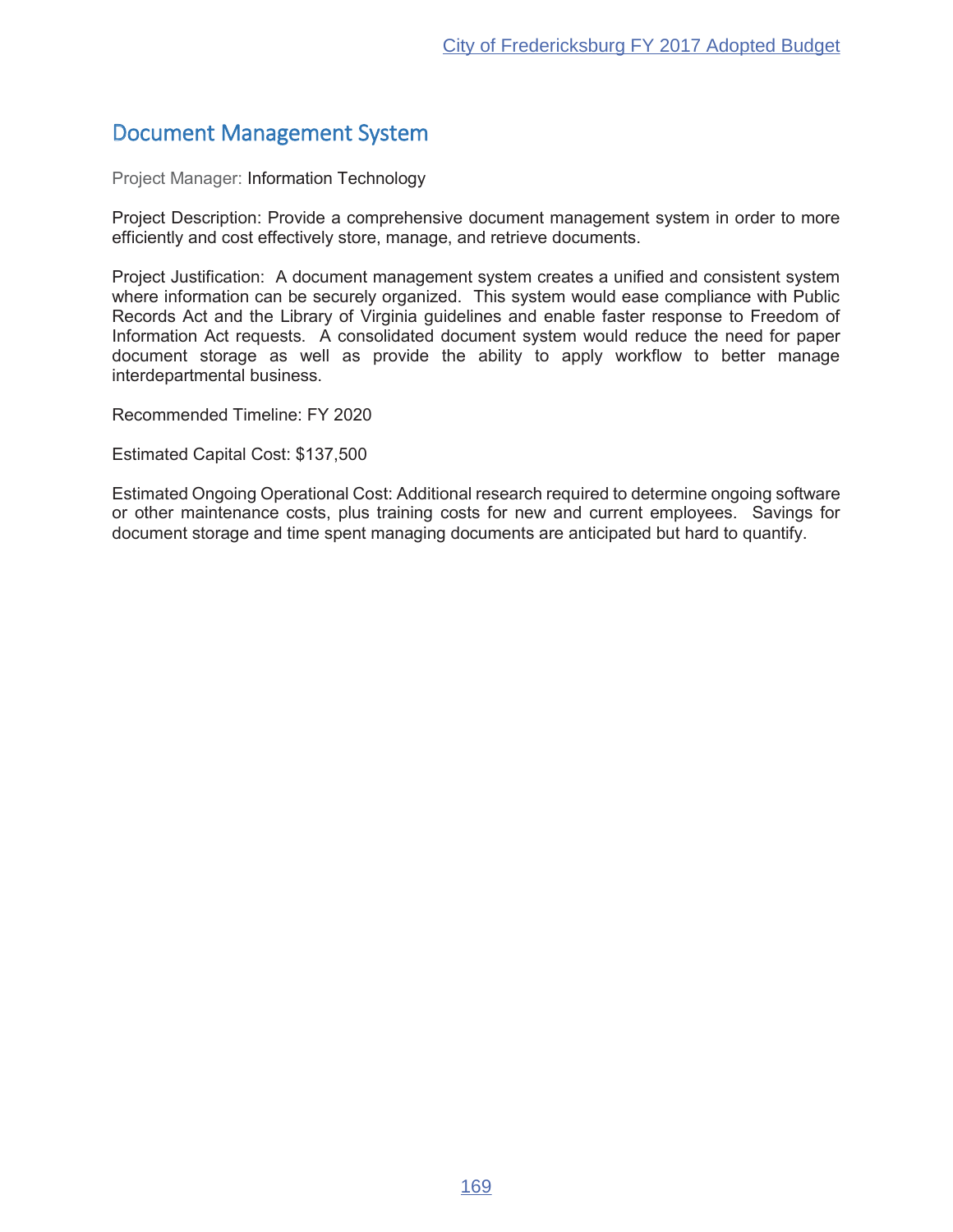# Document Management System

Project Manager: Information Technology

Project Description: Provide a comprehensive document management system in order to more efficiently and cost effectively store, manage, and retrieve documents.

Project Justification: A document management system creates a unified and consistent system where information can be securely organized. This system would ease compliance with Public Records Act and the Library of Virginia guidelines and enable faster response to Freedom of Information Act requests. A consolidated document system would reduce the need for paper document storage as well as provide the ability to apply workflow to better manage interdepartmental business.

Recommended Timeline: FY 2020

Estimated Capital Cost: $137,500

Estimated Ongoing Operational Cost: Additional research required to determine ongoing software or other maintenance costs, plus training costs for new and current employees. Savings for document storage and time spent managing documents are anticipated but hard to quantify.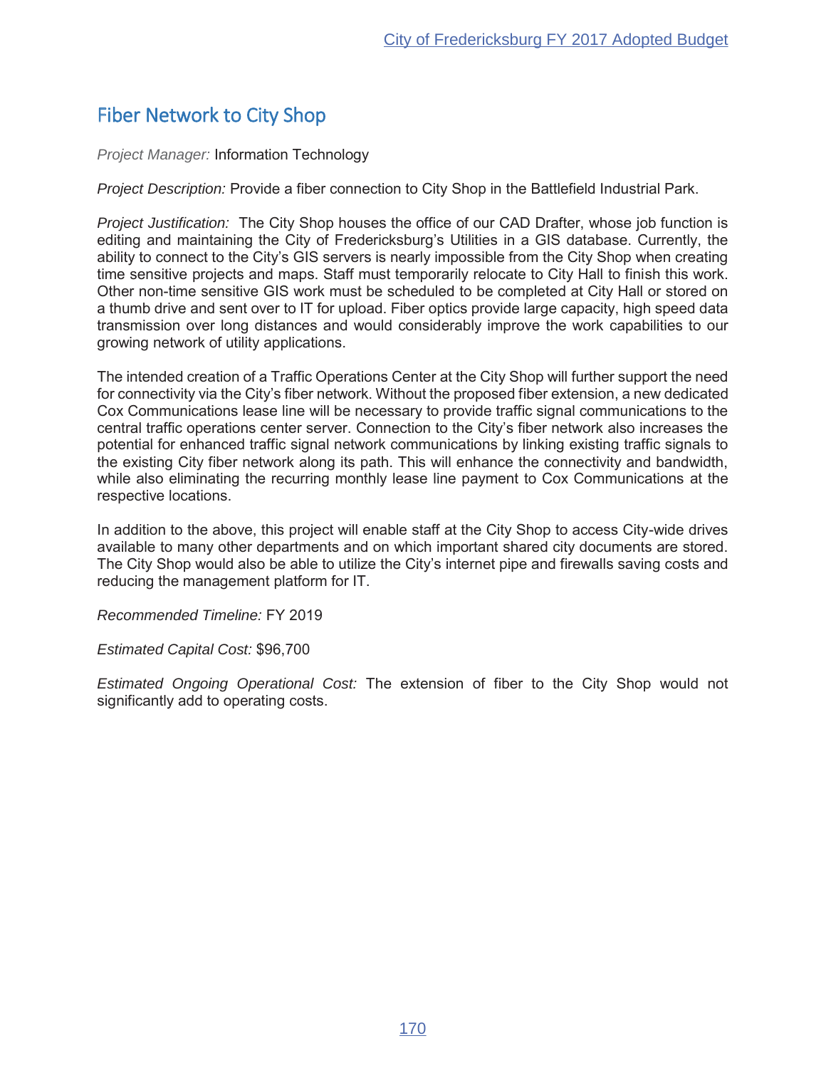## Fiber Network to City Shop

*Project Manager:* Information Technology

*Project Description:* Provide a fiber connection to City Shop in the Battlefield Industrial Park.

*Project Justification:* The City Shop houses the office of our CAD Drafter, whose job function is editing and maintaining the City of Fredericksburg's Utilities in a GIS database. Currently, the ability to connect to the City's GIS servers is nearly impossible from the City Shop when creating time sensitive projects and maps. Staff must temporarily relocate to City Hall to finish this work. Other non-time sensitive GIS work must be scheduled to be completed at City Hall or stored on a thumb drive and sent over to IT for upload. Fiber optics provide large capacity, high speed data transmission over long distances and would considerably improve the work capabilities to our growing network of utility applications.

The intended creation of a Traffic Operations Center at the City Shop will further support the need for connectivity via the City's fiber network. Without the proposed fiber extension, a new dedicated Cox Communications lease line will be necessary to provide traffic signal communications to the central traffic operations center server. Connection to the City's fiber network also increases the potential for enhanced traffic signal network communications by linking existing traffic signals to the existing City fiber network along its path. This will enhance the connectivity and bandwidth, while also eliminating the recurring monthly lease line payment to Cox Communications at the respective locations.

In addition to the above, this project will enable staff at the City Shop to access City-wide drives available to many other departments and on which important shared city documents are stored. The City Shop would also be able to utilize the City's internet pipe and firewalls saving costs and reducing the management platform for IT.

*Recommended Timeline:* FY 2019

*Estimated Capital Cost:* $96,700

*Estimated Ongoing Operational Cost:* The extension of fiber to the City Shop would not significantly add to operating costs.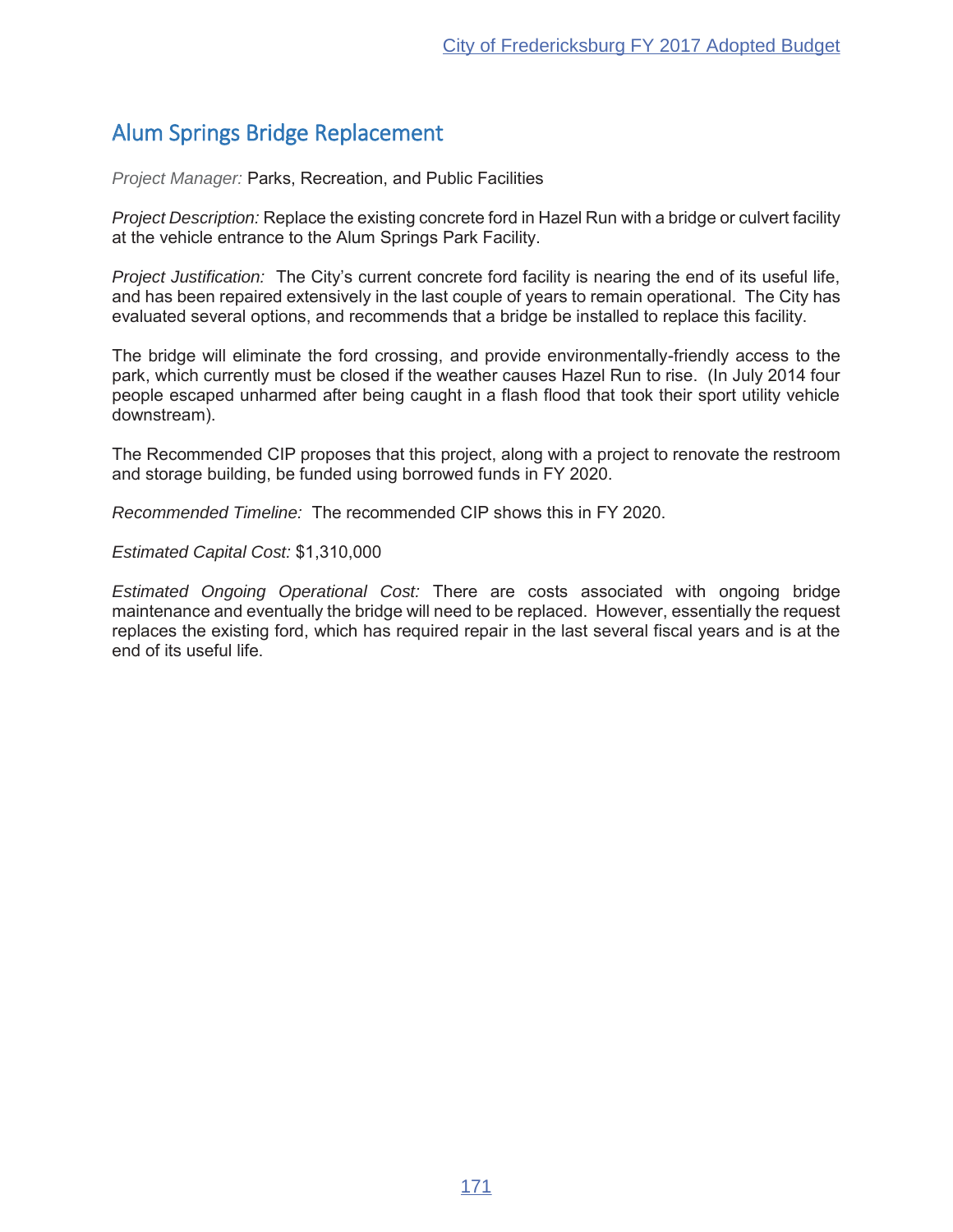## Alum Springs Bridge Replacement

*Project Manager:* Parks, Recreation, and Public Facilities

*Project Description:* Replace the existing concrete ford in Hazel Run with a bridge or culvert facility at the vehicle entrance to the Alum Springs Park Facility.

*Project Justification:* The City's current concrete ford facility is nearing the end of its useful life, and has been repaired extensively in the last couple of years to remain operational. The City has evaluated several options, and recommends that a bridge be installed to replace this facility.

The bridge will eliminate the ford crossing, and provide environmentally-friendly access to the park, which currently must be closed if the weather causes Hazel Run to rise. (In July 2014 four people escaped unharmed after being caught in a flash flood that took their sport utility vehicle downstream).

The Recommended CIP proposes that this project, along with a project to renovate the restroom and storage building, be funded using borrowed funds in FY 2020.

*Recommended Timeline:* The recommended CIP shows this in FY 2020.

*Estimated Capital Cost:* $1,310,000

*Estimated Ongoing Operational Cost:* There are costs associated with ongoing bridge maintenance and eventually the bridge will need to be replaced. However, essentially the request replaces the existing ford, which has required repair in the last several fiscal years and is at the end of its useful life.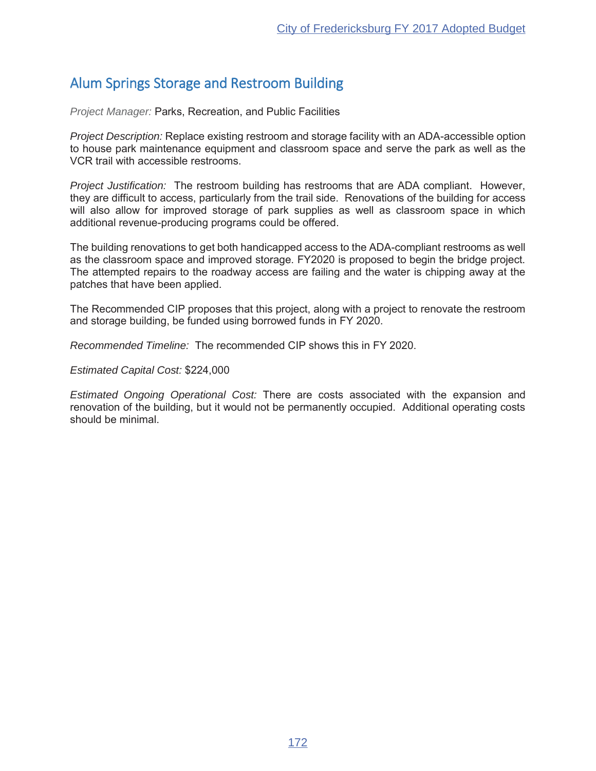# Alum Springs Storage and Restroom Building

*Project Manager:* Parks, Recreation, and Public Facilities

*Project Description:* Replace existing restroom and storage facility with an ADA-accessible option to house park maintenance equipment and classroom space and serve the park as well as the VCR trail with accessible restrooms.

*Project Justification:* The restroom building has restrooms that are ADA compliant. However, they are difficult to access, particularly from the trail side. Renovations of the building for access will also allow for improved storage of park supplies as well as classroom space in which additional revenue-producing programs could be offered.

The building renovations to get both handicapped access to the ADA-compliant restrooms as well as the classroom space and improved storage. FY2020 is proposed to begin the bridge project. The attempted repairs to the roadway access are failing and the water is chipping away at the patches that have been applied.

The Recommended CIP proposes that this project, along with a project to renovate the restroom and storage building, be funded using borrowed funds in FY 2020.

*Recommended Timeline:* The recommended CIP shows this in FY 2020.

*Estimated Capital Cost:* $224,000

*Estimated Ongoing Operational Cost:* There are costs associated with the expansion and renovation of the building, but it would not be permanently occupied. Additional operating costs should be minimal.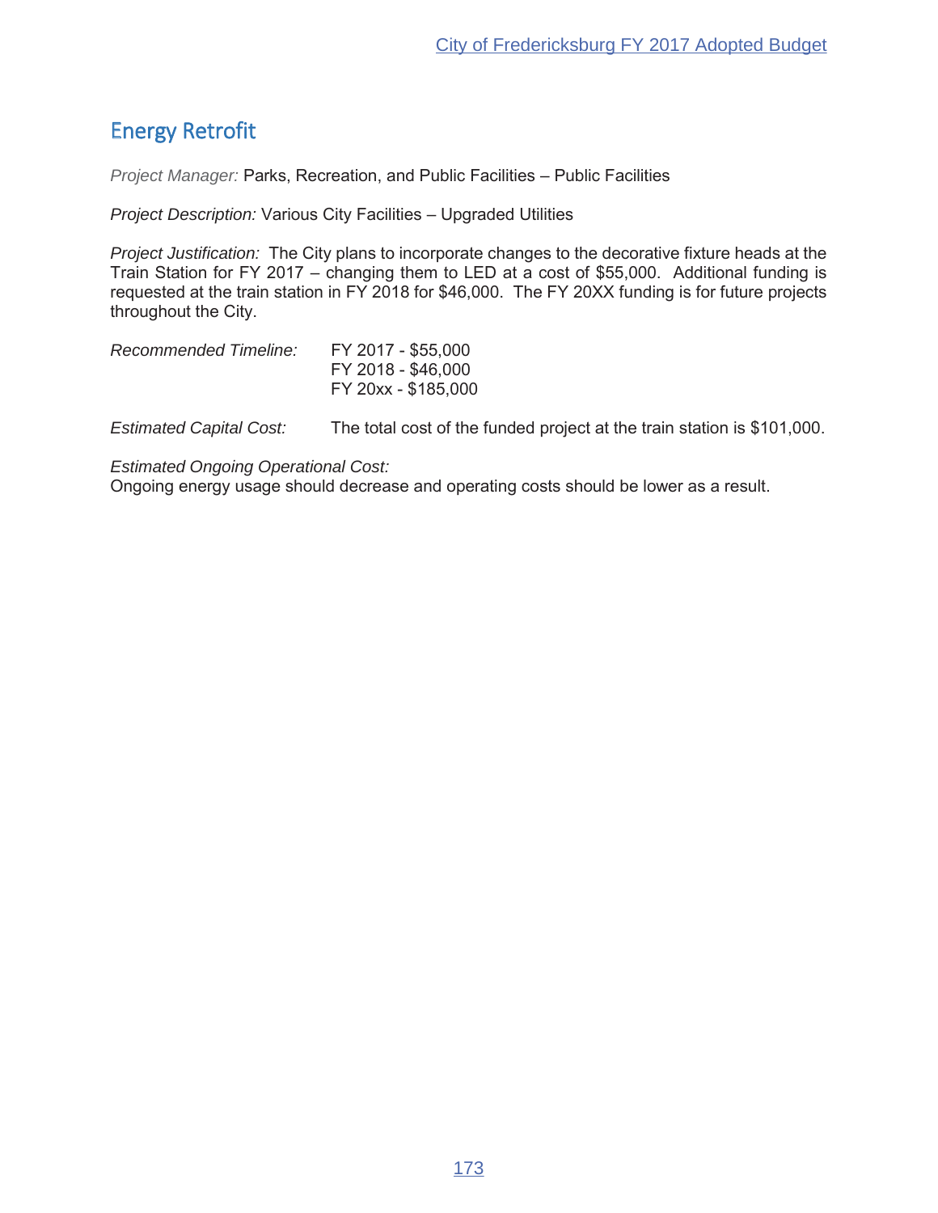## Energy Retrofit

*Project Manager:* Parks, Recreation, and Public Facilities – Public Facilities

*Project Description:* Various City Facilities – Upgraded Utilities

*Project Justification:* The City plans to incorporate changes to the decorative fixture heads at the Train Station for FY 2017 – changing them to LED at a cost of $55,000. Additional funding is requested at the train station in FY 2018 for $46,000. The FY 20XX funding is for future projects throughout the City.

*Recommended Timeline:*
FY 2017 - $55,000
FY 2018 - $46,000
FY 20xx - $185,000

*Estimated Capital Cost:* The total cost of the funded project at the train station is $101,000.

*Estimated Ongoing Operational Cost:*
Ongoing energy usage should decrease and operating costs should be lower as a result.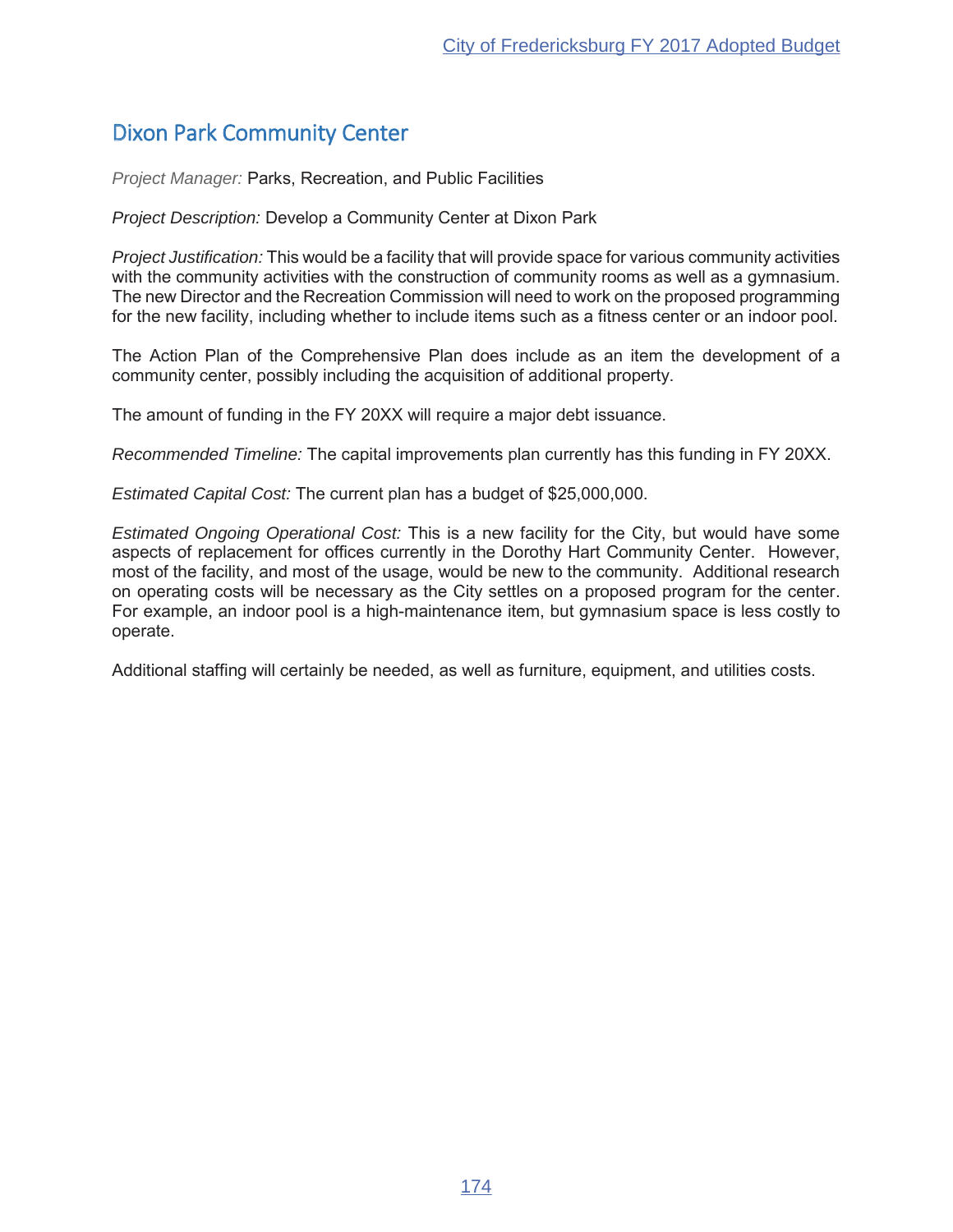## Dixon Park Community Center

*Project Manager:* Parks, Recreation, and Public Facilities

*Project Description:* Develop a Community Center at Dixon Park

*Project Justification:* This would be a facility that will provide space for various community activities with the community activities with the construction of community rooms as well as a gymnasium. The new Director and the Recreation Commission will need to work on the proposed programming for the new facility, including whether to include items such as a fitness center or an indoor pool.

The Action Plan of the Comprehensive Plan does include as an item the development of a community center, possibly including the acquisition of additional property.

The amount of funding in the FY 20XX will require a major debt issuance.

*Recommended Timeline:* The capital improvements plan currently has this funding in FY 20XX.

*Estimated Capital Cost:* The current plan has a budget of $25,000,000.

*Estimated Ongoing Operational Cost:* This is a new facility for the City, but would have some aspects of replacement for offices currently in the Dorothy Hart Community Center. However, most of the facility, and most of the usage, would be new to the community. Additional research on operating costs will be necessary as the City settles on a proposed program for the center. For example, an indoor pool is a high-maintenance item, but gymnasium space is less costly to operate.

Additional staffing will certainly be needed, as well as furniture, equipment, and utilities costs.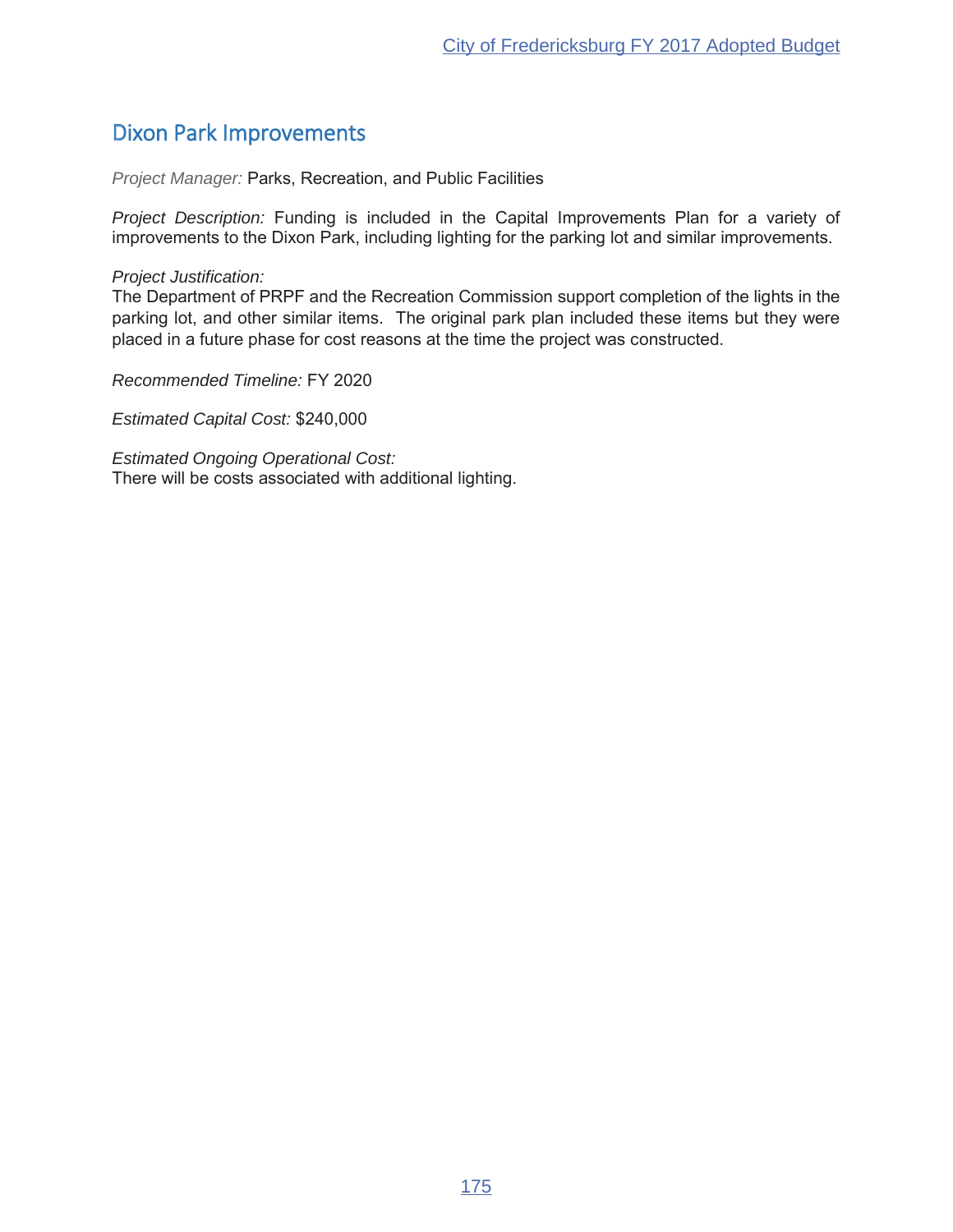## Dixon Park Improvements

*Project Manager:* Parks, Recreation, and Public Facilities

*Project Description:* Funding is included in the Capital Improvements Plan for a variety of improvements to the Dixon Park, including lighting for the parking lot and similar improvements.

*Project Justification:*
The Department of PRPF and the Recreation Commission support completion of the lights in the parking lot, and other similar items. The original park plan included these items but they were placed in a future phase for cost reasons at the time the project was constructed.

*Recommended Timeline:* FY 2020

*Estimated Capital Cost:* $240,000

*Estimated Ongoing Operational Cost:*
There will be costs associated with additional lighting.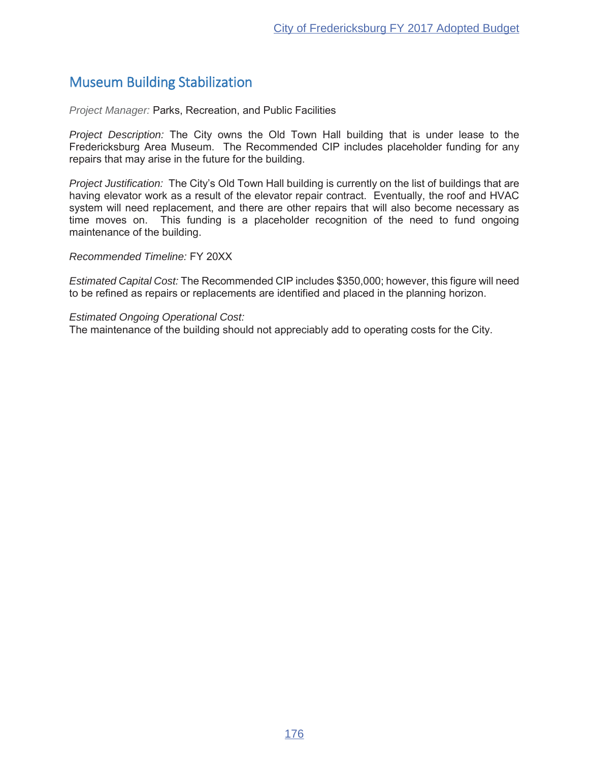## Museum Building Stabilization

*Project Manager:* Parks, Recreation, and Public Facilities

*Project Description:* The City owns the Old Town Hall building that is under lease to the Fredericksburg Area Museum. The Recommended CIP includes placeholder funding for any repairs that may arise in the future for the building.

*Project Justification:* The City's Old Town Hall building is currently on the list of buildings that are having elevator work as a result of the elevator repair contract. Eventually, the roof and HVAC system will need replacement, and there are other repairs that will also become necessary as time moves on. This funding is a placeholder recognition of the need to fund ongoing maintenance of the building.

*Recommended Timeline:* FY 20XX

*Estimated Capital Cost:* The Recommended CIP includes $350,000; however, this figure will need to be refined as repairs or replacements are identified and placed in the planning horizon.

*Estimated Ongoing Operational Cost:*
The maintenance of the building should not appreciably add to operating costs for the City.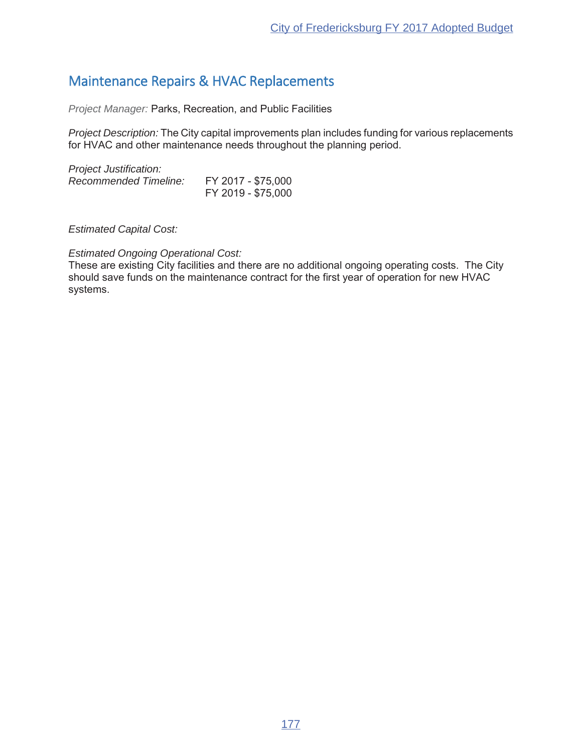## Maintenance Repairs & HVAC Replacements

*Project Manager:* Parks, Recreation, and Public Facilities

*Project Description:* The City capital improvements plan includes funding for various replacements for HVAC and other maintenance needs throughout the planning period.

*Project Justification:*

*Recommended Timeline:* FY 2017 - $75,000
FY 2019 - $75,000

*Estimated Capital Cost:*

*Estimated Ongoing Operational Cost:*
These are existing City facilities and there are no additional ongoing operating costs. The City should save funds on the maintenance contract for the first year of operation for new HVAC systems.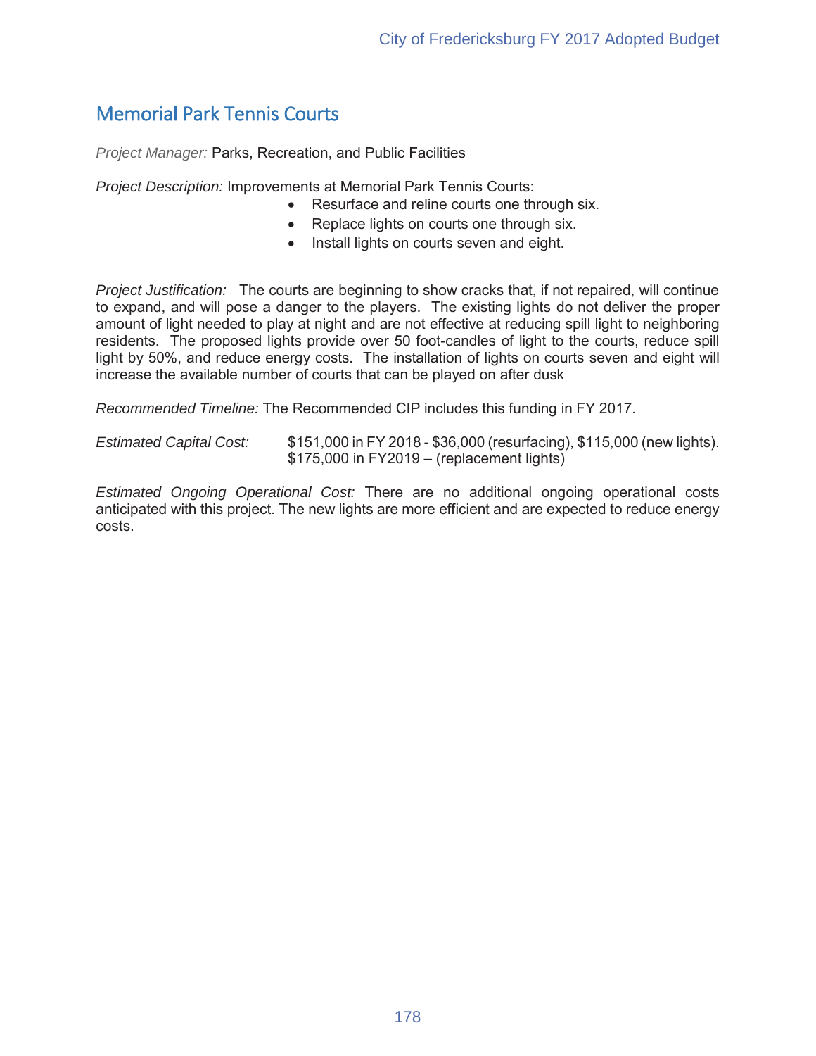## Memorial Park Tennis Courts

*Project Manager:* Parks, Recreation, and Public Facilities

*Project Description:* Improvements at Memorial Park Tennis Courts:

- Resurface and reline courts one through six.
- Replace lights on courts one through six.
- Install lights on courts seven and eight.

*Project Justification:* The courts are beginning to show cracks that, if not repaired, will continue to expand, and will pose a danger to the players. The existing lights do not deliver the proper amount of light needed to play at night and are not effective at reducing spill light to neighboring residents. The proposed lights provide over 50 foot-candles of light to the courts, reduce spill light by 50%, and reduce energy costs. The installation of lights on courts seven and eight will increase the available number of courts that can be played on after dusk

*Recommended Timeline:* The Recommended CIP includes this funding in FY 2017.

*Estimated Capital Cost:* $151,000 in FY 2018 - $36,000 (resurfacing), $115,000 (new lights).
$175,000 in FY2019 – (replacement lights)

*Estimated Ongoing Operational Cost:* There are no additional ongoing operational costs anticipated with this project. The new lights are more efficient and are expected to reduce energy costs.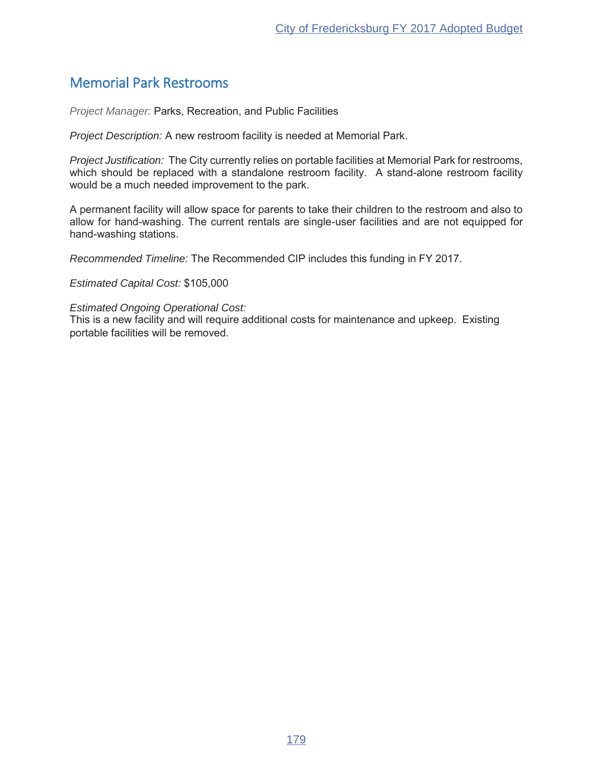## Memorial Park Restrooms

*Project Manager:* Parks, Recreation, and Public Facilities

*Project Description:* A new restroom facility is needed at Memorial Park.

*Project Justification:* The City currently relies on portable facilities at Memorial Park for restrooms, which should be replaced with a standalone restroom facility. A stand-alone restroom facility would be a much needed improvement to the park.

A permanent facility will allow space for parents to take their children to the restroom and also to allow for hand-washing. The current rentals are single-user facilities and are not equipped for hand-washing stations.

*Recommended Timeline:* The Recommended CIP includes this funding in FY 2017.

*Estimated Capital Cost:* $105,000

*Estimated Ongoing Operational Cost:*
This is a new facility and will require additional costs for maintenance and upkeep. Existing portable facilities will be removed.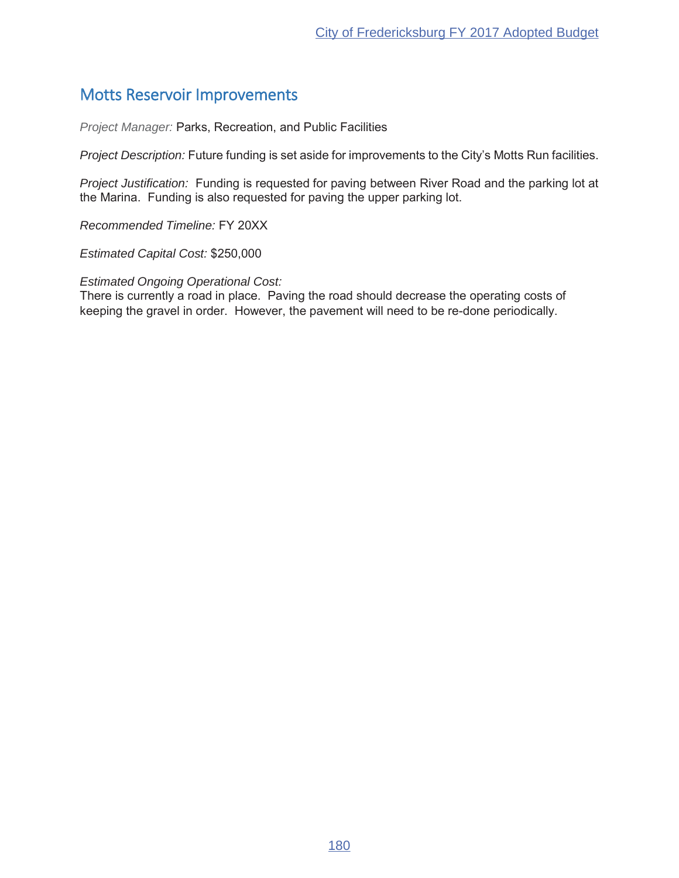## Motts Reservoir Improvements

*Project Manager:* Parks, Recreation, and Public Facilities

*Project Description:* Future funding is set aside for improvements to the City's Motts Run facilities.

*Project Justification:* Funding is requested for paving between River Road and the parking lot at the Marina. Funding is also requested for paving the upper parking lot.

*Recommended Timeline:* FY 20XX

*Estimated Capital Cost:* $250,000

*Estimated Ongoing Operational Cost:*
There is currently a road in place. Paving the road should decrease the operating costs of keeping the gravel in order. However, the pavement will need to be re-done periodically.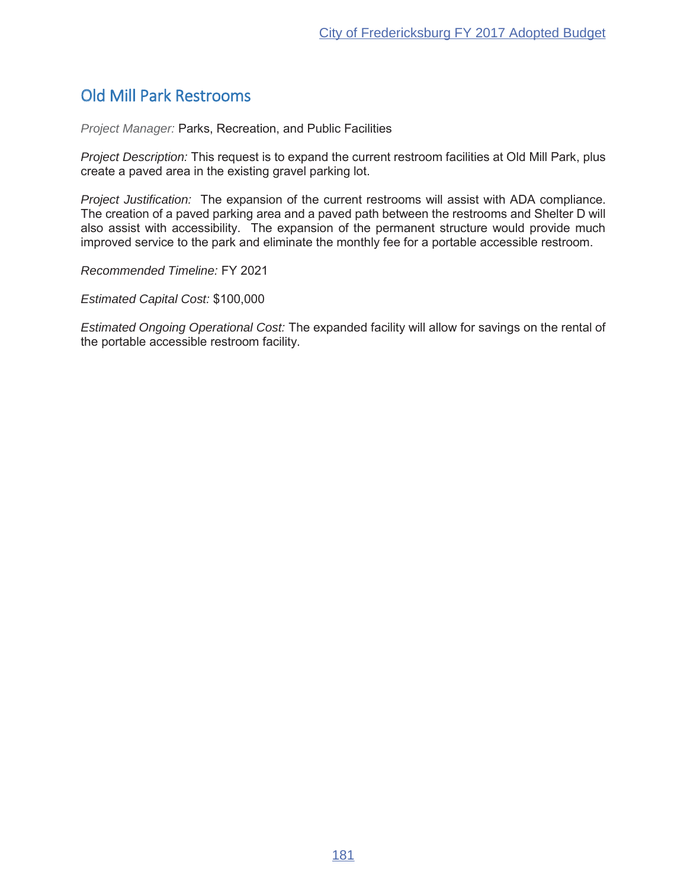## Old Mill Park Restrooms

*Project Manager:* Parks, Recreation, and Public Facilities

*Project Description:* This request is to expand the current restroom facilities at Old Mill Park, plus create a paved area in the existing gravel parking lot.

*Project Justification:* The expansion of the current restrooms will assist with ADA compliance. The creation of a paved parking area and a paved path between the restrooms and Shelter D will also assist with accessibility. The expansion of the permanent structure would provide much improved service to the park and eliminate the monthly fee for a portable accessible restroom.

*Recommended Timeline:* FY 2021

*Estimated Capital Cost:* $100,000

*Estimated Ongoing Operational Cost:* The expanded facility will allow for savings on the rental of the portable accessible restroom facility.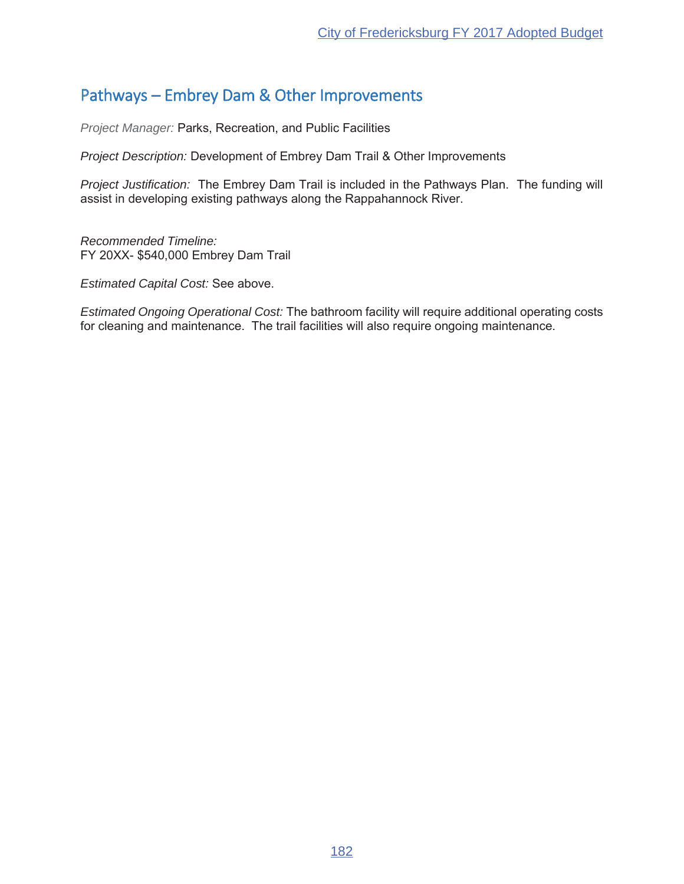## Pathways – Embrey Dam & Other Improvements

*Project Manager:* Parks, Recreation, and Public Facilities

*Project Description:* Development of Embrey Dam Trail & Other Improvements

*Project Justification:* The Embrey Dam Trail is included in the Pathways Plan. The funding will assist in developing existing pathways along the Rappahannock River.

*Recommended Timeline:*
FY 20XX- $540,000 Embrey Dam Trail

*Estimated Capital Cost:* See above.

*Estimated Ongoing Operational Cost:* The bathroom facility will require additional operating costs for cleaning and maintenance. The trail facilities will also require ongoing maintenance.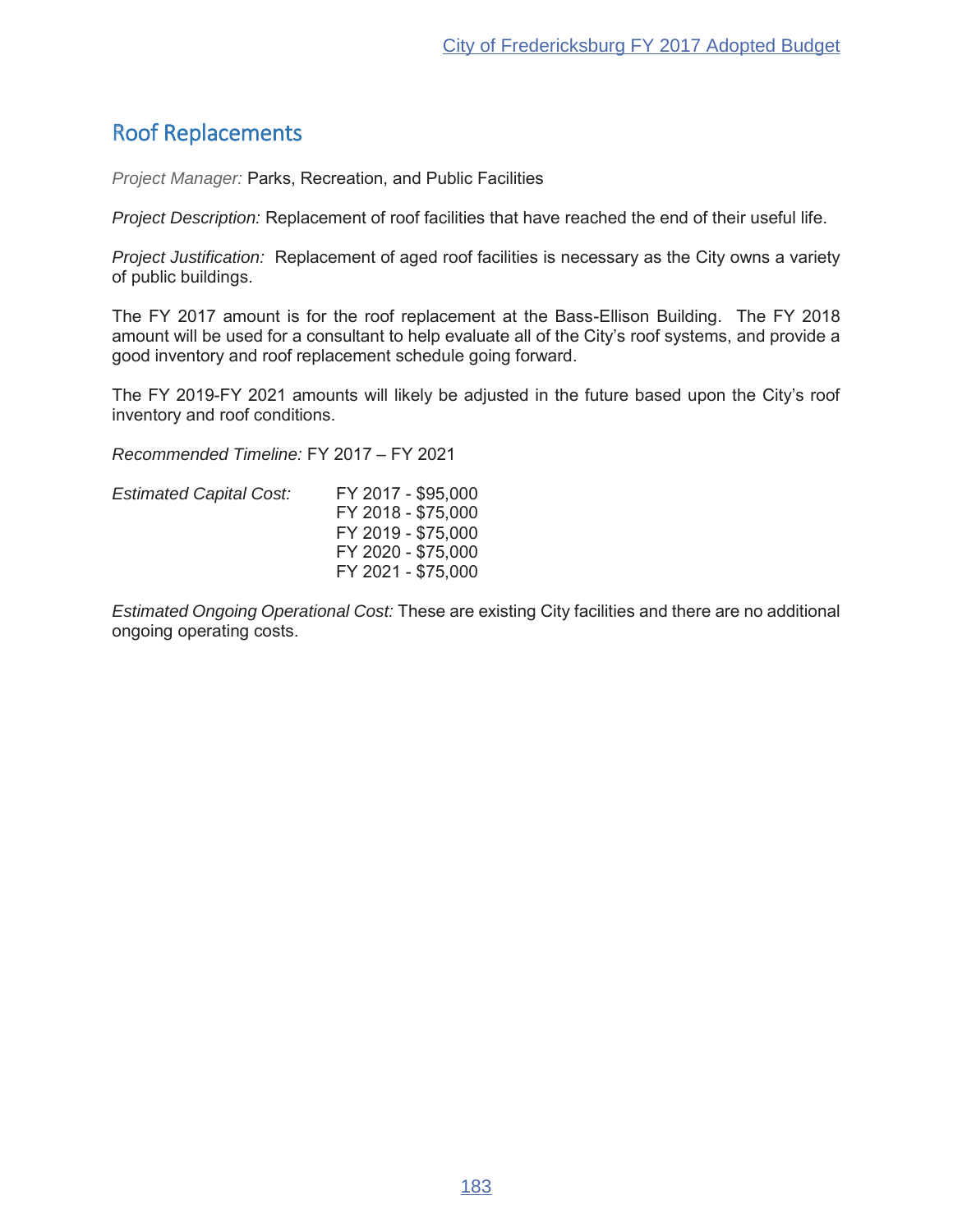## Roof Replacements

*Project Manager:* Parks, Recreation, and Public Facilities

*Project Description:* Replacement of roof facilities that have reached the end of their useful life.

*Project Justification:* Replacement of aged roof facilities is necessary as the City owns a variety of public buildings.

The FY 2017 amount is for the roof replacement at the Bass-Ellison Building. The FY 2018 amount will be used for a consultant to help evaluate all of the City's roof systems, and provide a good inventory and roof replacement schedule going forward.

The FY 2019-FY 2021 amounts will likely be adjusted in the future based upon the City's roof inventory and roof conditions.

*Recommended Timeline:* FY 2017 – FY 2021

*Estimated Capital Cost:*

FY 2017 - $95,000
FY 2018 - $75,000
FY 2019 - $75,000
FY 2020 - $75,000
FY 2021 - $75,000

*Estimated Ongoing Operational Cost:* These are existing City facilities and there are no additional ongoing operating costs.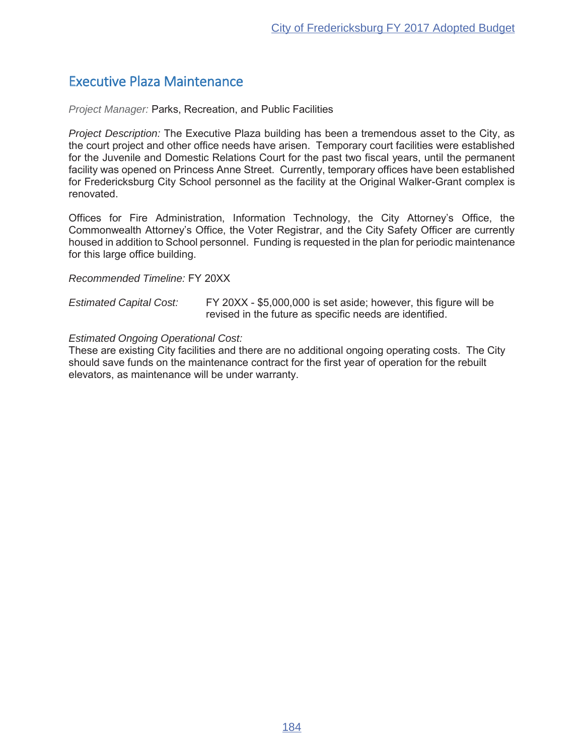## Executive Plaza Maintenance

*Project Manager:* Parks, Recreation, and Public Facilities

*Project Description:* The Executive Plaza building has been a tremendous asset to the City, as the court project and other office needs have arisen. Temporary court facilities were established for the Juvenile and Domestic Relations Court for the past two fiscal years, until the permanent facility was opened on Princess Anne Street. Currently, temporary offices have been established for Fredericksburg City School personnel as the facility at the Original Walker-Grant complex is renovated.

Offices for Fire Administration, Information Technology, the City Attorney's Office, the Commonwealth Attorney's Office, the Voter Registrar, and the City Safety Officer are currently housed in addition to School personnel. Funding is requested in the plan for periodic maintenance for this large office building.

*Recommended Timeline:* FY 20XX

*Estimated Capital Cost:* FY 20XX - $5,000,000 is set aside; however, this figure will be revised in the future as specific needs are identified.

*Estimated Ongoing Operational Cost:*
These are existing City facilities and there are no additional ongoing operating costs. The City should save funds on the maintenance contract for the first year of operation for the rebuilt elevators, as maintenance will be under warranty.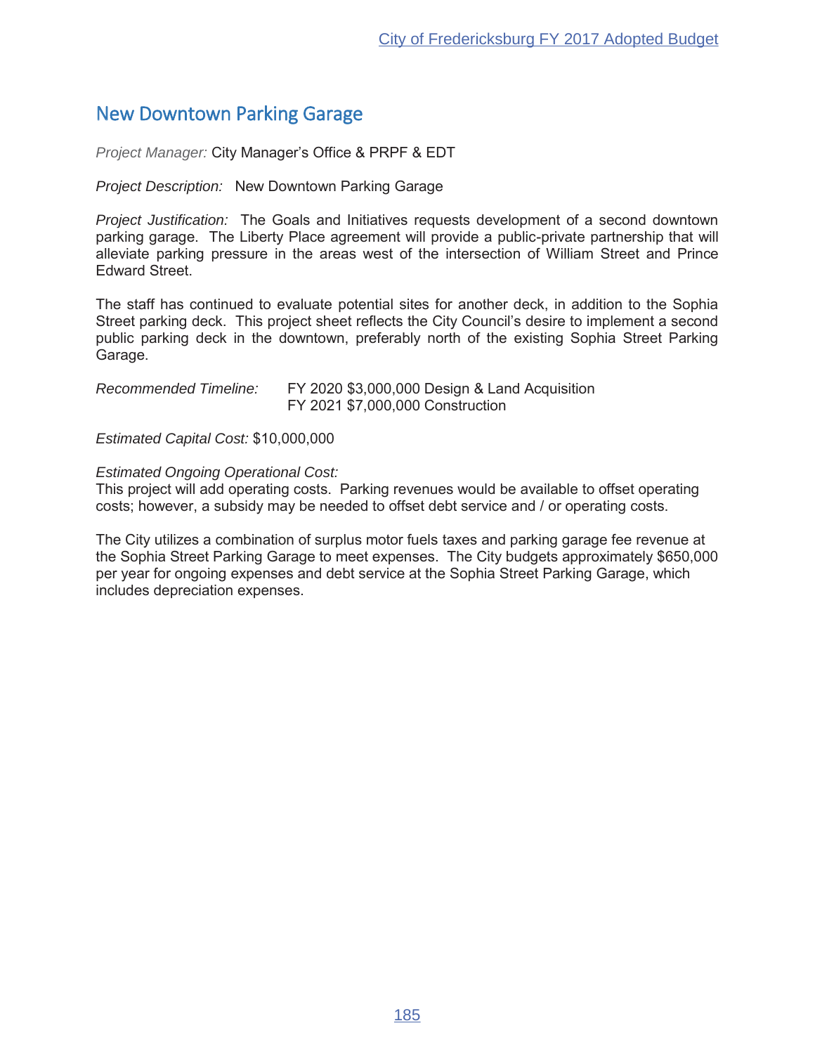## New Downtown Parking Garage

*Project Manager:* City Manager's Office & PRPF & EDT

*Project Description:* New Downtown Parking Garage

*Project Justification:* The Goals and Initiatives requests development of a second downtown parking garage. The Liberty Place agreement will provide a public-private partnership that will alleviate parking pressure in the areas west of the intersection of William Street and Prince Edward Street.

The staff has continued to evaluate potential sites for another deck, in addition to the Sophia Street parking deck. This project sheet reflects the City Council's desire to implement a second public parking deck in the downtown, preferably north of the existing Sophia Street Parking Garage.

*Recommended Timeline:* FY 2020 $3,000,000 Design & Land Acquisition
FY 2021 $7,000,000 Construction

*Estimated Capital Cost:* $10,000,000

*Estimated Ongoing Operational Cost:*
This project will add operating costs. Parking revenues would be available to offset operating costs; however, a subsidy may be needed to offset debt service and / or operating costs.

The City utilizes a combination of surplus motor fuels taxes and parking garage fee revenue at the Sophia Street Parking Garage to meet expenses. The City budgets approximately $650,000 per year for ongoing expenses and debt service at the Sophia Street Parking Garage, which includes depreciation expenses.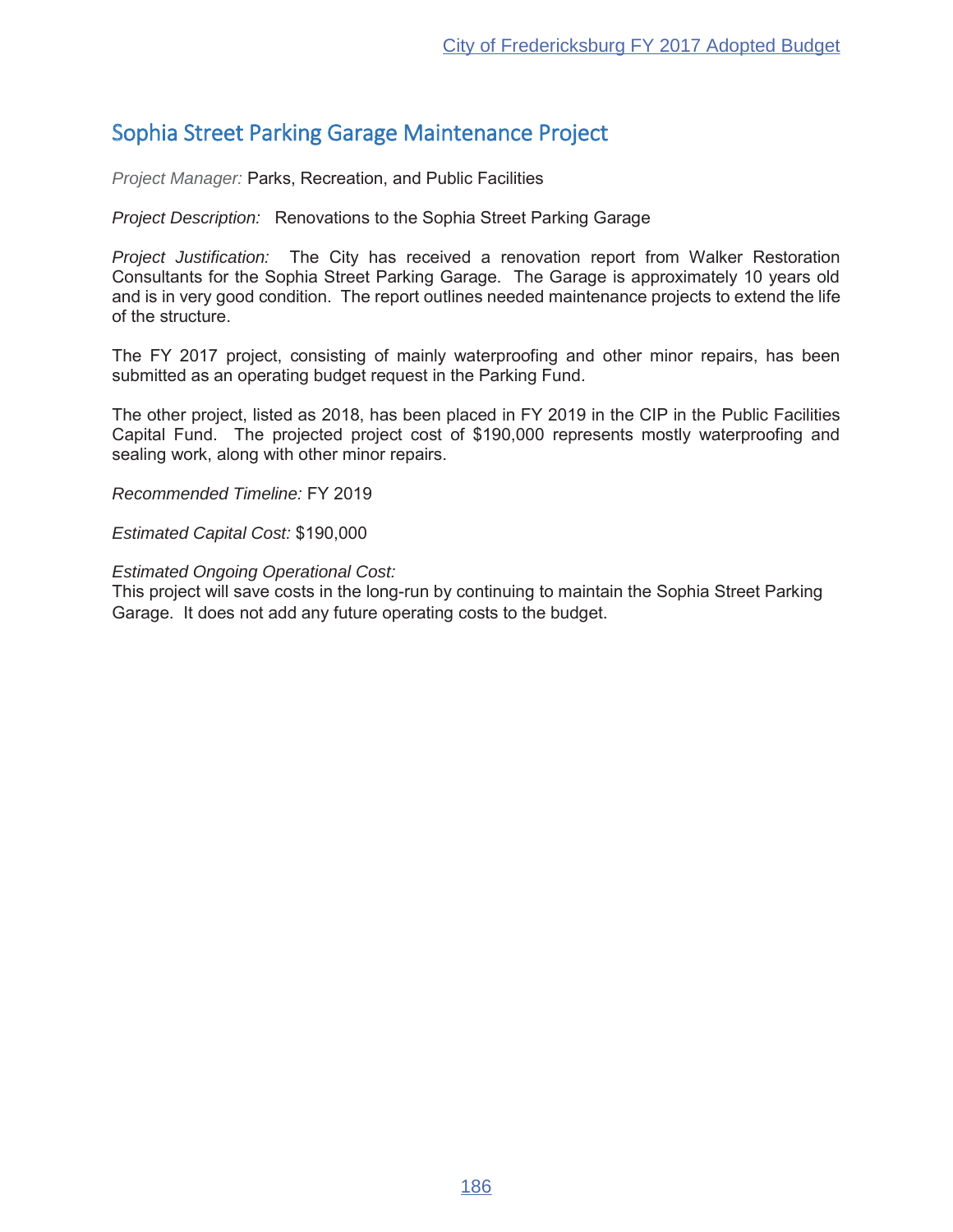## Sophia Street Parking Garage Maintenance Project

*Project Manager:* Parks, Recreation, and Public Facilities

*Project Description:* Renovations to the Sophia Street Parking Garage

*Project Justification:* The City has received a renovation report from Walker Restoration Consultants for the Sophia Street Parking Garage. The Garage is approximately 10 years old and is in very good condition. The report outlines needed maintenance projects to extend the life of the structure.

The FY 2017 project, consisting of mainly waterproofing and other minor repairs, has been submitted as an operating budget request in the Parking Fund.

The other project, listed as 2018, has been placed in FY 2019 in the CIP in the Public Facilities Capital Fund. The projected project cost of $190,000 represents mostly waterproofing and sealing work, along with other minor repairs.

*Recommended Timeline:* FY 2019

*Estimated Capital Cost:* $190,000

*Estimated Ongoing Operational Cost:*
This project will save costs in the long-run by continuing to maintain the Sophia Street Parking Garage. It does not add any future operating costs to the budget.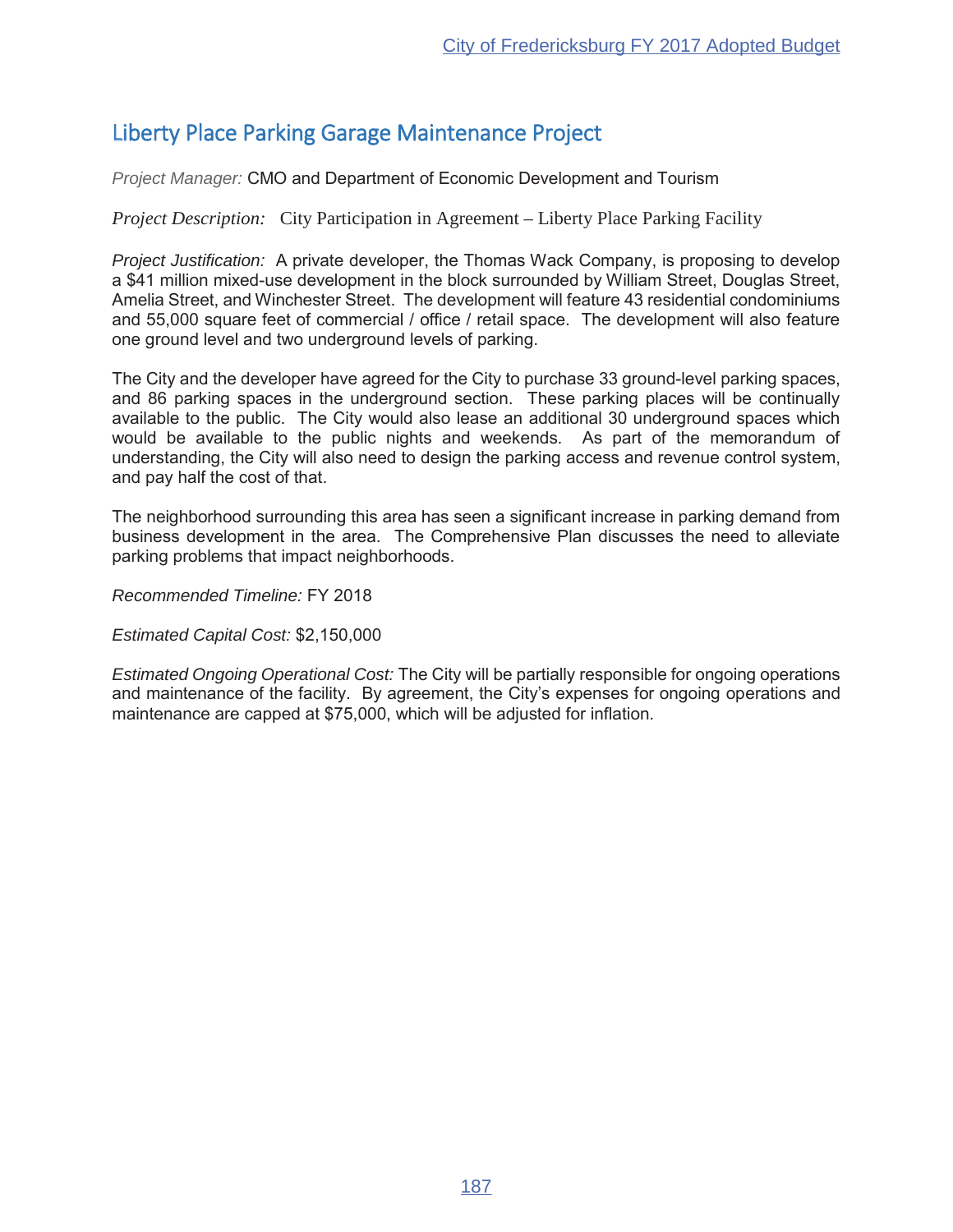## Liberty Place Parking Garage Maintenance Project

*Project Manager:* CMO and Department of Economic Development and Tourism

*Project Description:* City Participation in Agreement – Liberty Place Parking Facility

*Project Justification:* A private developer, the Thomas Wack Company, is proposing to develop a $41 million mixed-use development in the block surrounded by William Street, Douglas Street, Amelia Street, and Winchester Street. The development will feature 43 residential condominiums and 55,000 square feet of commercial / office / retail space. The development will also feature one ground level and two underground levels of parking.

The City and the developer have agreed for the City to purchase 33 ground-level parking spaces, and 86 parking spaces in the underground section. These parking places will be continually available to the public. The City would also lease an additional 30 underground spaces which would be available to the public nights and weekends. As part of the memorandum of understanding, the City will also need to design the parking access and revenue control system, and pay half the cost of that.

The neighborhood surrounding this area has seen a significant increase in parking demand from business development in the area. The Comprehensive Plan discusses the need to alleviate parking problems that impact neighborhoods.

*Recommended Timeline:* FY 2018

*Estimated Capital Cost:* $2,150,000

*Estimated Ongoing Operational Cost:* The City will be partially responsible for ongoing operations and maintenance of the facility. By agreement, the City's expenses for ongoing operations and maintenance are capped at $75,000, which will be adjusted for inflation.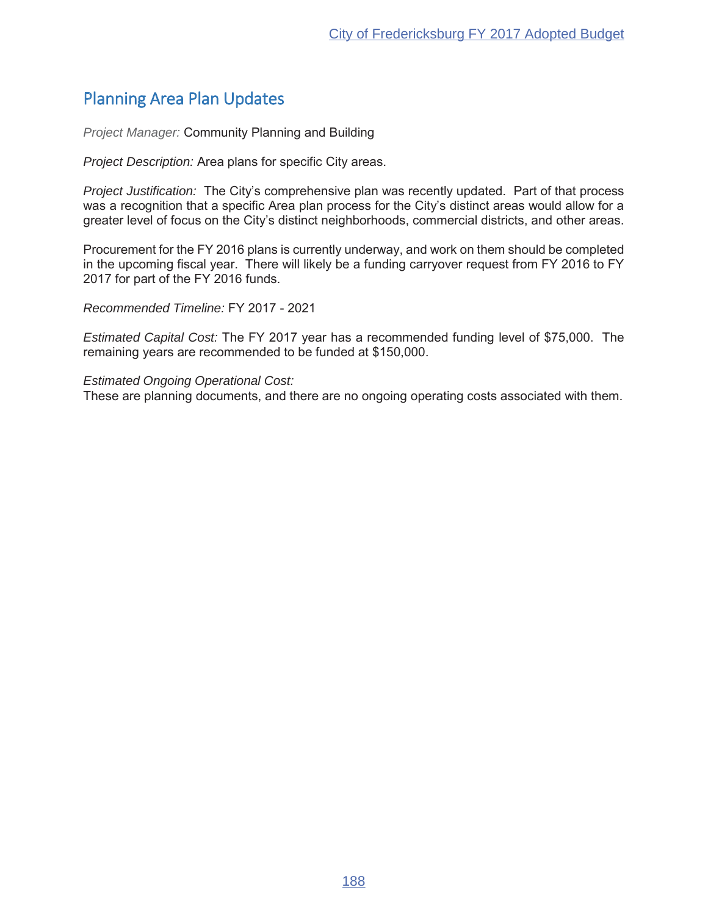## Planning Area Plan Updates

*Project Manager:* Community Planning and Building

*Project Description:* Area plans for specific City areas.

*Project Justification:* The City's comprehensive plan was recently updated. Part of that process was a recognition that a specific Area plan process for the City's distinct areas would allow for a greater level of focus on the City's distinct neighborhoods, commercial districts, and other areas.

Procurement for the FY 2016 plans is currently underway, and work on them should be completed in the upcoming fiscal year. There will likely be a funding carryover request from FY 2016 to FY 2017 for part of the FY 2016 funds.

*Recommended Timeline:* FY 2017 - 2021

*Estimated Capital Cost:* The FY 2017 year has a recommended funding level of $75,000. The remaining years are recommended to be funded at $150,000.

*Estimated Ongoing Operational Cost:*
These are planning documents, and there are no ongoing operating costs associated with them.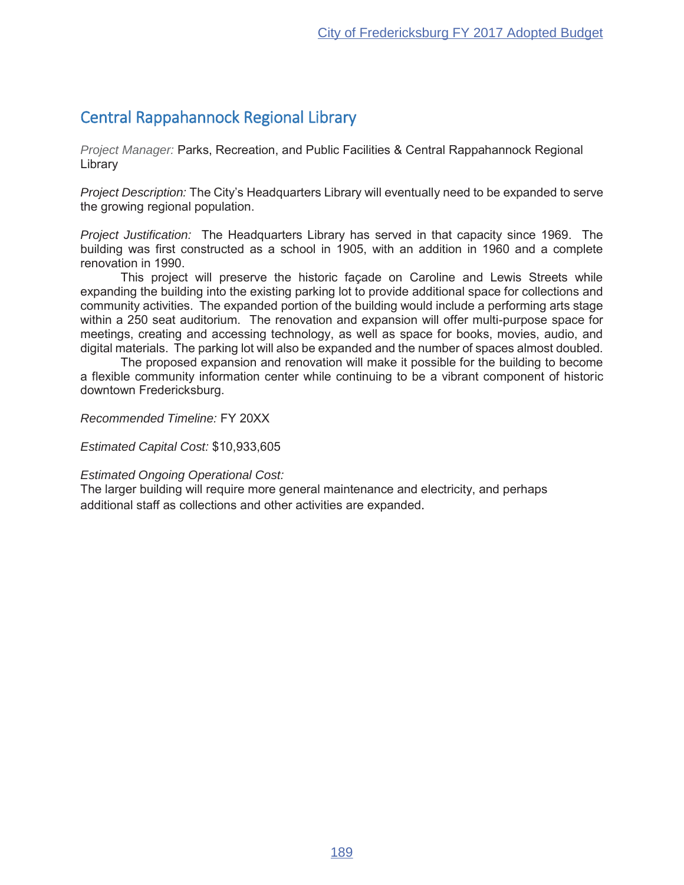## Central Rappahannock Regional Library

*Project Manager:* Parks, Recreation, and Public Facilities & Central Rappahannock Regional Library

*Project Description:* The City's Headquarters Library will eventually need to be expanded to serve the growing regional population.

*Project Justification:* The Headquarters Library has served in that capacity since 1969. The building was first constructed as a school in 1905, with an addition in 1960 and a complete renovation in 1990.

This project will preserve the historic façade on Caroline and Lewis Streets while expanding the building into the existing parking lot to provide additional space for collections and community activities. The expanded portion of the building would include a performing arts stage within a 250 seat auditorium. The renovation and expansion will offer multi-purpose space for meetings, creating and accessing technology, as well as space for books, movies, audio, and digital materials. The parking lot will also be expanded and the number of spaces almost doubled.

The proposed expansion and renovation will make it possible for the building to become a flexible community information center while continuing to be a vibrant component of historic downtown Fredericksburg.

*Recommended Timeline:* FY 20XX

*Estimated Capital Cost:* $10,933,605

*Estimated Ongoing Operational Cost:*
The larger building will require more general maintenance and electricity, and perhaps additional staff as collections and other activities are expanded.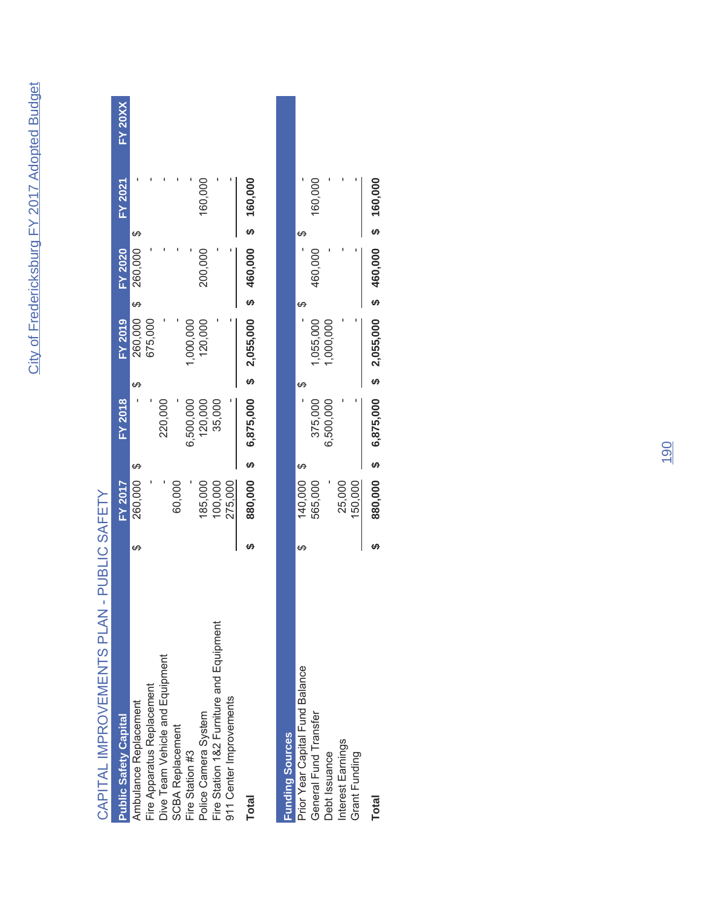# CAPITAL IMPROVEMENTS PLAN - PUBLIC SAFETY

| Public Safety Capital | FY 2017 | FY 2018 | FY 2019 | FY 2020 | FY 2021 | FY 20XX |
|---|---|---|---|---|---|---|
| Ambulance Replacement | $ 260,000 | $ - | $ 260,000 | $ 260,000 | $ - | |
| Fire Apparatus Replacement | - | - | 675,000 | - | - | |
| Dive Team Vehicle and Equipment | - | 220,000 | - | - | - | |
| SCBA Replacement | 60,000 | - | - | - | - | |
| Fire Station #3 | - | 6,500,000 | 1,000,000 | - | - | |
| Police Camera System | 185,000 | 120,000 | 120,000 | 200,000 | 160,000 | |
| Fire Station 1&2 Furniture and Equipment | 100,000 | 35,000 | - | - | - | |
| 911 Center Improvements | 275,000 | - | - | - | - | |
| **Total** | **$ 880,000** | **$ 6,875,000** | **$ 2,055,000** | **$ 460,000** | **$ 160,000** | |

| Funding Sources | FY 2017 | FY 2018 | FY 2019 | FY 2020 | FY 2021 | FY 20XX |
|---|---|---|---|---|---|---|
| Prior Year Capital Fund Balance | $ 140,000 | $ - | $ - | $ - | $ - | |
| General Fund Transfer | 565,000 | 375,000 | 1,055,000 | 460,000 | 160,000 | |
| Debt Issuance | - | 6,500,000 | 1,000,000 | - | - | |
| Interest Earnings | 25,000 | - | - | - | - | |
| Grant Funding | 150,000 | - | - | - | - | |
| **Total** | **$ 880,000** | **$ 6,875,000** | **$ 2,055,000** | **$ 460,000** | **$ 160,000** | |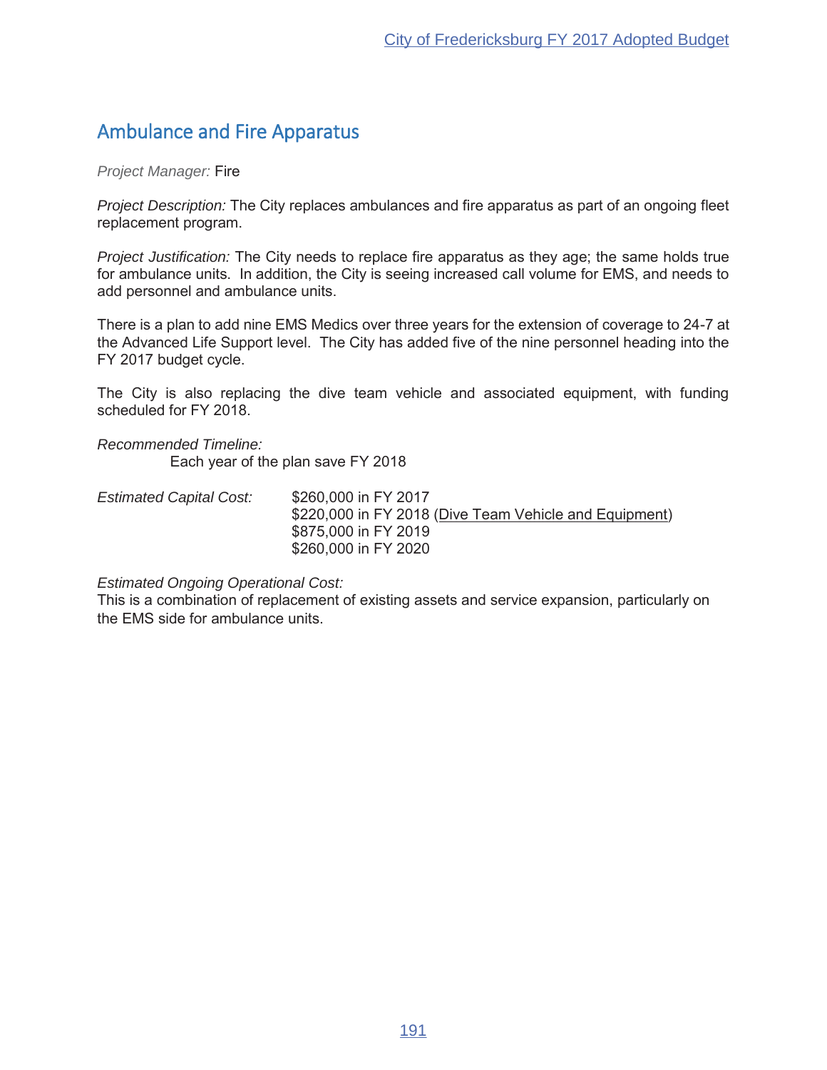## Ambulance and Fire Apparatus

*Project Manager:* Fire

*Project Description:* The City replaces ambulances and fire apparatus as part of an ongoing fleet replacement program.

*Project Justification:* The City needs to replace fire apparatus as they age; the same holds true for ambulance units. In addition, the City is seeing increased call volume for EMS, and needs to add personnel and ambulance units.

There is a plan to add nine EMS Medics over three years for the extension of coverage to 24-7 at the Advanced Life Support level. The City has added five of the nine personnel heading into the FY 2017 budget cycle.

The City is also replacing the dive team vehicle and associated equipment, with funding scheduled for FY 2018.

*Recommended Timeline:*

Each year of the plan save FY 2018

*Estimated Capital Cost:*

$260,000 in FY 2017
$220,000 in FY 2018 (Dive Team Vehicle and Equipment)
$875,000 in FY 2019
$260,000 in FY 2020

*Estimated Ongoing Operational Cost:*
This is a combination of replacement of existing assets and service expansion, particularly on the EMS side for ambulance units.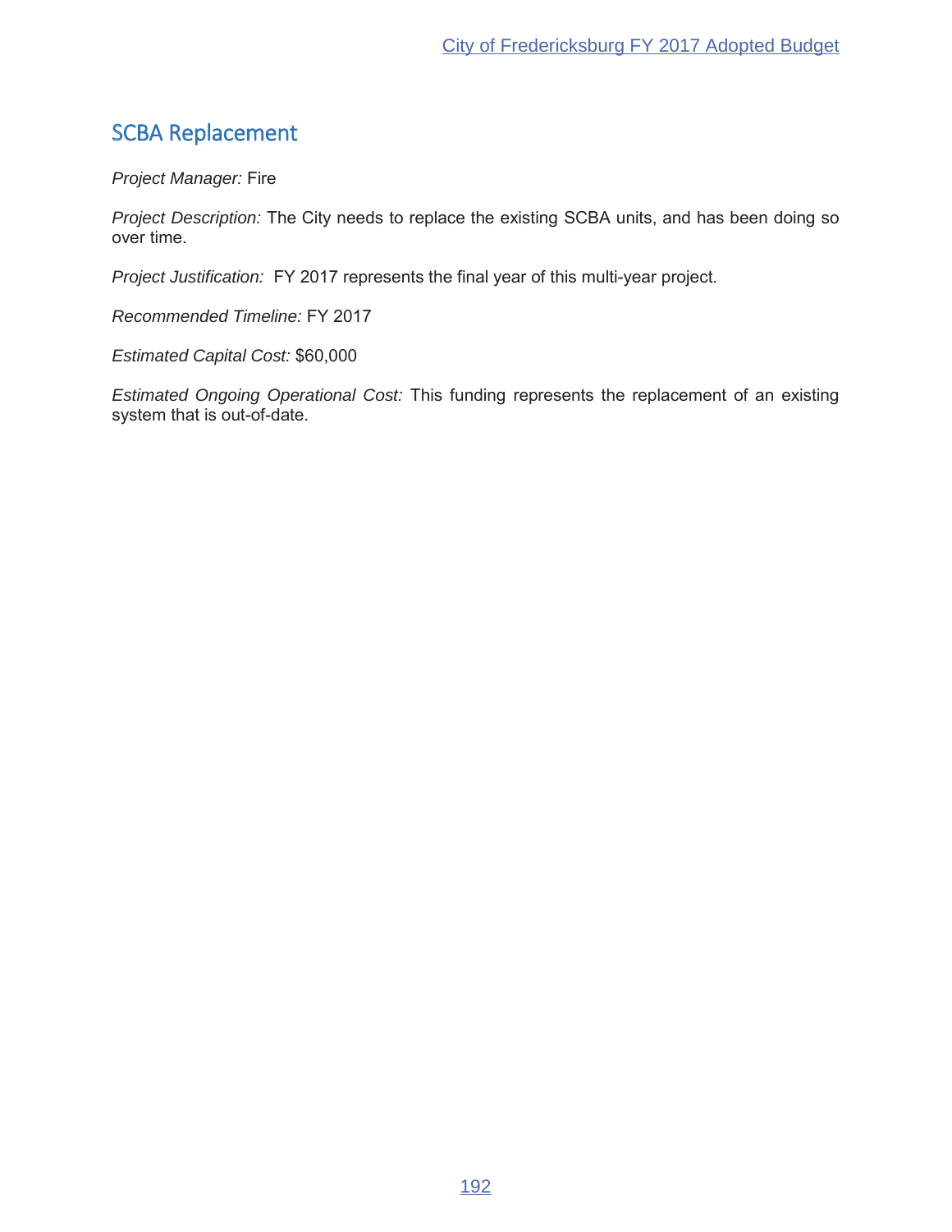## SCBA Replacement

*Project Manager:* Fire

*Project Description:* The City needs to replace the existing SCBA units, and has been doing so over time.

*Project Justification:* FY 2017 represents the final year of this multi-year project.

*Recommended Timeline:* FY 2017

*Estimated Capital Cost:* $60,000

*Estimated Ongoing Operational Cost:* This funding represents the replacement of an existing system that is out-of-date.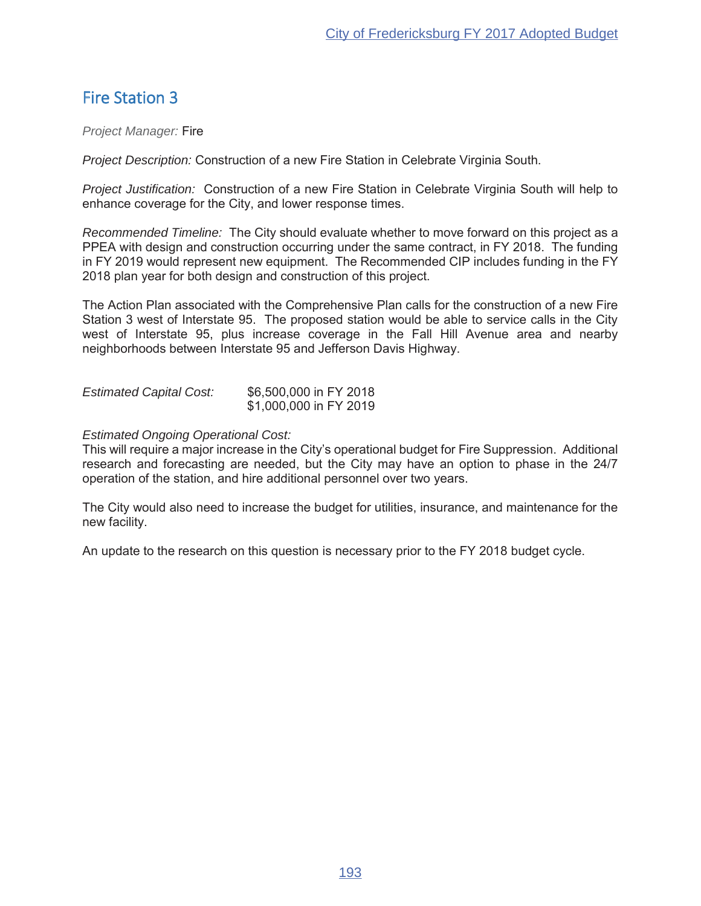## Fire Station 3

*Project Manager:* Fire

*Project Description:* Construction of a new Fire Station in Celebrate Virginia South.

*Project Justification:* Construction of a new Fire Station in Celebrate Virginia South will help to enhance coverage for the City, and lower response times.

*Recommended Timeline:* The City should evaluate whether to move forward on this project as a PPEA with design and construction occurring under the same contract, in FY 2018. The funding in FY 2019 would represent new equipment. The Recommended CIP includes funding in the FY 2018 plan year for both design and construction of this project.

The Action Plan associated with the Comprehensive Plan calls for the construction of a new Fire Station 3 west of Interstate 95. The proposed station would be able to service calls in the City west of Interstate 95, plus increase coverage in the Fall Hill Avenue area and nearby neighborhoods between Interstate 95 and Jefferson Davis Highway.

*Estimated Capital Cost:* $6,500,000 in FY 2018
$1,000,000 in FY 2019

*Estimated Ongoing Operational Cost:*
This will require a major increase in the City's operational budget for Fire Suppression. Additional research and forecasting are needed, but the City may have an option to phase in the 24/7 operation of the station, and hire additional personnel over two years.

The City would also need to increase the budget for utilities, insurance, and maintenance for the new facility.

An update to the research on this question is necessary prior to the FY 2018 budget cycle.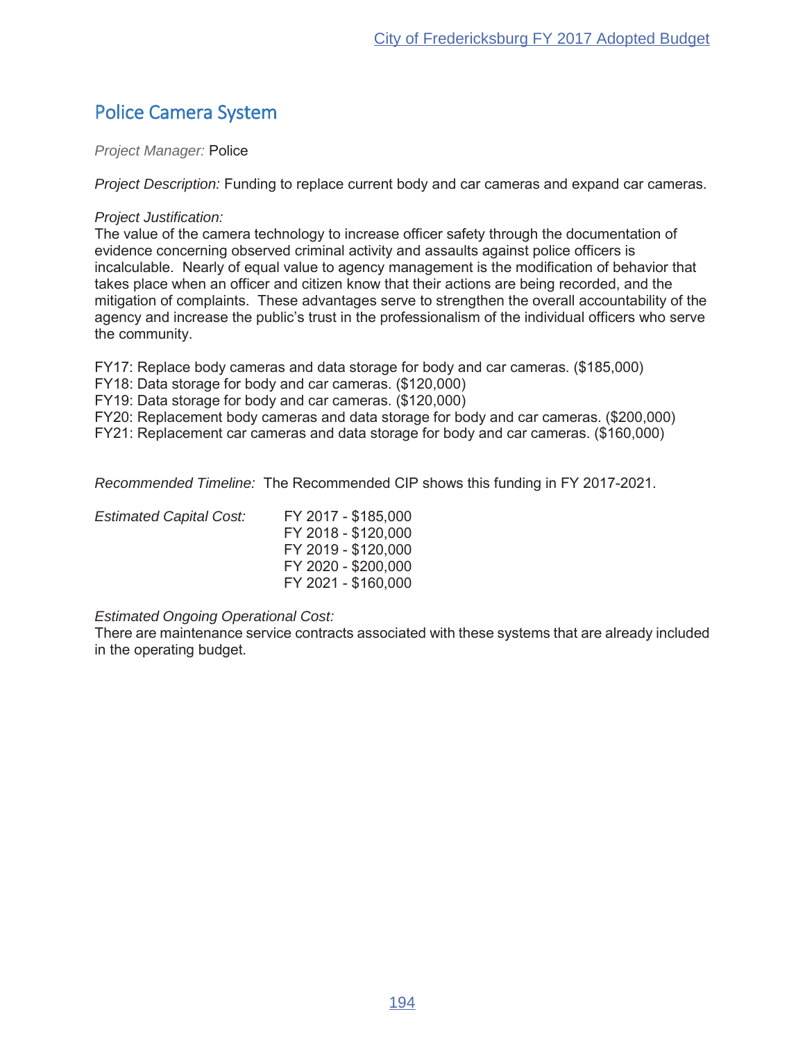## Police Camera System

*Project Manager:* Police

*Project Description:* Funding to replace current body and car cameras and expand car cameras.

*Project Justification:*
The value of the camera technology to increase officer safety through the documentation of evidence concerning observed criminal activity and assaults against police officers is incalculable. Nearly of equal value to agency management is the modification of behavior that takes place when an officer and citizen know that their actions are being recorded, and the mitigation of complaints. These advantages serve to strengthen the overall accountability of the agency and increase the public's trust in the professionalism of the individual officers who serve the community.

FY17: Replace body cameras and data storage for body and car cameras. ($185,000)
FY18: Data storage for body and car cameras. ($120,000)
FY19: Data storage for body and car cameras. ($120,000)
FY20: Replacement body cameras and data storage for body and car cameras. ($200,000)
FY21: Replacement car cameras and data storage for body and car cameras. ($160,000)

*Recommended Timeline:* The Recommended CIP shows this funding in FY 2017-2021.

*Estimated Capital Cost:*
FY 2017 - $185,000
FY 2018 - $120,000
FY 2019 - $120,000
FY 2020 - $200,000
FY 2021 - $160,000

*Estimated Ongoing Operational Cost:*
There are maintenance service contracts associated with these systems that are already included in the operating budget.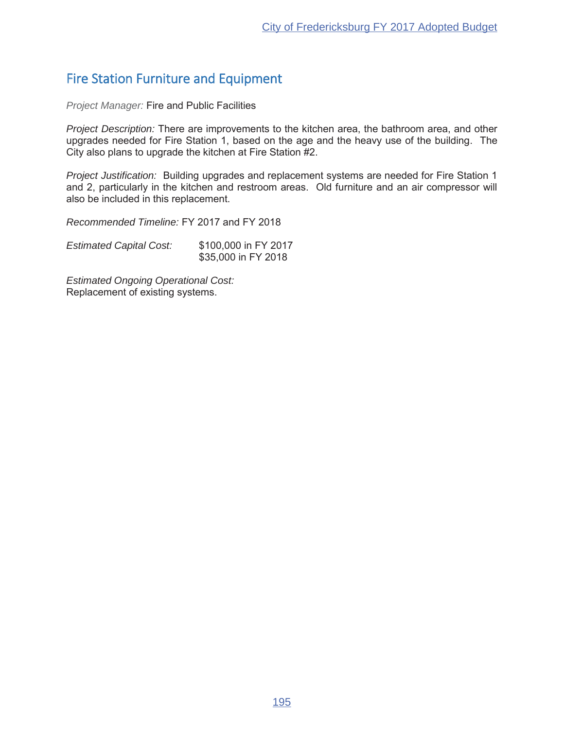## Fire Station Furniture and Equipment

*Project Manager:* Fire and Public Facilities

*Project Description:* There are improvements to the kitchen area, the bathroom area, and other upgrades needed for Fire Station 1, based on the age and the heavy use of the building. The City also plans to upgrade the kitchen at Fire Station #2.

*Project Justification:* Building upgrades and replacement systems are needed for Fire Station 1 and 2, particularly in the kitchen and restroom areas. Old furniture and an air compressor will also be included in this replacement.

*Recommended Timeline:* FY 2017 and FY 2018

*Estimated Capital Cost:* $100,000 in FY 2017
$35,000 in FY 2018

*Estimated Ongoing Operational Cost:*
Replacement of existing systems.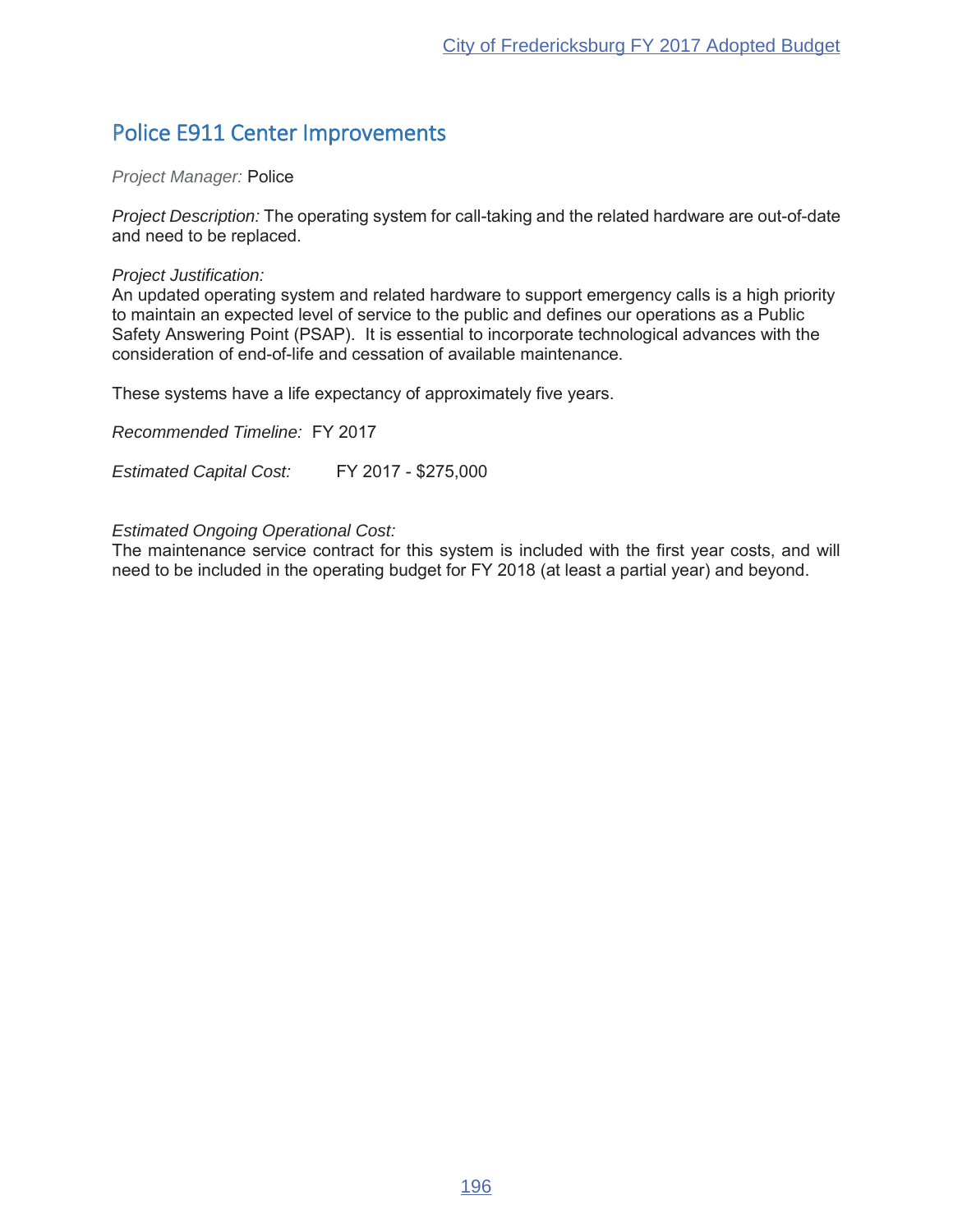## Police E911 Center Improvements

*Project Manager:* Police

*Project Description:* The operating system for call-taking and the related hardware are out-of-date and need to be replaced.

*Project Justification:*
An updated operating system and related hardware to support emergency calls is a high priority to maintain an expected level of service to the public and defines our operations as a Public Safety Answering Point (PSAP). It is essential to incorporate technological advances with the consideration of end-of-life and cessation of available maintenance.

These systems have a life expectancy of approximately five years.

*Recommended Timeline:* FY 2017

*Estimated Capital Cost:* FY 2017 - $275,000

*Estimated Ongoing Operational Cost:*
The maintenance service contract for this system is included with the first year costs, and will need to be included in the operating budget for FY 2018 (at least a partial year) and beyond.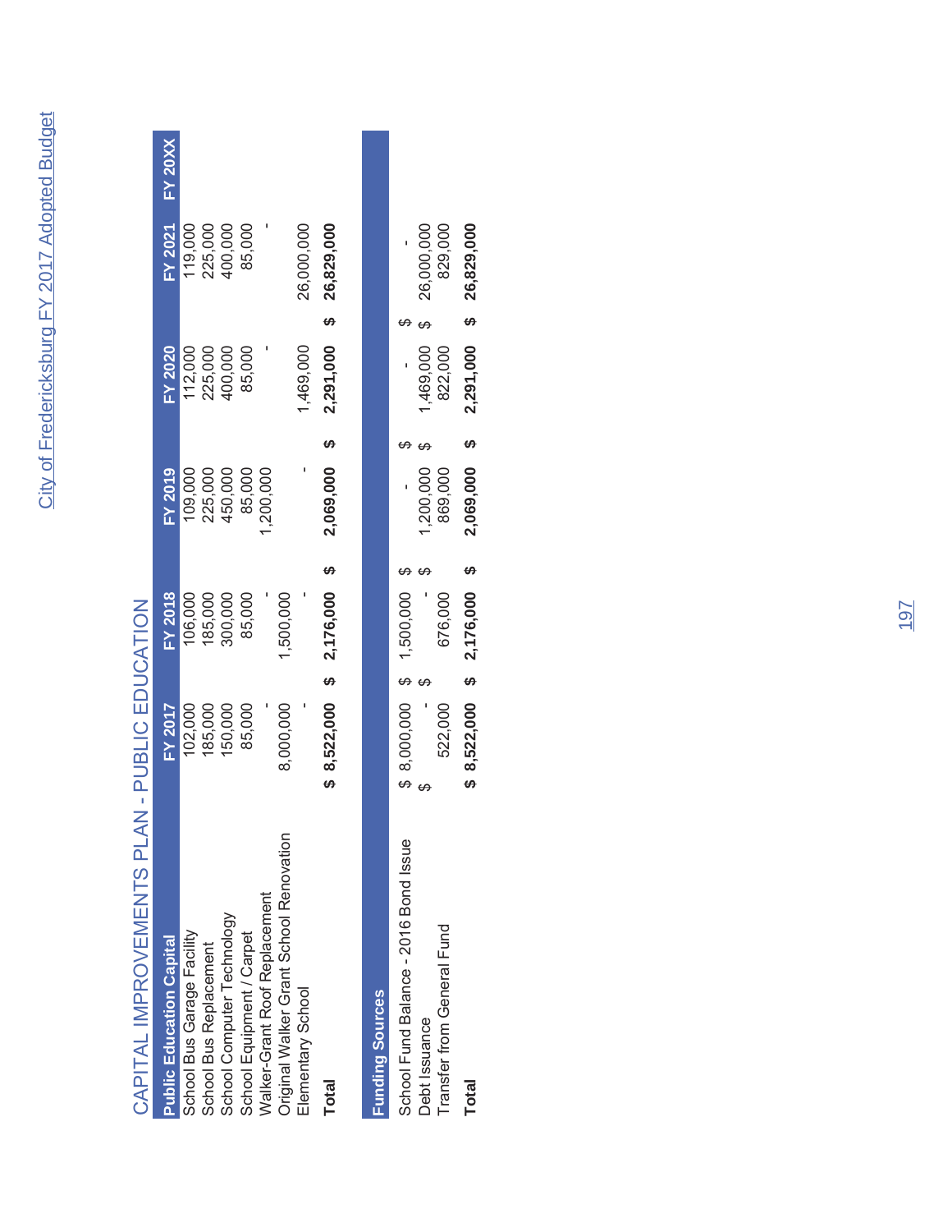# CAPITAL IMPROVEMENTS PLAN - PUBLIC EDUCATION

| Public Education Capital | FY 2017 | FY 2018 | FY 2019 | FY 2020 | FY 2021 | FY 20XX |
|---|---|---|---|---|---|---|
| School Bus Garage Facility | 102,000 | 106,000 | 109,000 | 112,000 | 119,000 | |
| School Bus Replacement | 185,000 | 185,000 | 225,000 | 225,000 | 225,000 | |
| School Computer Technology | 150,000 | 300,000 | 450,000 | 400,000 | 400,000 | |
| School Equipment / Carpet | 85,000 | 85,000 | 85,000 | 85,000 | 85,000 | |
| Walker-Grant Roof Replacement | - | - | 1,200,000 | - | - | |
| Original Walker Grant School Renovation | 8,000,000 | 1,500,000 | | | | |
| Elementary School | - | - | - | 1,469,000 | 26,000,000 | |
| **Total** | **$ 8,522,000** | **$ 2,176,000** | **$ 2,069,000** | **$ 2,291,000** | **$ 26,829,000** | |

| Funding Sources | FY 2017 | FY 2018 | FY 2019 | FY 2020 | FY 2021 | FY 20XX |
|---|---|---|---|---|---|---|
| School Fund Balance - 2016 Bond Issue | $ 8,000,000 | $ 1,500,000 | $ - | $ - | $ - | |
| Debt Issuance | $ - | $ - | $ 1,200,000 | $ 1,469,000 | $ 26,000,000 | |
| Transfer from General Fund | 522,000 | 676,000 | 869,000 | 822,000 | 829,000 | |
| **Total** | **$ 8,522,000** | **$ 2,176,000** | **$ 2,069,000** | **$ 2,291,000** | **$ 26,829,000** | |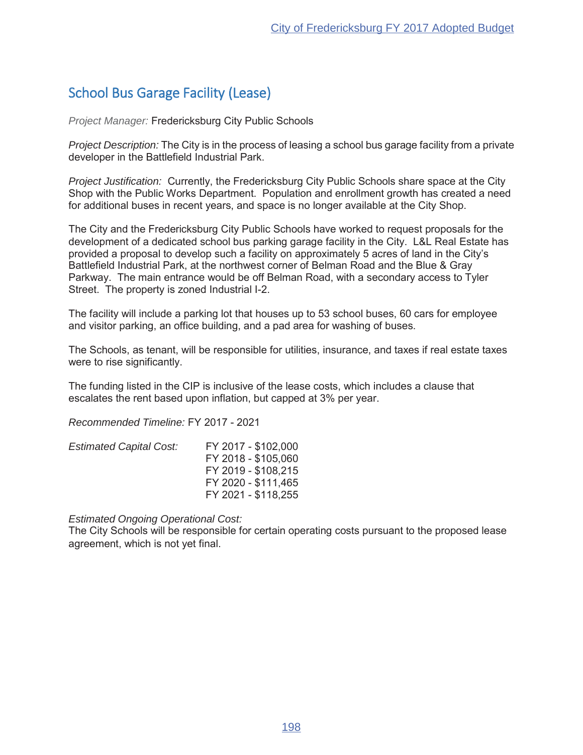## School Bus Garage Facility (Lease)

*Project Manager:* Fredericksburg City Public Schools

*Project Description:* The City is in the process of leasing a school bus garage facility from a private developer in the Battlefield Industrial Park.

*Project Justification:* Currently, the Fredericksburg City Public Schools share space at the City Shop with the Public Works Department. Population and enrollment growth has created a need for additional buses in recent years, and space is no longer available at the City Shop.

The City and the Fredericksburg City Public Schools have worked to request proposals for the development of a dedicated school bus parking garage facility in the City. L&L Real Estate has provided a proposal to develop such a facility on approximately 5 acres of land in the City's Battlefield Industrial Park, at the northwest corner of Belman Road and the Blue & Gray Parkway. The main entrance would be off Belman Road, with a secondary access to Tyler Street. The property is zoned Industrial I-2.

The facility will include a parking lot that houses up to 53 school buses, 60 cars for employee and visitor parking, an office building, and a pad area for washing of buses.

The Schools, as tenant, will be responsible for utilities, insurance, and taxes if real estate taxes were to rise significantly.

The funding listed in the CIP is inclusive of the lease costs, which includes a clause that escalates the rent based upon inflation, but capped at 3% per year.

*Recommended Timeline:* FY 2017 - 2021

*Estimated Capital Cost:*

FY 2017 - $102,000
FY 2018 - $105,060
FY 2019 - $108,215
FY 2020 - $111,465
FY 2021 - $118,255

*Estimated Ongoing Operational Cost:*
The City Schools will be responsible for certain operating costs pursuant to the proposed lease agreement, which is not yet final.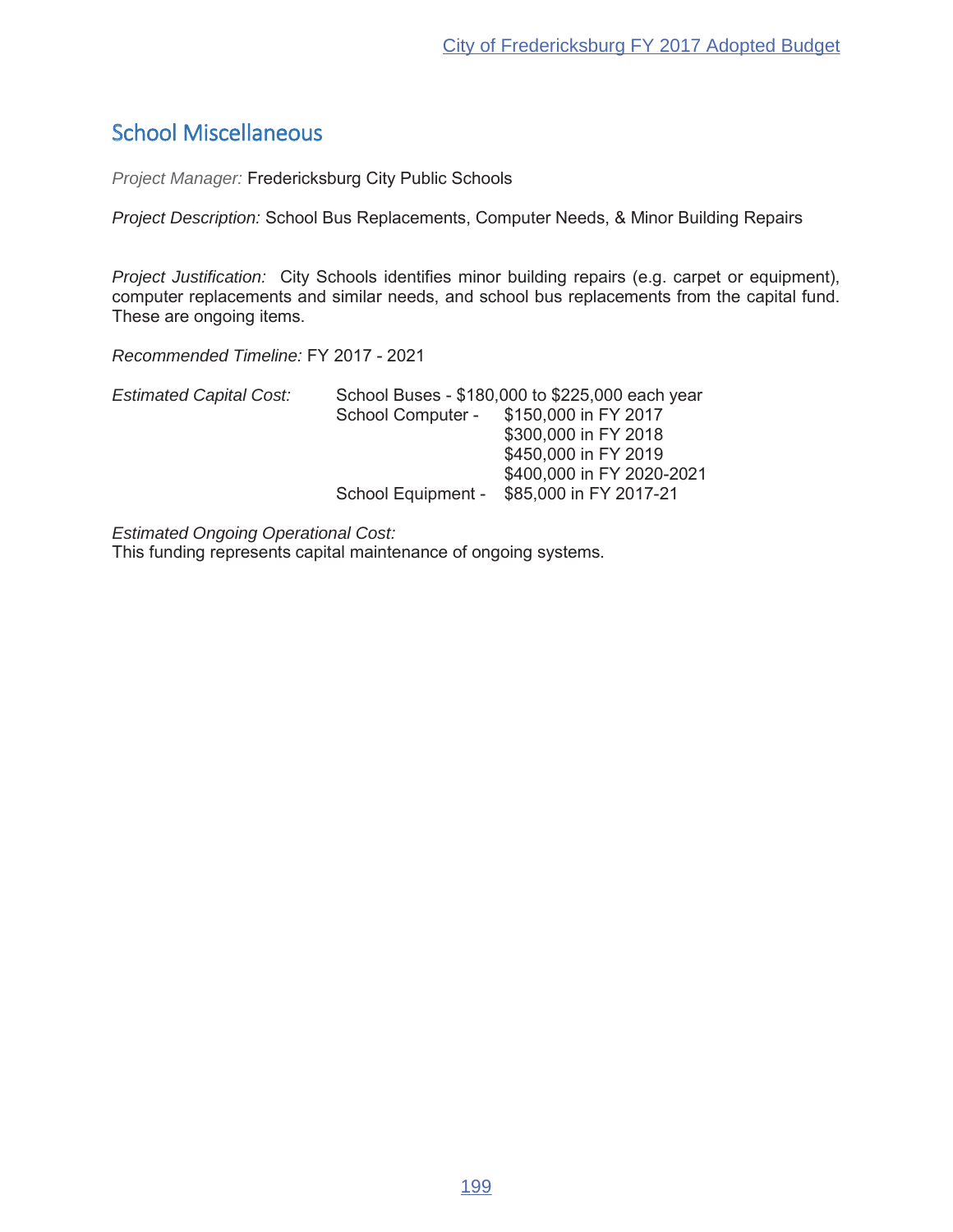## School Miscellaneous

*Project Manager:* Fredericksburg City Public Schools

*Project Description:* School Bus Replacements, Computer Needs, & Minor Building Repairs

*Project Justification:* City Schools identifies minor building repairs (e.g. carpet or equipment), computer replacements and similar needs, and school bus replacements from the capital fund. These are ongoing items.

*Recommended Timeline:* FY 2017 - 2021

*Estimated Capital Cost:*

School Buses - $180,000 to $225,000 each year

School Computer - $150,000 in FY 2017
$300,000 in FY 2018
$450,000 in FY 2019
$400,000 in FY 2020-2021

School Equipment - $85,000 in FY 2017-21

*Estimated Ongoing Operational Cost:*
This funding represents capital maintenance of ongoing systems.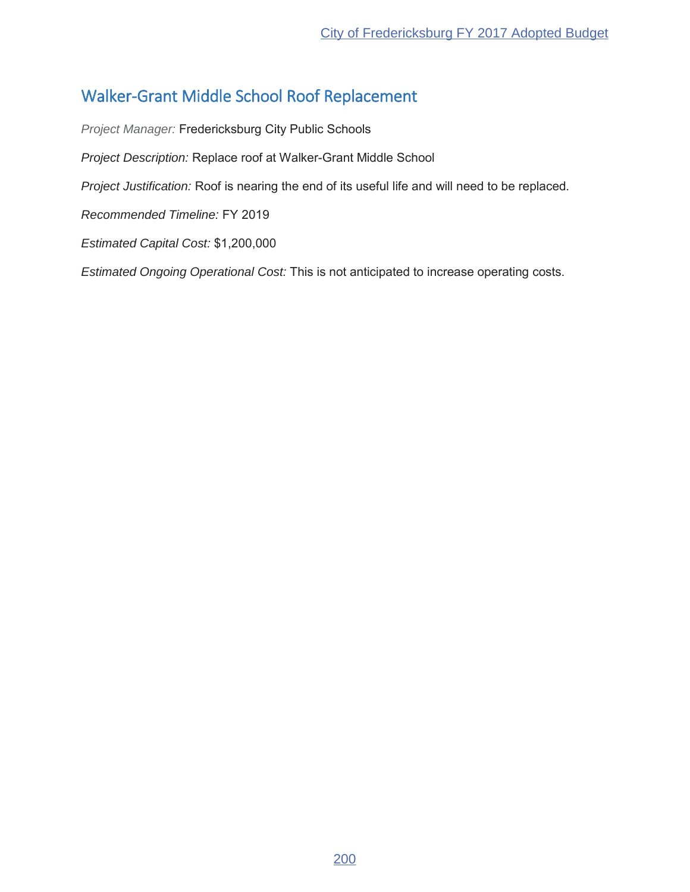## Walker-Grant Middle School Roof Replacement

*Project Manager:* Fredericksburg City Public Schools

*Project Description:* Replace roof at Walker-Grant Middle School

*Project Justification:* Roof is nearing the end of its useful life and will need to be replaced.

*Recommended Timeline:* FY 2019

*Estimated Capital Cost:* $1,200,000

*Estimated Ongoing Operational Cost:* This is not anticipated to increase operating costs.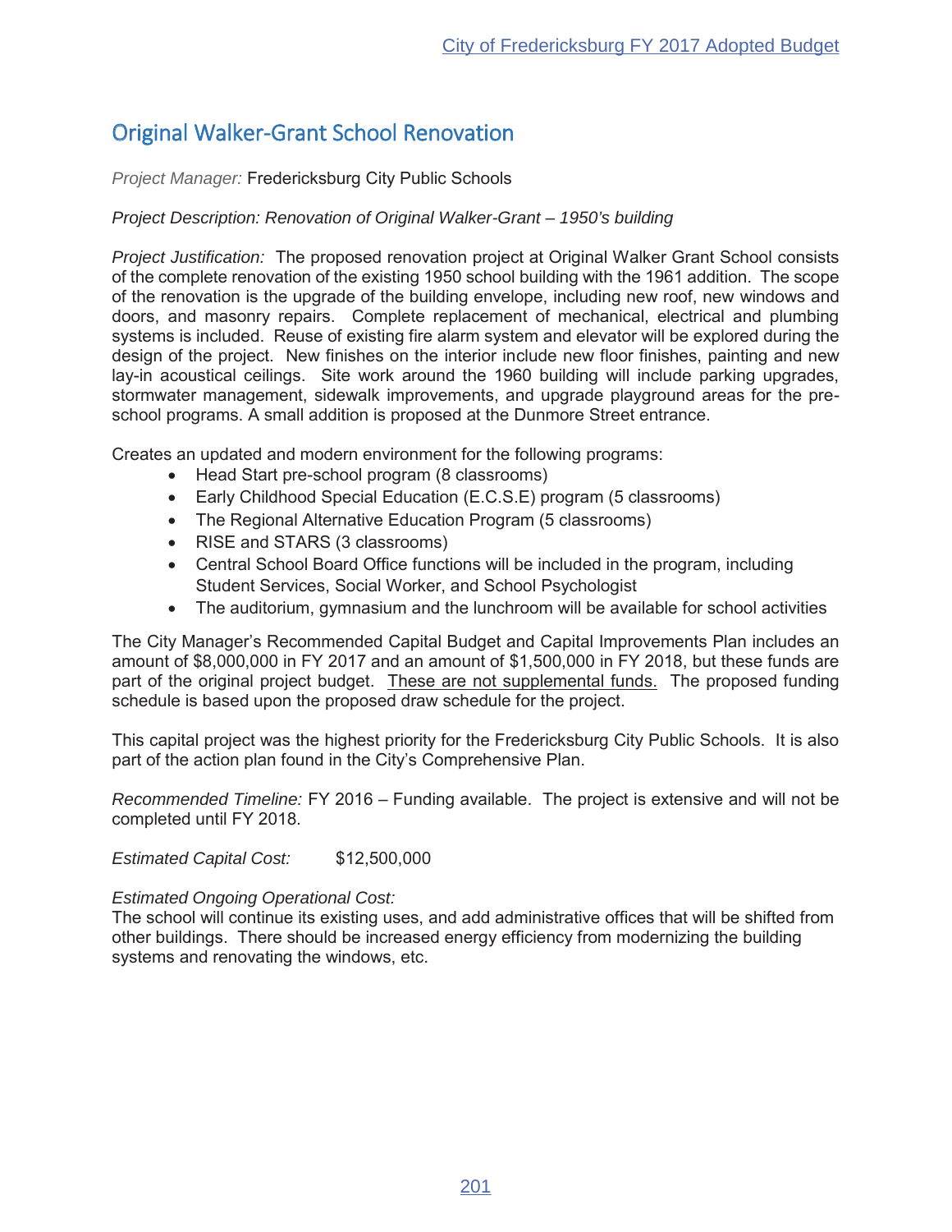# Original Walker-Grant School Renovation

*Project Manager:* Fredericksburg City Public Schools

*Project Description: Renovation of Original Walker-Grant – 1950's building*

*Project Justification:* The proposed renovation project at Original Walker Grant School consists of the complete renovation of the existing 1950 school building with the 1961 addition. The scope of the renovation is the upgrade of the building envelope, including new roof, new windows and doors, and masonry repairs. Complete replacement of mechanical, electrical and plumbing systems is included. Reuse of existing fire alarm system and elevator will be explored during the design of the project. New finishes on the interior include new floor finishes, painting and new lay-in acoustical ceilings. Site work around the 1960 building will include parking upgrades, stormwater management, sidewalk improvements, and upgrade playground areas for the pre-school programs. A small addition is proposed at the Dunmore Street entrance.

Creates an updated and modern environment for the following programs:

- Head Start pre-school program (8 classrooms)
- Early Childhood Special Education (E.C.S.E) program (5 classrooms)
- The Regional Alternative Education Program (5 classrooms)
- RISE and STARS (3 classrooms)
- Central School Board Office functions will be included in the program, including Student Services, Social Worker, and School Psychologist
- The auditorium, gymnasium and the lunchroom will be available for school activities

The City Manager's Recommended Capital Budget and Capital Improvements Plan includes an amount of $8,000,000 in FY 2017 and an amount of $1,500,000 in FY 2018, but these funds are part of the original project budget. <u>These are not supplemental funds.</u> The proposed funding schedule is based upon the proposed draw schedule for the project.

This capital project was the highest priority for the Fredericksburg City Public Schools. It is also part of the action plan found in the City's Comprehensive Plan.

*Recommended Timeline:* FY 2016 – Funding available. The project is extensive and will not be completed until FY 2018.

*Estimated Capital Cost:* $12,500,000

*Estimated Ongoing Operational Cost:*
The school will continue its existing uses, and add administrative offices that will be shifted from other buildings. There should be increased energy efficiency from modernizing the building systems and renovating the windows, etc.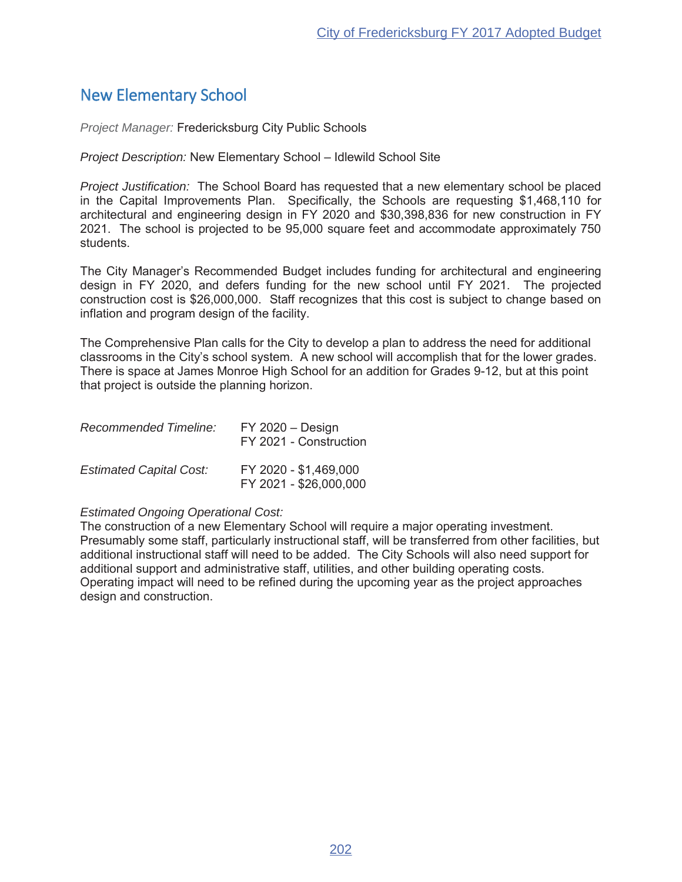## New Elementary School

*Project Manager:* Fredericksburg City Public Schools

*Project Description:* New Elementary School – Idlewild School Site

*Project Justification:* The School Board has requested that a new elementary school be placed in the Capital Improvements Plan. Specifically, the Schools are requesting $1,468,110 for architectural and engineering design in FY 2020 and $30,398,836 for new construction in FY 2021. The school is projected to be 95,000 square feet and accommodate approximately 750 students.

The City Manager's Recommended Budget includes funding for architectural and engineering design in FY 2020, and defers funding for the new school until FY 2021. The projected construction cost is $26,000,000. Staff recognizes that this cost is subject to change based on inflation and program design of the facility.

The Comprehensive Plan calls for the City to develop a plan to address the need for additional classrooms in the City's school system. A new school will accomplish that for the lower grades. There is space at James Monroe High School for an addition for Grades 9-12, but at this point that project is outside the planning horizon.

*Recommended Timeline:* FY 2020 – Design
FY 2021 - Construction

*Estimated Capital Cost:* FY 2020 - $1,469,000
FY 2021 - $26,000,000

*Estimated Ongoing Operational Cost:*
The construction of a new Elementary School will require a major operating investment. Presumably some staff, particularly instructional staff, will be transferred from other facilities, but additional instructional staff will need to be added. The City Schools will also need support for additional support and administrative staff, utilities, and other building operating costs. Operating impact will need to be refined during the upcoming year as the project approaches design and construction.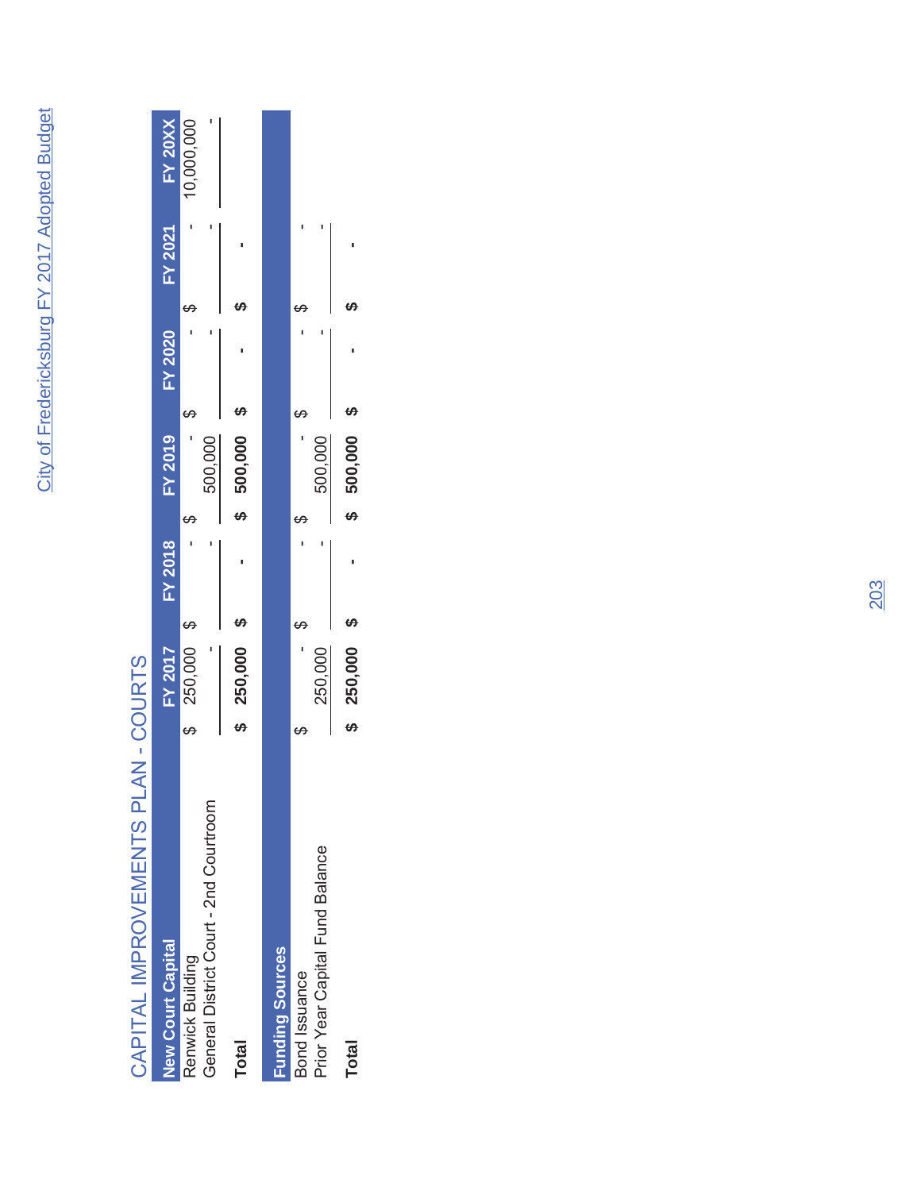# CAPITAL IMPROVEMENTS PLAN - COURTS

| New Court Capital | FY 2017 | FY 2018 | FY 2019 | FY 2020 | FY 2021 | FY 20XX |
|---|---|---|---|---|---|---|
| Renwick Building | $ 250,000 | $ - | $ - | $ - | $ - | 10,000,000 |
| General District Court - 2nd Courtroom | - | - | 500,000 | - | - | - |
| **Total** | **$ 250,000** | **$ -** | **$ 500,000** | **$ -** | **$ -** | |

| Funding Sources | FY 2017 | FY 2018 | FY 2019 | FY 2020 | FY 2021 |
|---|---|---|---|---|---|
| Bond Issuance | $ - | $ - | $ - | $ - | $ - |
| Prior Year Capital Fund Balance | 250,000 | - | 500,000 | - | - |
| **Total** | **$ 250,000** | **$ -** | **$ 500,000** | **$ -** | **$ -** |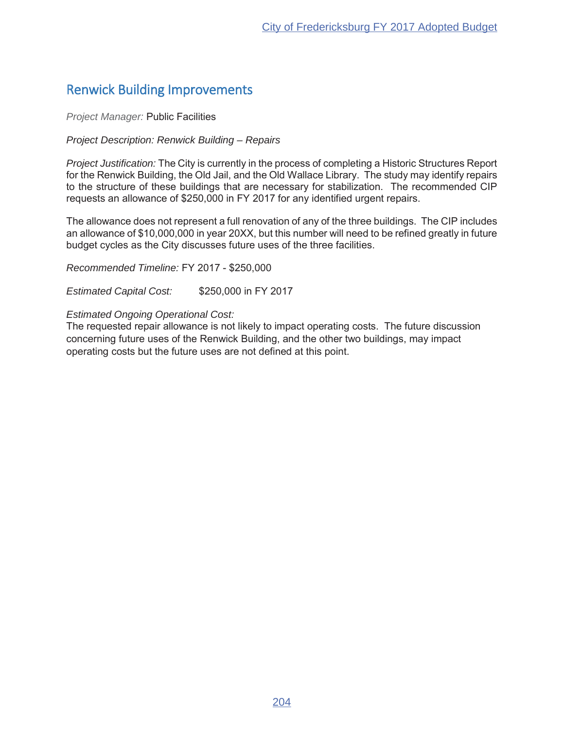## Renwick Building Improvements

*Project Manager:* Public Facilities

*Project Description: Renwick Building – Repairs*

*Project Justification:* The City is currently in the process of completing a Historic Structures Report for the Renwick Building, the Old Jail, and the Old Wallace Library. The study may identify repairs to the structure of these buildings that are necessary for stabilization. The recommended CIP requests an allowance of $250,000 in FY 2017 for any identified urgent repairs.

The allowance does not represent a full renovation of any of the three buildings. The CIP includes an allowance of $10,000,000 in year 20XX, but this number will need to be refined greatly in future budget cycles as the City discusses future uses of the three facilities.

*Recommended Timeline:* FY 2017 - $250,000

*Estimated Capital Cost:* $250,000 in FY 2017

*Estimated Ongoing Operational Cost:*
The requested repair allowance is not likely to impact operating costs. The future discussion concerning future uses of the Renwick Building, and the other two buildings, may impact operating costs but the future uses are not defined at this point.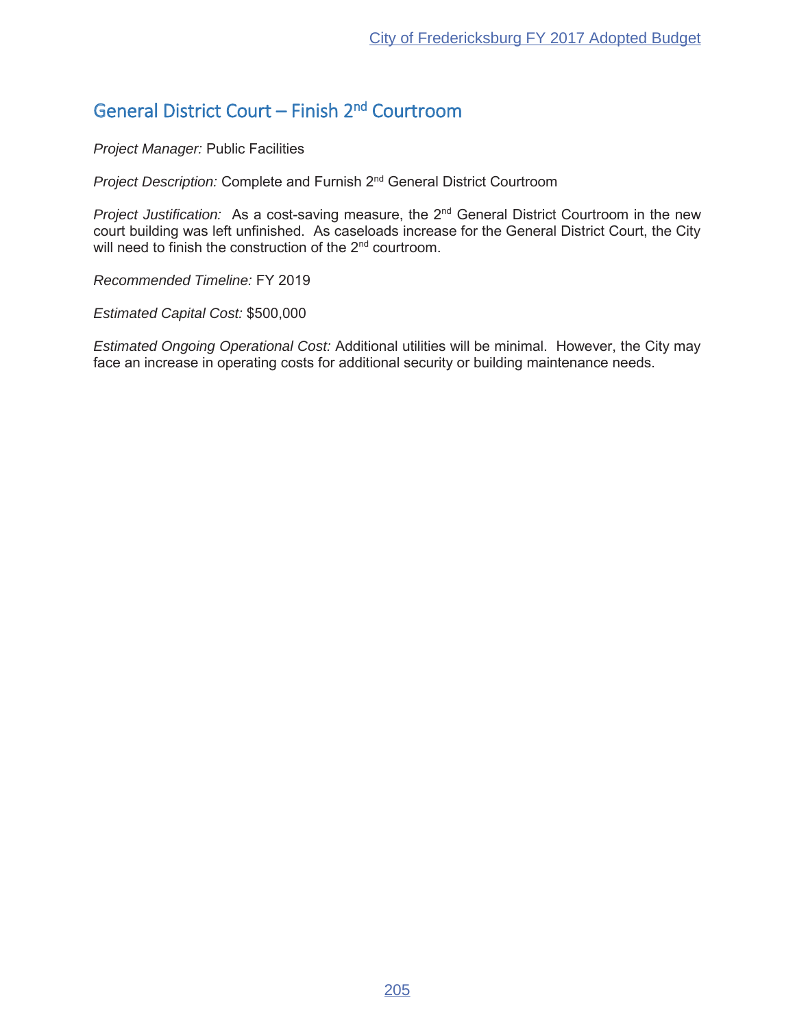## General District Court – Finish 2nd Courtroom

*Project Manager:* Public Facilities

*Project Description:* Complete and Furnish 2nd General District Courtroom

*Project Justification:* As a cost-saving measure, the 2nd General District Courtroom in the new court building was left unfinished. As caseloads increase for the General District Court, the City will need to finish the construction of the 2nd courtroom.

*Recommended Timeline:* FY 2019

*Estimated Capital Cost:* $500,000

*Estimated Ongoing Operational Cost:* Additional utilities will be minimal. However, the City may face an increase in operating costs for additional security or building maintenance needs.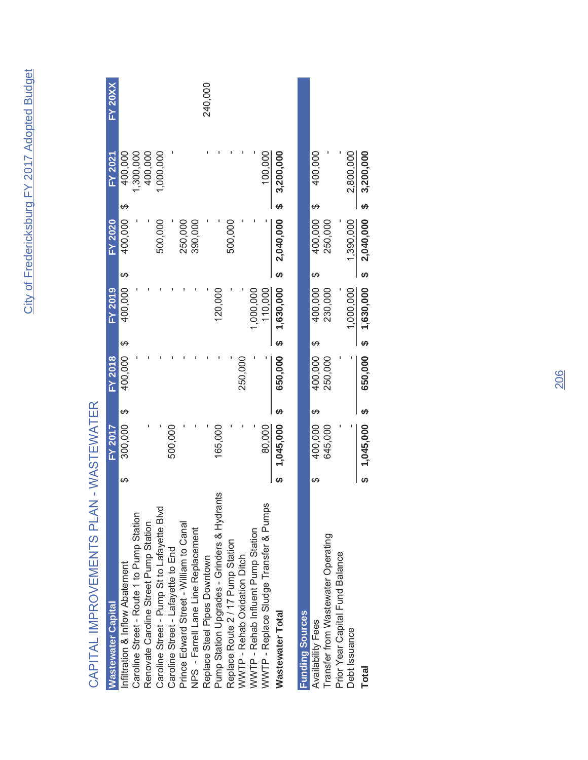# CAPITAL IMPROVEMENTS PLAN - WASTEWATER

| Wastewater Capital | FY 2017 | FY 2018 | FY 2019 | FY 2020 | FY 2021 | FY 20XX |
|---|---|---|---|---|---|---|
| Infiltration & Inflow Abatement | $ 300,000 | $ 400,000 | $ 400,000 | $ 400,000 | $ 400,000 | |
| Caroline Street - Route 1 to Pump Station | - | - | - | - | 1,300,000 | |
| Renovate Caroline Street Pump Station | - | - | - | - | 400,000 | |
| Caroline Street - Pump St to Lafayette Blvd | - | - | - | 500,000 | 1,000,000 | |
| Caroline Street - Lafayette to End | 500,000 | - | - | - | - | |
| Prince Edward Street - William to Canal | - | - | - | 250,000 | | |
| NPS - Farrell Lane Line Replacement | - | - | - | 390,000 | | |
| Replace Steel Pipes Downtown | - | - | - | - | - | 240,000 |
| Pump Station Upgrades - Grinders & Hydrants | 165,000 | - | 120,000 | - | - | |
| Replace Route 2 / 17 Pump Station | - | - | - | 500,000 | - | |
| WWTP - Rehab Oxidation Ditch | - | 250,000 | - | - | - | |
| WWTP - Rehab Influent Pump Station | - | - | 1,000,000 | - | - | |
| WWTP - Replace Sludge Transfer & Pumps | 80,000 | | 110,000 | - | 100,000 | |
| **Wastewater Total** | **$ 1,045,000** | **$ 650,000** | **$ 1,630,000** | **$ 2,040,000** | **$ 3,200,000** | |

| Funding Sources | FY 2017 | FY 2018 | FY 2019 | FY 2020 | FY 2021 |
|---|---|---|---|---|---|
| Availability Fees | $ 400,000 | $ 400,000 | $ 400,000 | $ 400,000 | $ 400,000 |
| Transfer from Wastewater Operating | 645,000 | 250,000 | 230,000 | 250,000 | - |
| Prior Year Capital Fund Balance | - | - | - | - | - |
| Debt Issuance | - | - | 1,000,000 | 1,390,000 | 2,800,000 |
| **Total** | **$ 1,045,000** | **$ 650,000** | **$ 1,630,000** | **$ 2,040,000** | **$ 3,200,000** |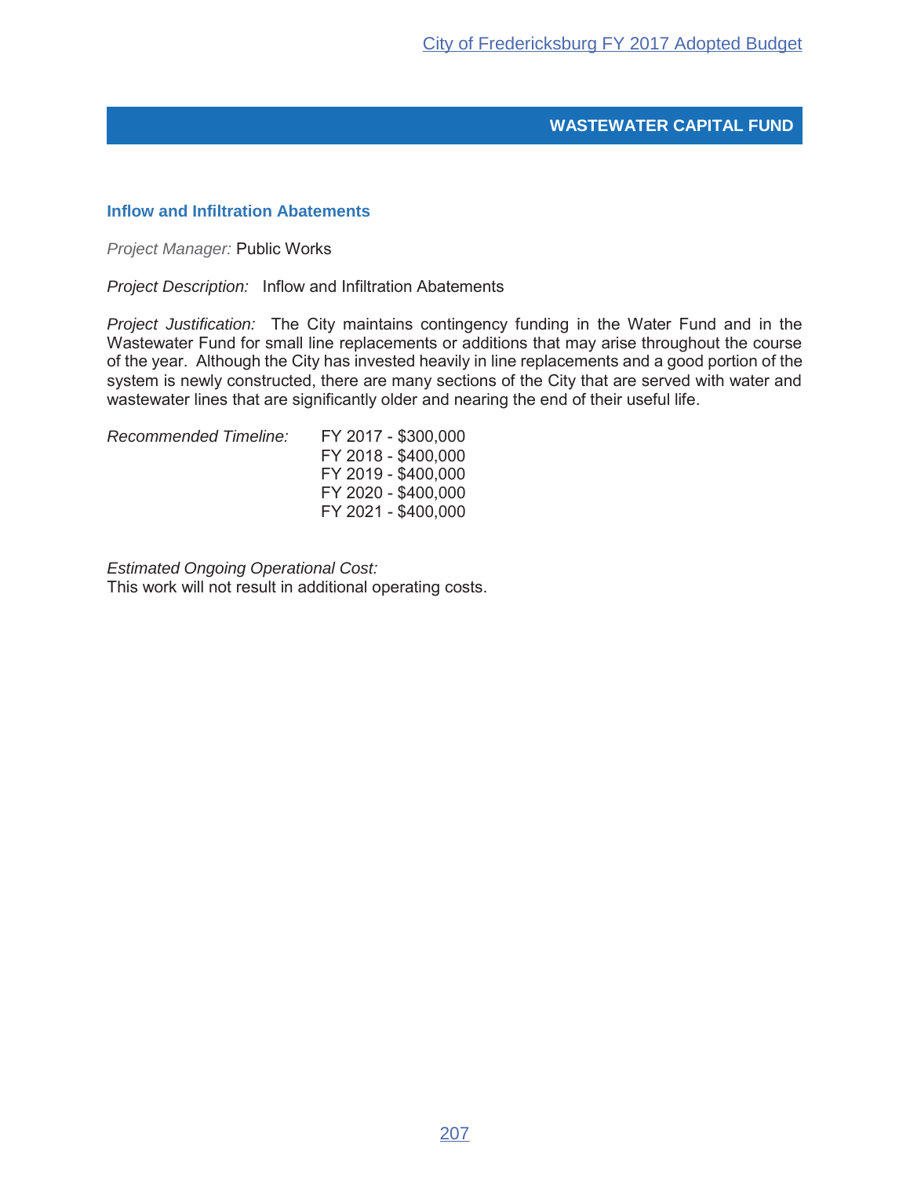## WASTEWATER CAPITAL FUND

### Inflow and Infiltration Abatements

*Project Manager:* Public Works

*Project Description:* Inflow and Infiltration Abatements

*Project Justification:* The City maintains contingency funding in the Water Fund and in the Wastewater Fund for small line replacements or additions that may arise throughout the course of the year. Although the City has invested heavily in line replacements and a good portion of the system is newly constructed, there are many sections of the City that are served with water and wastewater lines that are significantly older and nearing the end of their useful life.

*Recommended Timeline:*

FY 2017 - $300,000
FY 2018 - $400,000
FY 2019 - $400,000
FY 2020 - $400,000
FY 2021 - $400,000

*Estimated Ongoing Operational Cost:*
This work will not result in additional operating costs.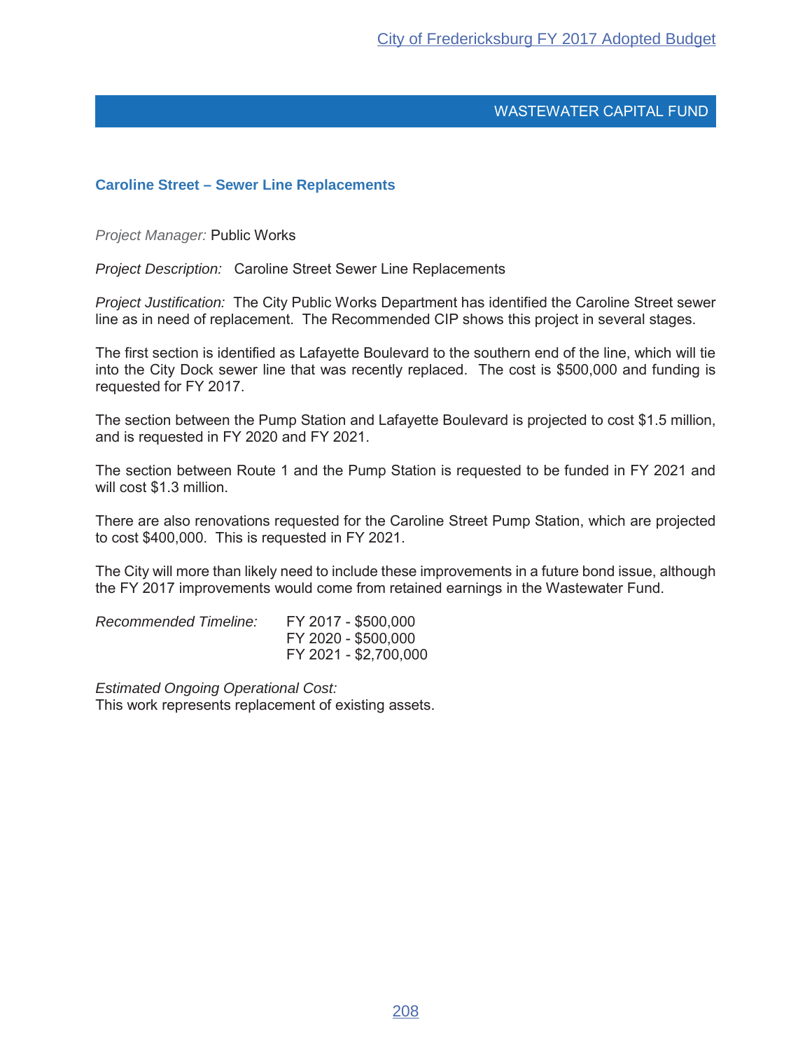## WASTEWATER CAPITAL FUND

### Caroline Street – Sewer Line Replacements

*Project Manager:* Public Works

*Project Description:* Caroline Street Sewer Line Replacements

*Project Justification:* The City Public Works Department has identified the Caroline Street sewer line as in need of replacement. The Recommended CIP shows this project in several stages.

The first section is identified as Lafayette Boulevard to the southern end of the line, which will tie into the City Dock sewer line that was recently replaced. The cost is $500,000 and funding is requested for FY 2017.

The section between the Pump Station and Lafayette Boulevard is projected to cost $1.5 million, and is requested in FY 2020 and FY 2021.

The section between Route 1 and the Pump Station is requested to be funded in FY 2021 and will cost $1.3 million.

There are also renovations requested for the Caroline Street Pump Station, which are projected to cost $400,000. This is requested in FY 2021.

The City will more than likely need to include these improvements in a future bond issue, although the FY 2017 improvements would come from retained earnings in the Wastewater Fund.

*Recommended Timeline:*
FY 2017 - $500,000
FY 2020 - $500,000
FY 2021 - $2,700,000

*Estimated Ongoing Operational Cost:*
This work represents replacement of existing assets.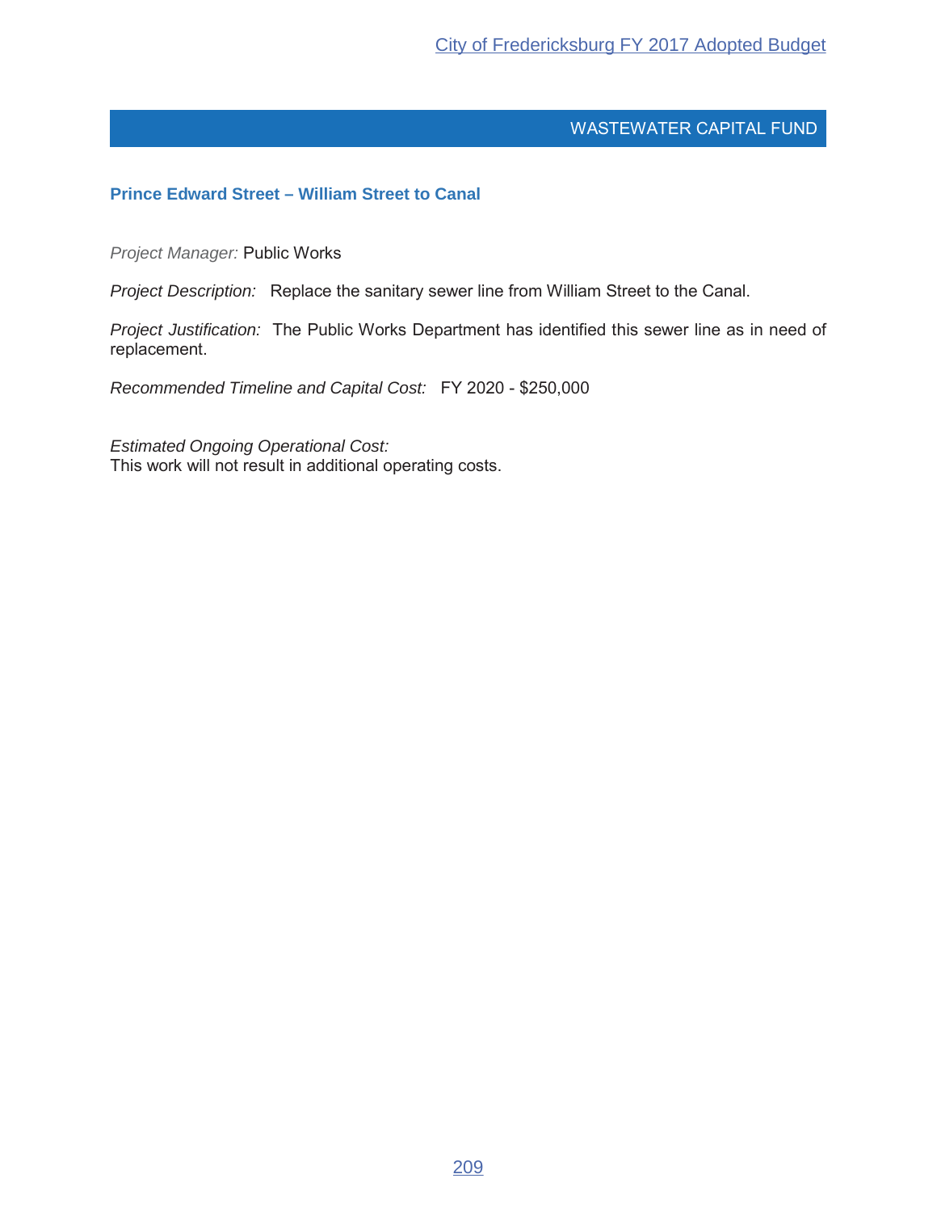## WASTEWATER CAPITAL FUND

### Prince Edward Street – William Street to Canal

*Project Manager:* Public Works

*Project Description:* Replace the sanitary sewer line from William Street to the Canal.

*Project Justification:* The Public Works Department has identified this sewer line as in need of replacement.

*Recommended Timeline and Capital Cost:* FY 2020 - $250,000

*Estimated Ongoing Operational Cost:*
This work will not result in additional operating costs.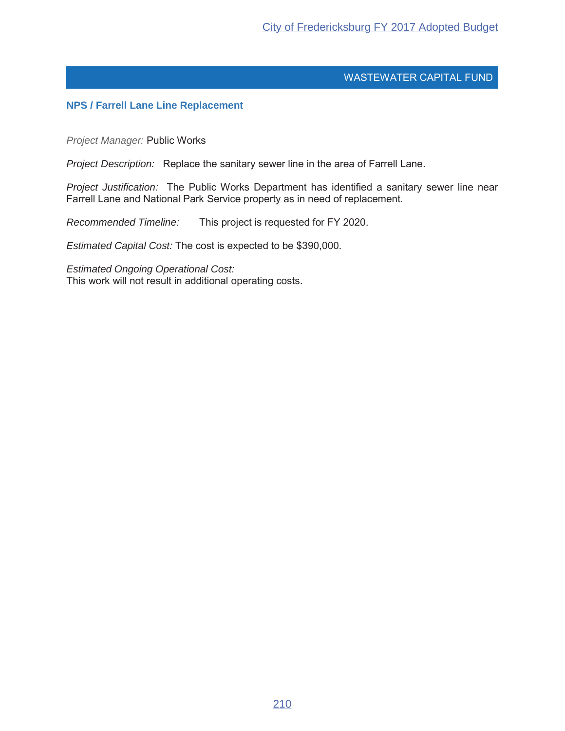## WASTEWATER CAPITAL FUND

### NPS / Farrell Lane Line Replacement

*Project Manager:* Public Works

*Project Description:* Replace the sanitary sewer line in the area of Farrell Lane.

*Project Justification:* The Public Works Department has identified a sanitary sewer line near Farrell Lane and National Park Service property as in need of replacement.

*Recommended Timeline:* This project is requested for FY 2020.

*Estimated Capital Cost:* The cost is expected to be $390,000.

*Estimated Ongoing Operational Cost:*
This work will not result in additional operating costs.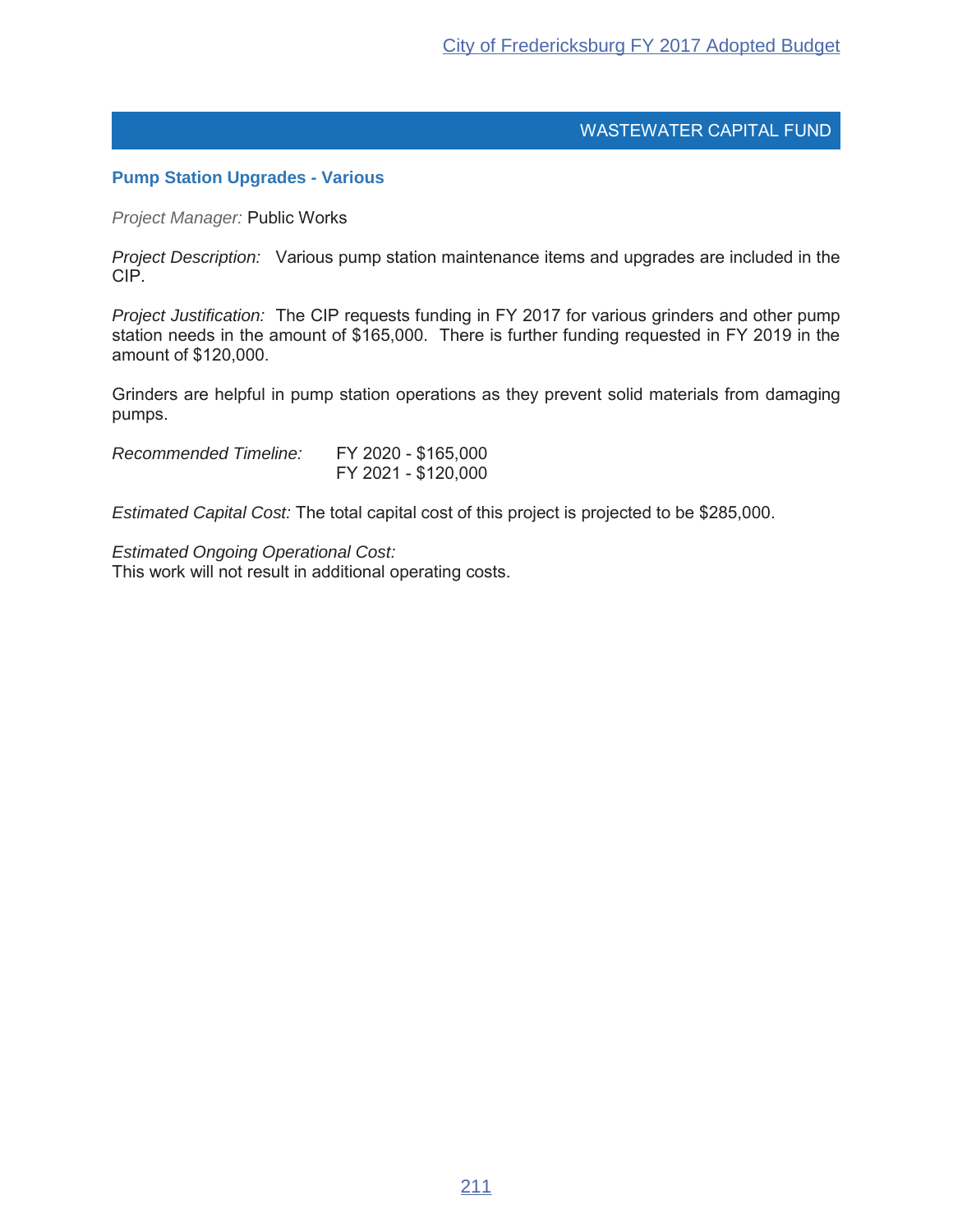## WASTEWATER CAPITAL FUND

### Pump Station Upgrades - Various

*Project Manager:* Public Works

*Project Description:* Various pump station maintenance items and upgrades are included in the CIP.

*Project Justification:* The CIP requests funding in FY 2017 for various grinders and other pump station needs in the amount of $165,000. There is further funding requested in FY 2019 in the amount of $120,000.

Grinders are helpful in pump station operations as they prevent solid materials from damaging pumps.

*Recommended Timeline:* FY 2020 - $165,000
FY 2021 - $120,000

*Estimated Capital Cost:* The total capital cost of this project is projected to be $285,000.

*Estimated Ongoing Operational Cost:*
This work will not result in additional operating costs.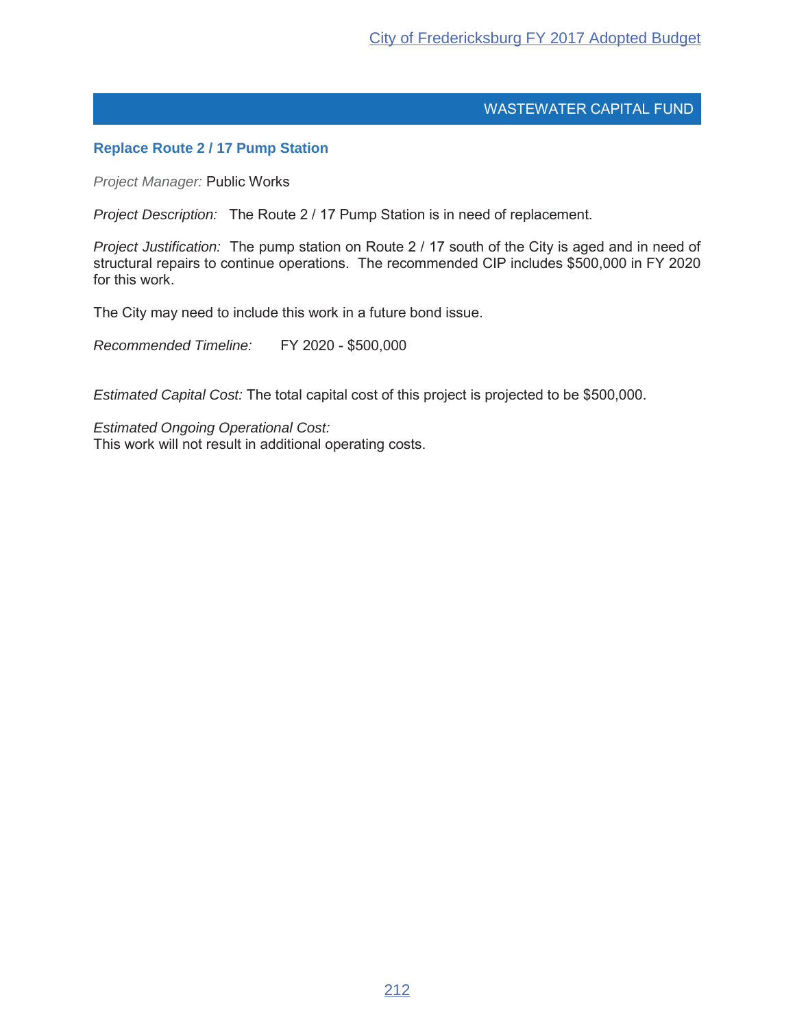## WASTEWATER CAPITAL FUND

### Replace Route 2 / 17 Pump Station

*Project Manager:* Public Works

*Project Description:* The Route 2 / 17 Pump Station is in need of replacement.

*Project Justification:* The pump station on Route 2 / 17 south of the City is aged and in need of structural repairs to continue operations. The recommended CIP includes $500,000 in FY 2020 for this work.

The City may need to include this work in a future bond issue.

*Recommended Timeline:* FY 2020 - $500,000

*Estimated Capital Cost:* The total capital cost of this project is projected to be $500,000.

*Estimated Ongoing Operational Cost:*
This work will not result in additional operating costs.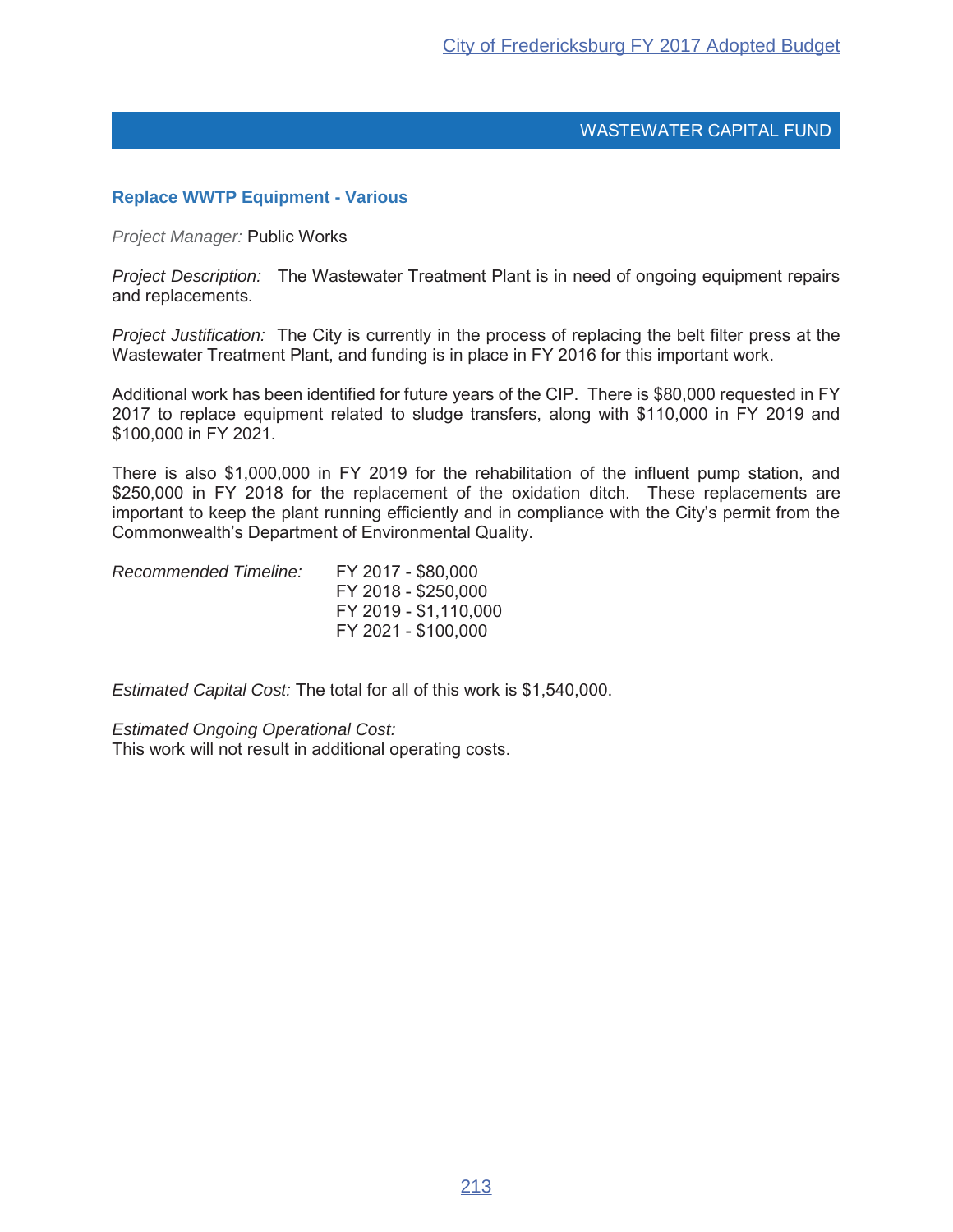## WASTEWATER CAPITAL FUND

### Replace WWTP Equipment - Various

*Project Manager:* Public Works

*Project Description:* The Wastewater Treatment Plant is in need of ongoing equipment repairs and replacements.

*Project Justification:* The City is currently in the process of replacing the belt filter press at the Wastewater Treatment Plant, and funding is in place in FY 2016 for this important work.

Additional work has been identified for future years of the CIP. There is $80,000 requested in FY 2017 to replace equipment related to sludge transfers, along with $110,000 in FY 2019 and $100,000 in FY 2021.

There is also $1,000,000 in FY 2019 for the rehabilitation of the influent pump station, and $250,000 in FY 2018 for the replacement of the oxidation ditch. These replacements are important to keep the plant running efficiently and in compliance with the City's permit from the Commonwealth's Department of Environmental Quality.

*Recommended Timeline:*

- FY 2017 - $80,000
- FY 2018 - $250,000
- FY 2019 - $1,110,000
- FY 2021 - $100,000

*Estimated Capital Cost:* The total for all of this work is $1,540,000.

*Estimated Ongoing Operational Cost:*
This work will not result in additional operating costs.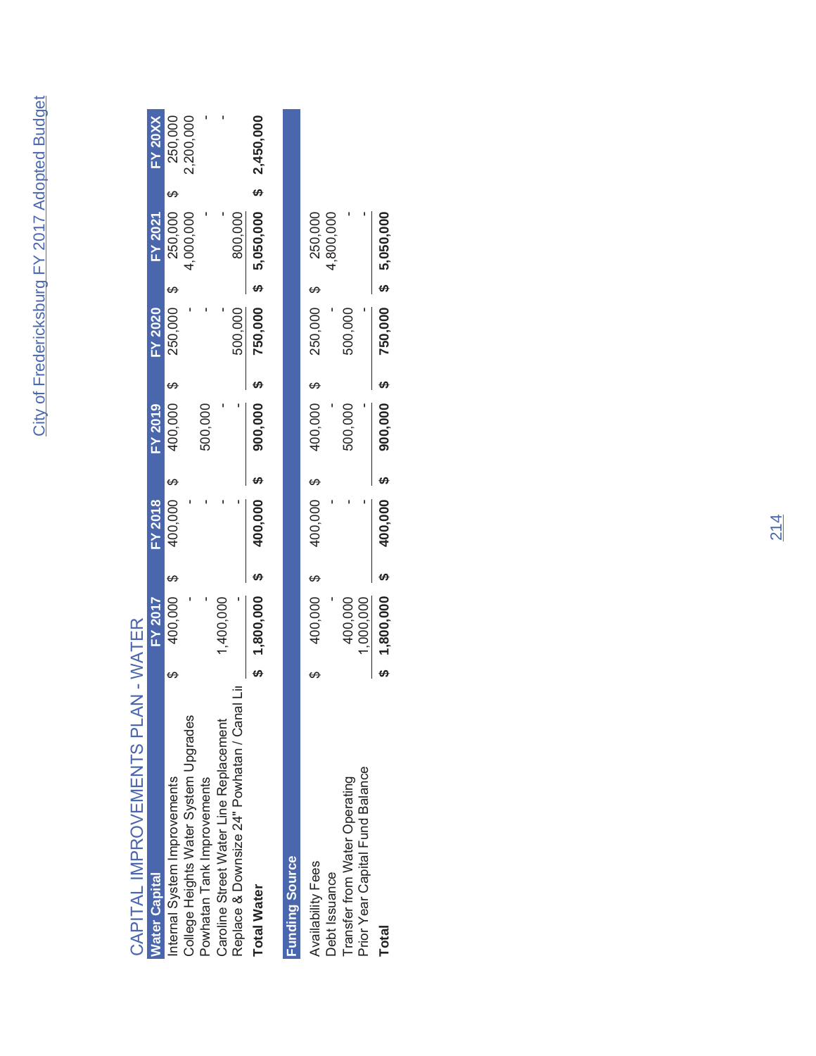# CAPITAL IMPROVEMENTS PLAN - WATER

| Water Capital | FY 2017 | FY 2018 | FY 2019 | FY 2020 | FY 2021 | FY 20XX |
|---|---|---|---|---|---|---|
| Internal System Improvements | $ 400,000 | $ 400,000 | $ 400,000 | $ 250,000 | $ 250,000 | $ 250,000 |
| College Heights Water System Upgrades | - | - | - | - | 4,000,000 | 2,200,000 |
| Powhatan Tank Improvements | - | - | 500,000 | - | - | - |
| Caroline Street Water Line Replacement | 1,400,000 | - | - | - | - | - |
| Replace & Downsize 24" Powhatan / Canal Li | - | - | - | 500,000 | 800,000 | |
| **Total Water** | **$ 1,800,000** | **$ 400,000** | **$ 900,000** | **$ 750,000** | **$ 5,050,000** | **$ 2,450,000** |

| Funding Source | FY 2017 | FY 2018 | FY 2019 | FY 2020 | FY 2021 |
|---|---|---|---|---|---|
| Availability Fees | $ 400,000 | $ 400,000 | $ 400,000 | $ 250,000 | $ 250,000 |
| Debt Issuance | - | - | - | - | 4,800,000 |
| Transfer from Water Operating | 400,000 | - | 500,000 | 500,000 | - |
| Prior Year Capital Fund Balance | 1,000,000 | - | - | - | - |
| **Total** | **$ 1,800,000** | **$ 400,000** | **$ 900,000** | **$ 750,000** | **$ 5,050,000** |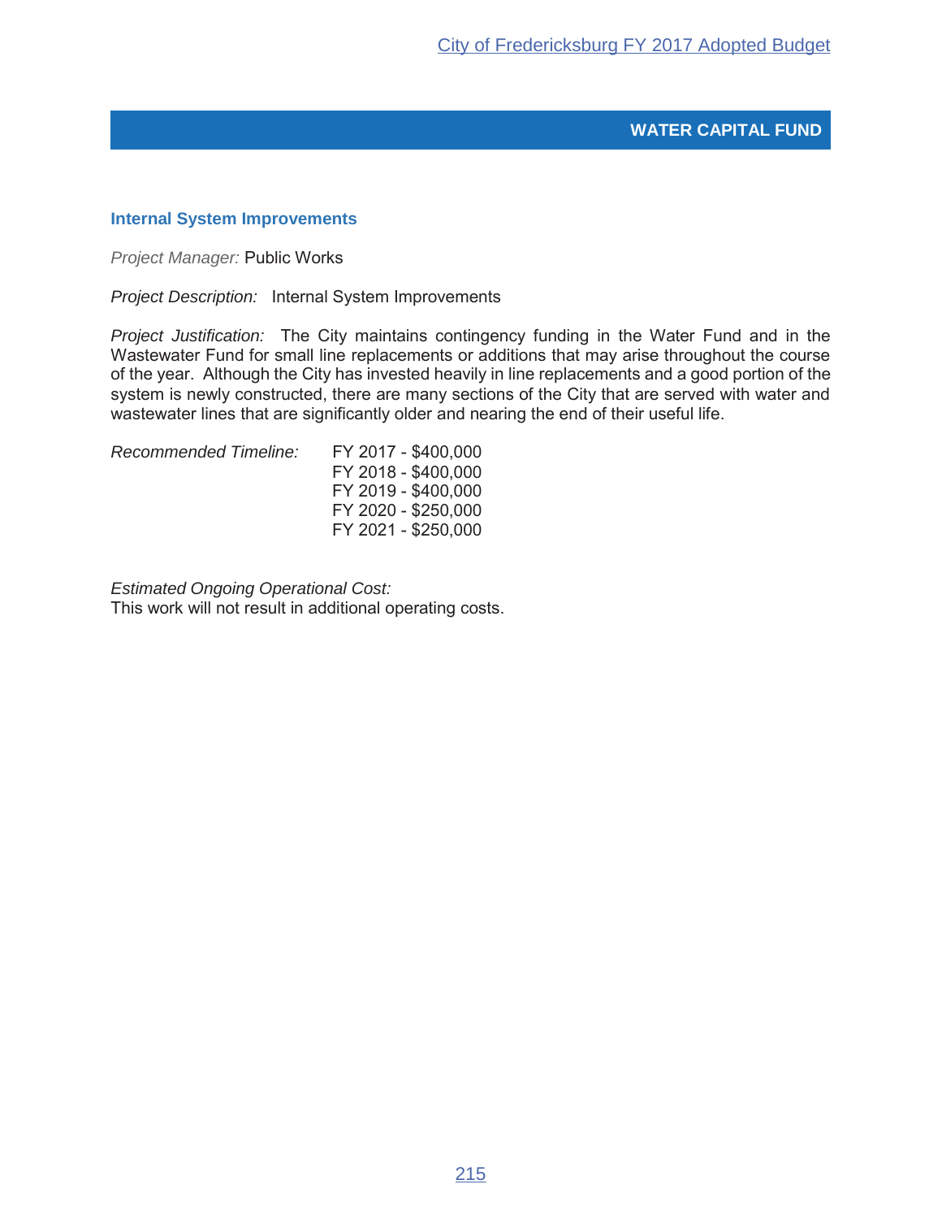## WATER CAPITAL FUND

### Internal System Improvements

*Project Manager:* Public Works

*Project Description:* Internal System Improvements

*Project Justification:* The City maintains contingency funding in the Water Fund and in the Wastewater Fund for small line replacements or additions that may arise throughout the course of the year. Although the City has invested heavily in line replacements and a good portion of the system is newly constructed, there are many sections of the City that are served with water and wastewater lines that are significantly older and nearing the end of their useful life.

*Recommended Timeline:*

FY 2017 - $400,000
FY 2018 - $400,000
FY 2019 - $400,000
FY 2020 - $250,000
FY 2021 - $250,000

*Estimated Ongoing Operational Cost:*
This work will not result in additional operating costs.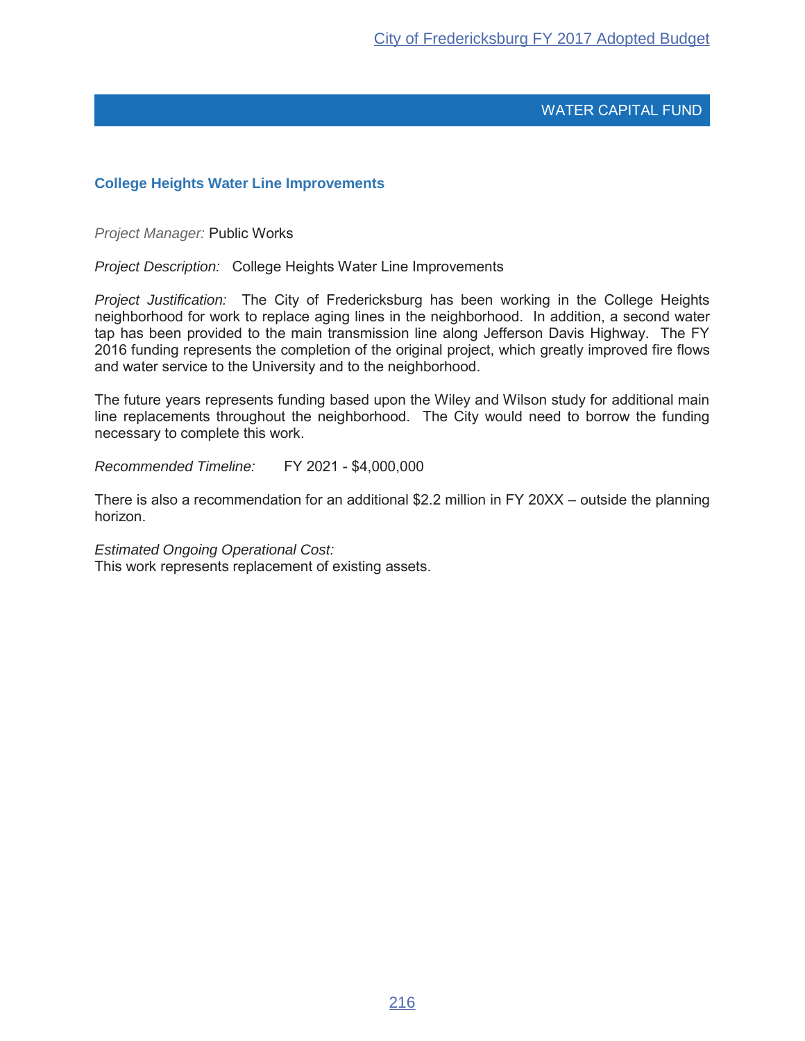## WATER CAPITAL FUND

### College Heights Water Line Improvements

*Project Manager:* Public Works

*Project Description:* College Heights Water Line Improvements

*Project Justification:* The City of Fredericksburg has been working in the College Heights neighborhood for work to replace aging lines in the neighborhood. In addition, a second water tap has been provided to the main transmission line along Jefferson Davis Highway. The FY 2016 funding represents the completion of the original project, which greatly improved fire flows and water service to the University and to the neighborhood.

The future years represents funding based upon the Wiley and Wilson study for additional main line replacements throughout the neighborhood. The City would need to borrow the funding necessary to complete this work.

*Recommended Timeline:* FY 2021 - $4,000,000

There is also a recommendation for an additional $2.2 million in FY 20XX – outside the planning horizon.

*Estimated Ongoing Operational Cost:*
This work represents replacement of existing assets.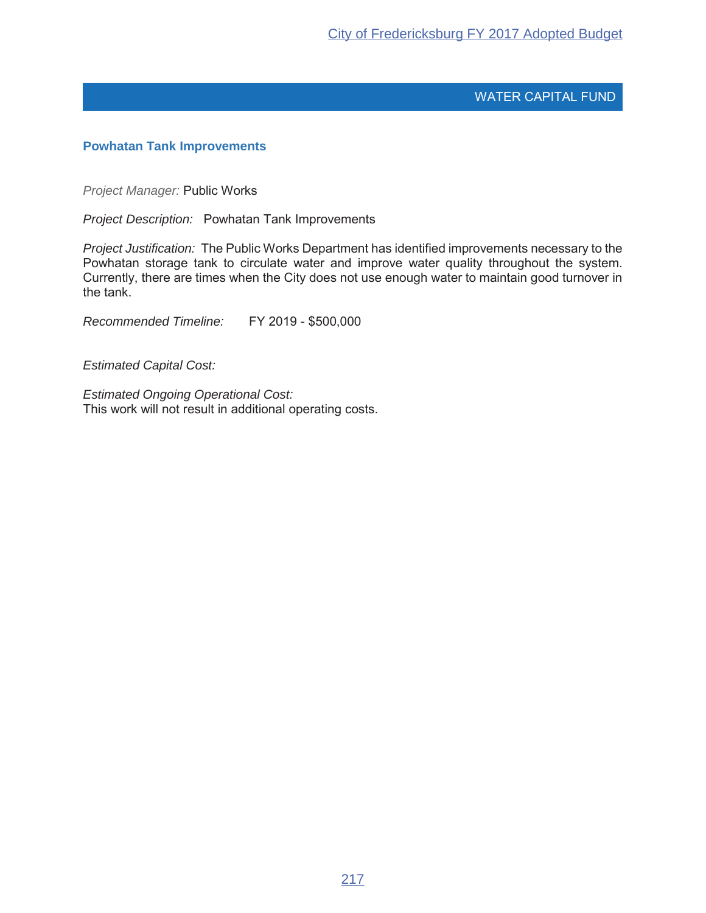## WATER CAPITAL FUND

### Powhatan Tank Improvements

*Project Manager:* Public Works

*Project Description:* Powhatan Tank Improvements

*Project Justification:* The Public Works Department has identified improvements necessary to the Powhatan storage tank to circulate water and improve water quality throughout the system. Currently, there are times when the City does not use enough water to maintain good turnover in the tank.

*Recommended Timeline:* FY 2019 - $500,000

*Estimated Capital Cost:*

*Estimated Ongoing Operational Cost:*
This work will not result in additional operating costs.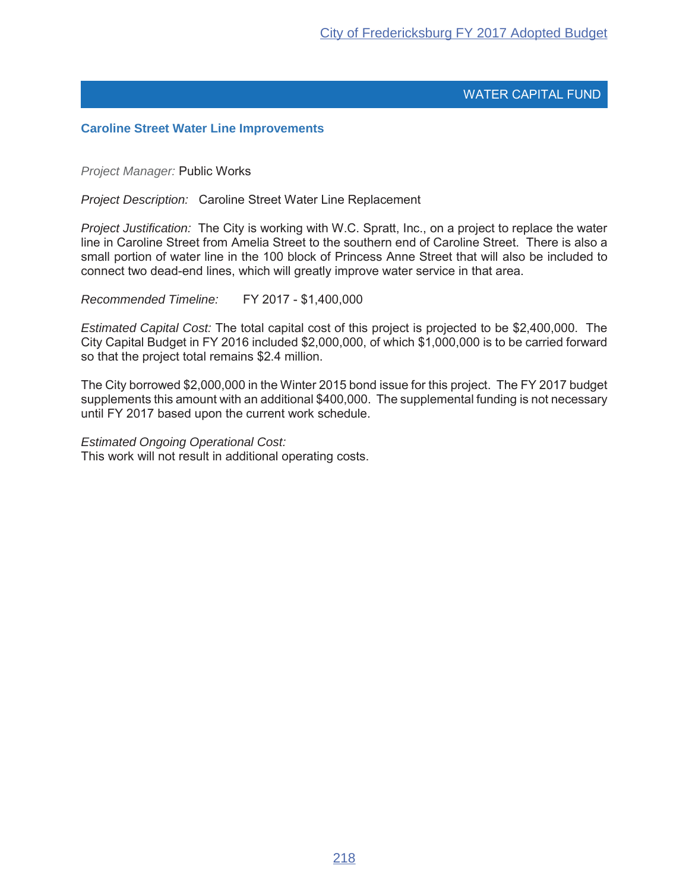## WATER CAPITAL FUND

### Caroline Street Water Line Improvements

*Project Manager:* Public Works

*Project Description:* Caroline Street Water Line Replacement

*Project Justification:* The City is working with W.C. Spratt, Inc., on a project to replace the water line in Caroline Street from Amelia Street to the southern end of Caroline Street. There is also a small portion of water line in the 100 block of Princess Anne Street that will also be included to connect two dead-end lines, which will greatly improve water service in that area.

*Recommended Timeline:* FY 2017 - $1,400,000

*Estimated Capital Cost:* The total capital cost of this project is projected to be $2,400,000. The City Capital Budget in FY 2016 included $2,000,000, of which $1,000,000 is to be carried forward so that the project total remains $2.4 million.

The City borrowed $2,000,000 in the Winter 2015 bond issue for this project. The FY 2017 budget supplements this amount with an additional $400,000. The supplemental funding is not necessary until FY 2017 based upon the current work schedule.

*Estimated Ongoing Operational Cost:*
This work will not result in additional operating costs.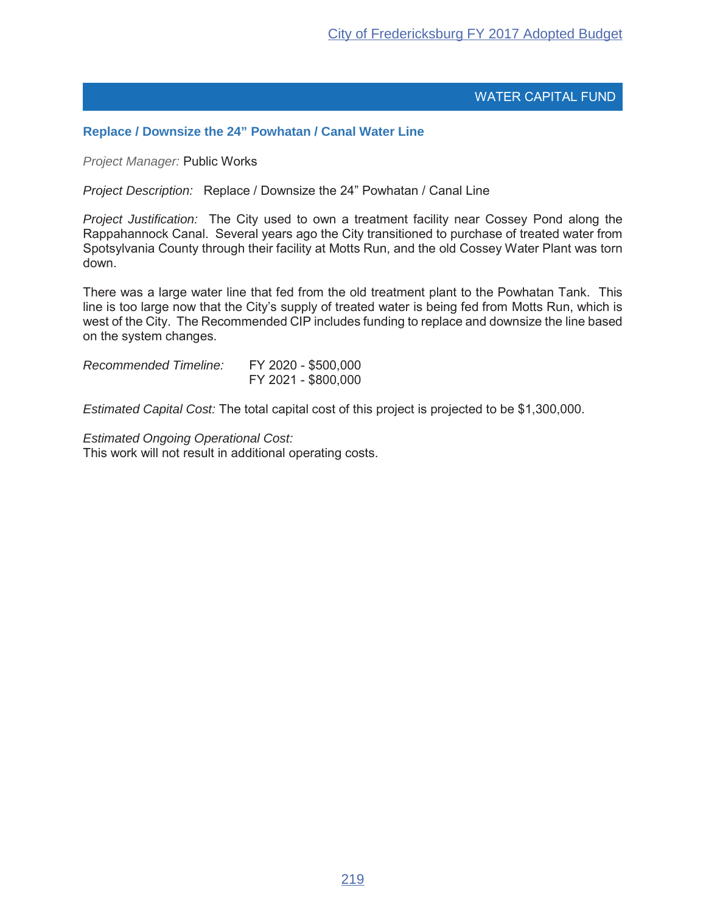## WATER CAPITAL FUND

### Replace / Downsize the 24” Powhatan / Canal Water Line

*Project Manager:* Public Works

*Project Description:* Replace / Downsize the 24” Powhatan / Canal Line

*Project Justification:* The City used to own a treatment facility near Cossey Pond along the Rappahannock Canal. Several years ago the City transitioned to purchase of treated water from Spotsylvania County through their facility at Motts Run, and the old Cossey Water Plant was torn down.

There was a large water line that fed from the old treatment plant to the Powhatan Tank. This line is too large now that the City’s supply of treated water is being fed from Motts Run, which is west of the City. The Recommended CIP includes funding to replace and downsize the line based on the system changes.

*Recommended Timeline:* FY 2020 - $500,000
FY 2021 - $800,000

*Estimated Capital Cost:* The total capital cost of this project is projected to be $1,300,000.

*Estimated Ongoing Operational Cost:*
This work will not result in additional operating costs.